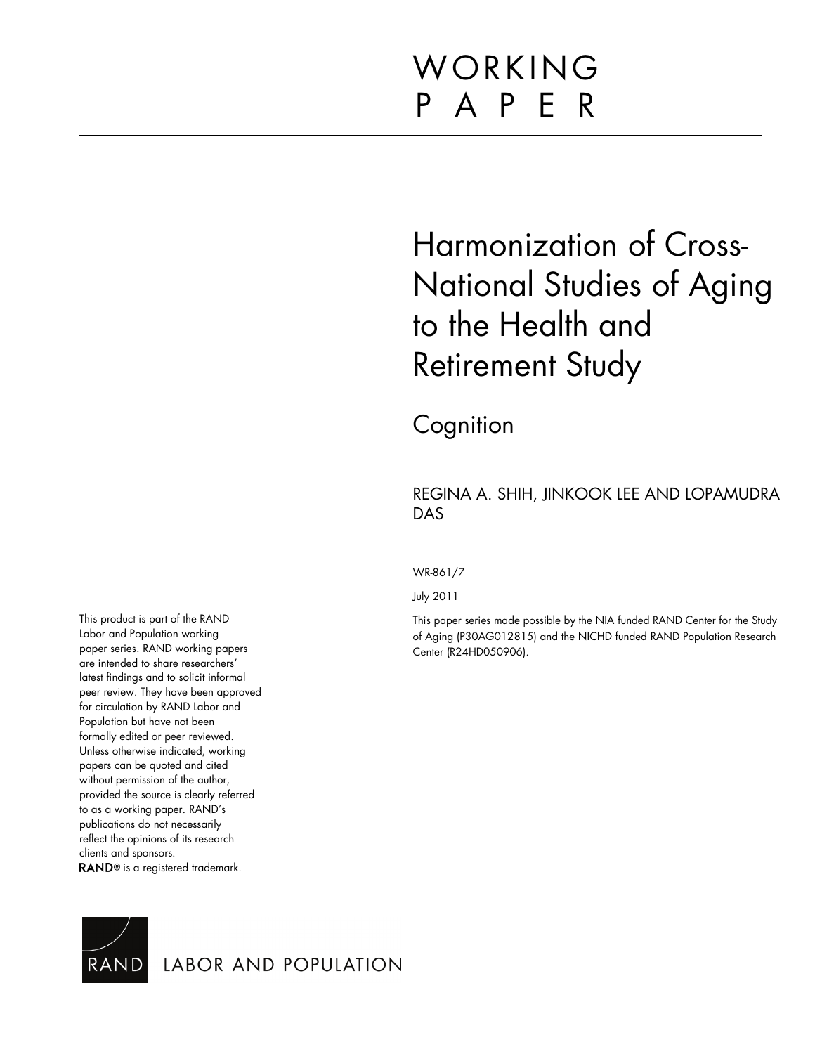# WORKING PAPER

# Harmonization of Cross-National Studies of Aging to the Health and Retirement Study

## Cognition

REGINA A. SHIH, JINKOOK LEE AND LOPAMUDRA DAS

WR-861/7

July 2011

This paper series made possible by the NIA funded RAND Center for the Study of Aging (P30AG012815) and the NICHD funded RAND Population Research Center (R24HD050906).

This product is part of the RAND Labor and Population working paper series. RAND working papers are intended to share researchers' latest findings and to solicit informal peer review. They have been approved for circulation by RAND Labor and Population but have not been formally edited or peer reviewed. Unless otherwise indicated, working papers can be quoted and cited without permission of the author, provided the source is clearly referred to as a working paper. RAND's publications do not necessarily reflect the opinions of its research clients and sponsors.
RAND® is a registered trademark.

RAND LABOR AND POPULATION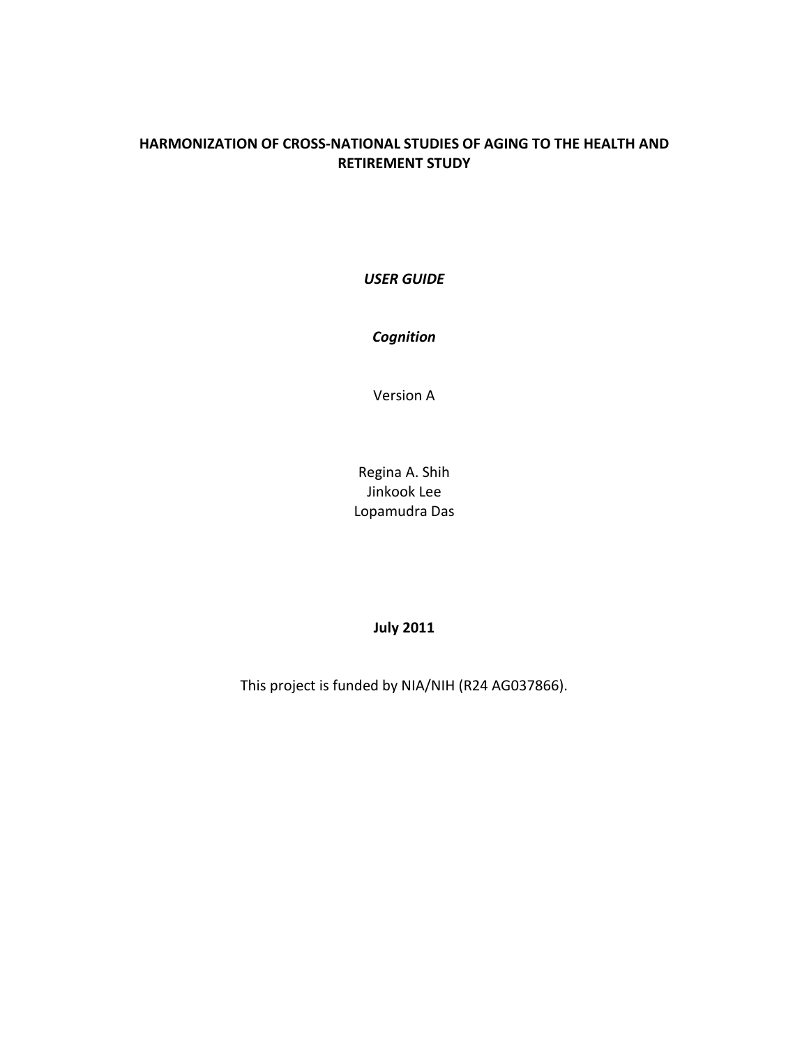# HARMONIZATION OF CROSS-NATIONAL STUDIES OF AGING TO THE HEALTH AND RETIREMENT STUDY

***USER GUIDE***

***Cognition***

Version A

Regina A. Shih
Jinkook Lee
Lopamudra Das

**July 2011**

This project is funded by NIA/NIH (R24 AG037866).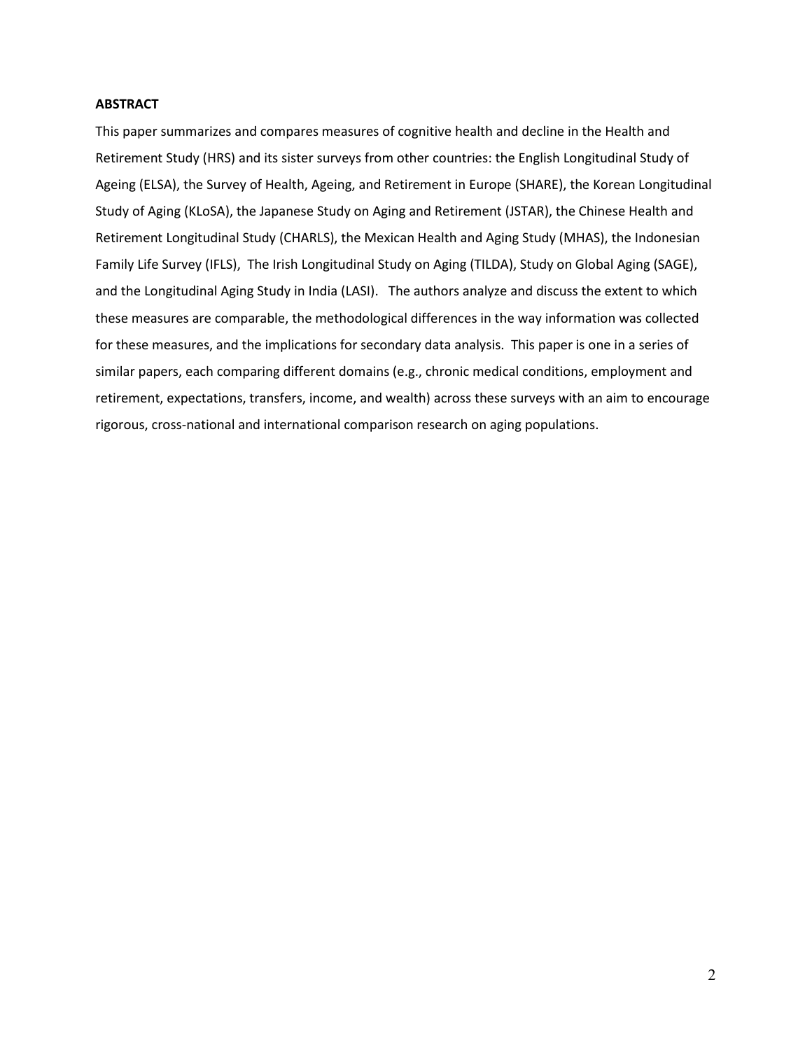**ABSTRACT**

This paper summarizes and compares measures of cognitive health and decline in the Health and Retirement Study (HRS) and its sister surveys from other countries: the English Longitudinal Study of Ageing (ELSA), the Survey of Health, Ageing, and Retirement in Europe (SHARE), the Korean Longitudinal Study of Aging (KLoSA), the Japanese Study on Aging and Retirement (JSTAR), the Chinese Health and Retirement Longitudinal Study (CHARLS), the Mexican Health and Aging Study (MHAS), the Indonesian Family Life Survey (IFLS), The Irish Longitudinal Study on Aging (TILDA), Study on Global Aging (SAGE), and the Longitudinal Aging Study in India (LASI). The authors analyze and discuss the extent to which these measures are comparable, the methodological differences in the way information was collected for these measures, and the implications for secondary data analysis. This paper is one in a series of similar papers, each comparing different domains (e.g., chronic medical conditions, employment and retirement, expectations, transfers, income, and wealth) across these surveys with an aim to encourage rigorous, cross-national and international comparison research on aging populations.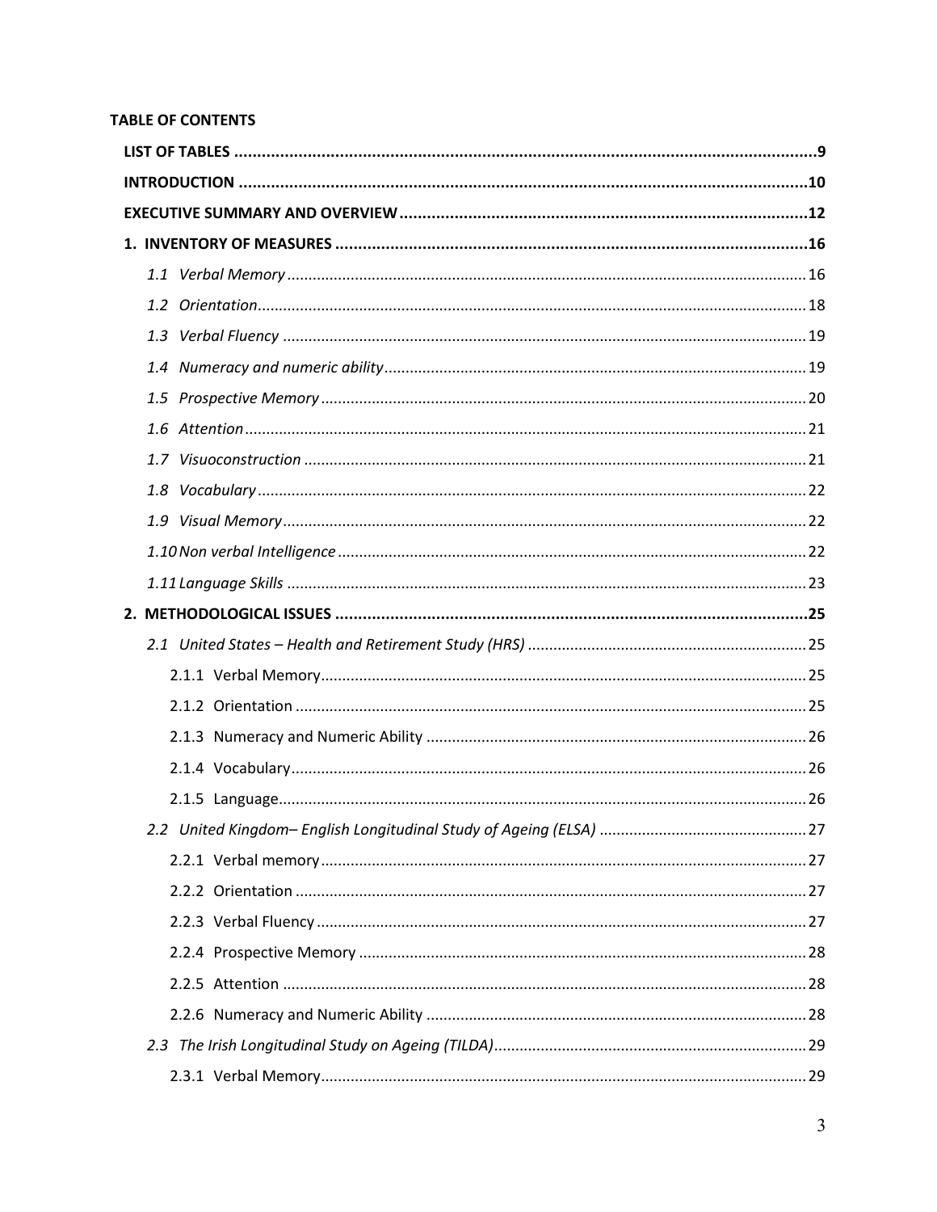**TABLE OF CONTENTS**

**LIST OF TABLES** ..... **9**

**INTRODUCTION** ..... **10**

**EXECUTIVE SUMMARY AND OVERVIEW** ..... **12**

**1. INVENTORY OF MEASURES** ..... **16**

- *1.1 Verbal Memory* ..... 16
- *1.2 Orientation* ..... 18
- *1.3 Verbal Fluency* ..... 19
- *1.4 Numeracy and numeric ability* ..... 19
- *1.5 Prospective Memory* ..... 20
- *1.6 Attention* ..... 21
- *1.7 Visuoconstruction* ..... 21
- *1.8 Vocabulary* ..... 22
- *1.9 Visual Memory* ..... 22
- *1.10 Non verbal Intelligence* ..... 22
- *1.11 Language Skills* ..... 23

**2. METHODOLOGICAL ISSUES** ..... **25**

- *2.1 United States – Health and Retirement Study (HRS)* ..... 25
  - 2.1.1 Verbal Memory ..... 25
  - 2.1.2 Orientation ..... 25
  - 2.1.3 Numeracy and Numeric Ability ..... 26
  - 2.1.4 Vocabulary ..... 26
  - 2.1.5 Language ..... 26
- *2.2 United Kingdom– English Longitudinal Study of Ageing (ELSA)* ..... 27
  - 2.2.1 Verbal memory ..... 27
  - 2.2.2 Orientation ..... 27
  - 2.2.3 Verbal Fluency ..... 27
  - 2.2.4 Prospective Memory ..... 28
  - 2.2.5 Attention ..... 28
  - 2.2.6 Numeracy and Numeric Ability ..... 28
- *2.3 The Irish Longitudinal Study on Ageing (TILDA)* ..... 29
  - 2.3.1 Verbal Memory ..... 29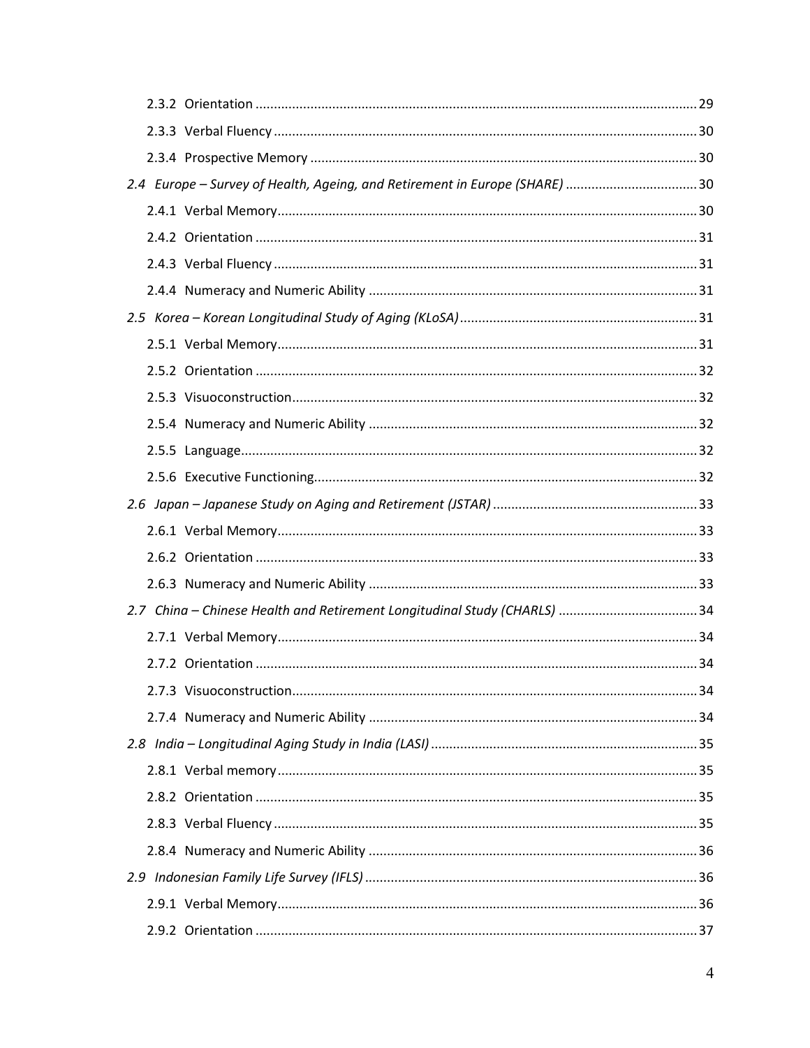- 2.3.2 Orientation ..... 29
- 2.3.3 Verbal Fluency ..... 30
- 2.3.4 Prospective Memory ..... 30

*2.4 Europe – Survey of Health, Ageing, and Retirement in Europe (SHARE)* ..... 30

- 2.4.1 Verbal Memory ..... 30
- 2.4.2 Orientation ..... 31
- 2.4.3 Verbal Fluency ..... 31
- 2.4.4 Numeracy and Numeric Ability ..... 31

*2.5 Korea – Korean Longitudinal Study of Aging (KLoSA)* ..... 31

- 2.5.1 Verbal Memory ..... 31
- 2.5.2 Orientation ..... 32
- 2.5.3 Visuoconstruction ..... 32
- 2.5.4 Numeracy and Numeric Ability ..... 32
- 2.5.5 Language ..... 32
- 2.5.6 Executive Functioning ..... 32

*2.6 Japan – Japanese Study on Aging and Retirement (JSTAR)* ..... 33

- 2.6.1 Verbal Memory ..... 33
- 2.6.2 Orientation ..... 33
- 2.6.3 Numeracy and Numeric Ability ..... 33

*2.7 China – Chinese Health and Retirement Longitudinal Study (CHARLS)* ..... 34

- 2.7.1 Verbal Memory ..... 34
- 2.7.2 Orientation ..... 34
- 2.7.3 Visuoconstruction ..... 34
- 2.7.4 Numeracy and Numeric Ability ..... 34

*2.8 India – Longitudinal Aging Study in India (LASI)* ..... 35

- 2.8.1 Verbal memory ..... 35
- 2.8.2 Orientation ..... 35
- 2.8.3 Verbal Fluency ..... 35
- 2.8.4 Numeracy and Numeric Ability ..... 36

*2.9 Indonesian Family Life Survey (IFLS)* ..... 36

- 2.9.1 Verbal Memory ..... 36
- 2.9.2 Orientation ..... 37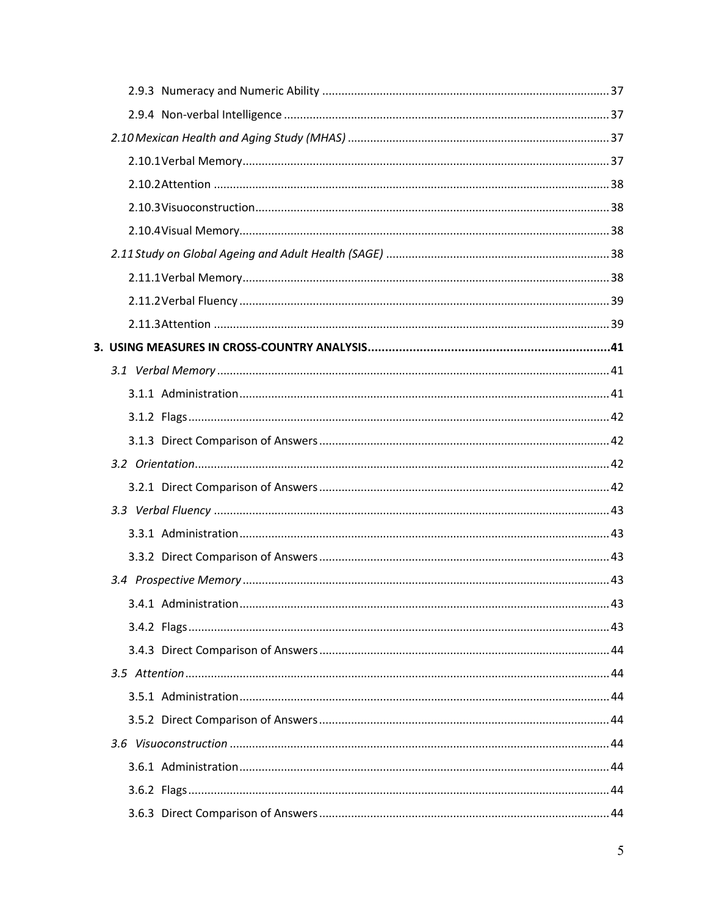2.9.3 Numeracy and Numeric Ability ........................................................................................ 37

2.9.4 Non-verbal Intelligence ................................................................................................. 37

*2.10 Mexican Health and Aging Study (MHAS)* ................................................................................ 37

2.10.1 Verbal Memory .............................................................................................................. 37

2.10.2 Attention ....................................................................................................................... 38

2.10.3 Visuoconstruction .......................................................................................................... 38

2.10.4 Visual Memory ............................................................................................................... 38

*2.11 Study on Global Ageing and Adult Health (SAGE)* ..................................................................... 38

2.11.1 Verbal Memory .............................................................................................................. 38

2.11.2 Verbal Fluency ............................................................................................................... 39

2.11.3 Attention ....................................................................................................................... 39

**3. USING MEASURES IN CROSS-COUNTRY ANALYSIS ....................................................................... 41**

*3.1 Verbal Memory* ........................................................................................................................ 41

3.1.1 Administration .................................................................................................................. 41

3.1.2 Flags .................................................................................................................................. 42

3.1.3 Direct Comparison of Answers ......................................................................................... 42

*3.2 Orientation* .............................................................................................................................. 42

3.2.1 Direct Comparison of Answers ......................................................................................... 42

*3.3 Verbal Fluency* ......................................................................................................................... 43

3.3.1 Administration .................................................................................................................. 43

3.3.2 Direct Comparison of Answers ......................................................................................... 43

*3.4 Prospective Memory* ............................................................................................................... 43

3.4.1 Administration .................................................................................................................. 43

3.4.2 Flags .................................................................................................................................. 43

3.4.3 Direct Comparison of Answers ......................................................................................... 44

*3.5 Attention* ................................................................................................................................. 44

3.5.1 Administration .................................................................................................................. 44

3.5.2 Direct Comparison of Answers ......................................................................................... 44

*3.6 Visuoconstruction* ................................................................................................................... 44

3.6.1 Administration .................................................................................................................. 44

3.6.2 Flags .................................................................................................................................. 44

3.6.3 Direct Comparison of Answers ......................................................................................... 44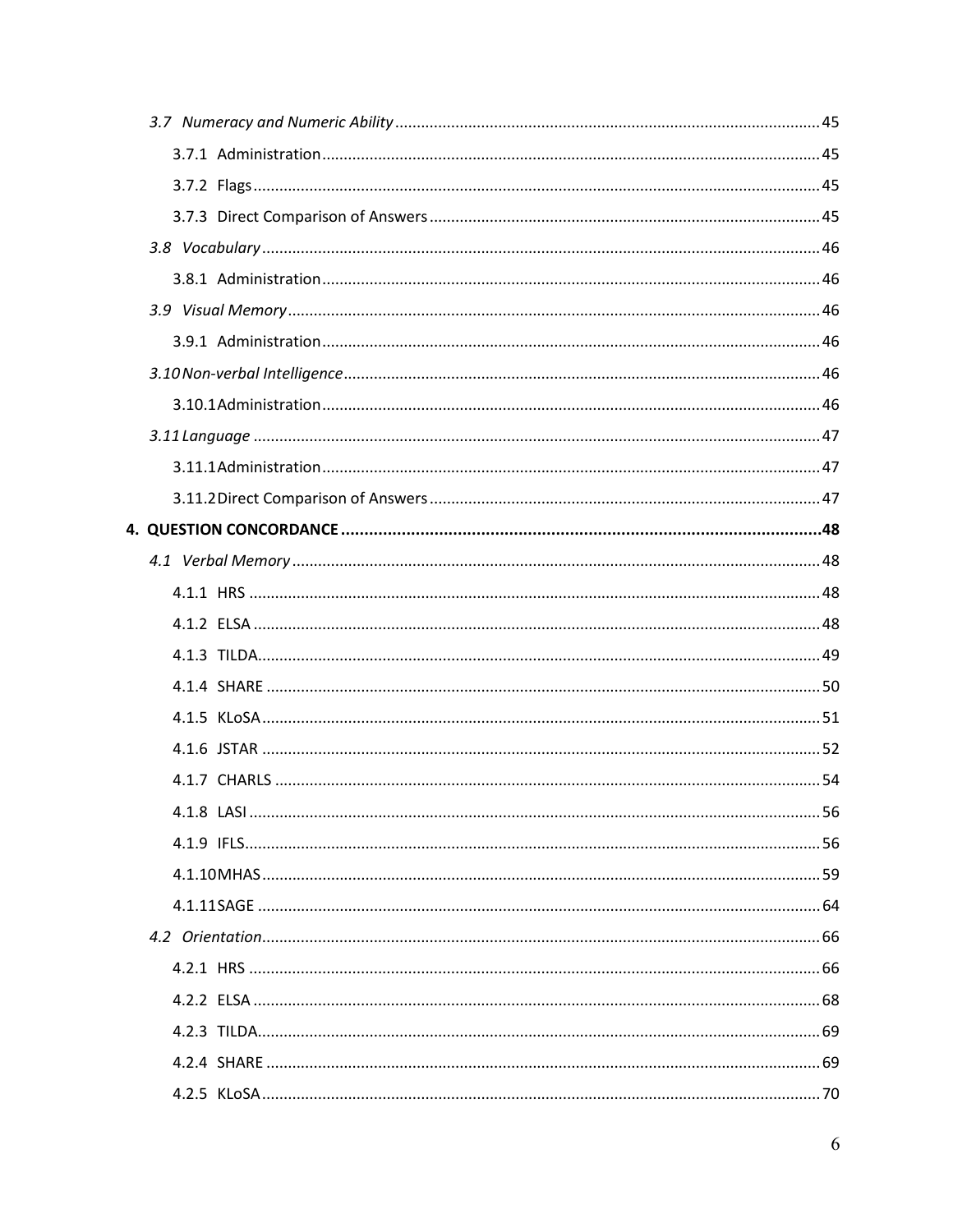*3.7 Numeracy and Numeric Ability* .......... 45

3.7.1 Administration .......... 45

3.7.2 Flags .......... 45

3.7.3 Direct Comparison of Answers .......... 45

*3.8 Vocabulary* .......... 46

3.8.1 Administration .......... 46

*3.9 Visual Memory* .......... 46

3.9.1 Administration .......... 46

*3.10 Non-verbal Intelligence* .......... 46

3.10.1 Administration .......... 46

*3.11 Language* .......... 47

3.11.1 Administration .......... 47

3.11.2 Direct Comparison of Answers .......... 47

**4. QUESTION CONCORDANCE .......... 48**

*4.1 Verbal Memory* .......... 48

4.1.1 HRS .......... 48

4.1.2 ELSA .......... 48

4.1.3 TILDA .......... 49

4.1.4 SHARE .......... 50

4.1.5 KLoSA .......... 51

4.1.6 JSTAR .......... 52

4.1.7 CHARLS .......... 54

4.1.8 LASI .......... 56

4.1.9 IFLS .......... 56

4.1.10 MHAS .......... 59

4.1.11 SAGE .......... 64

*4.2 Orientation* .......... 66

4.2.1 HRS .......... 66

4.2.2 ELSA .......... 68

4.2.3 TILDA .......... 69

4.2.4 SHARE .......... 69

4.2.5 KLoSA .......... 70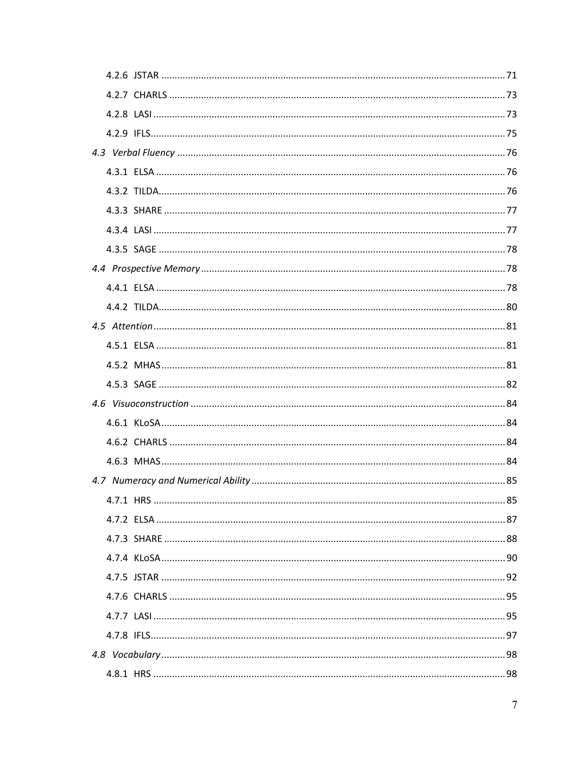4.2.6 JSTAR ........................................................................................................................ 71

4.2.7 CHARLS ..................................................................................................................... 73

4.2.8 LASI ........................................................................................................................... 73

4.2.9 IFLS ............................................................................................................................ 75

*4.3 Verbal Fluency* ............................................................................................................... 76

4.3.1 ELSA .......................................................................................................................... 76

4.3.2 TILDA ......................................................................................................................... 76

4.3.3 SHARE ....................................................................................................................... 77

4.3.4 LASI ........................................................................................................................... 77

4.3.5 SAGE ......................................................................................................................... 78

*4.4 Prospective Memory* ...................................................................................................... 78

4.4.1 ELSA .......................................................................................................................... 78

4.4.2 TILDA ......................................................................................................................... 80

*4.5 Attention* ........................................................................................................................ 81

4.5.1 ELSA .......................................................................................................................... 81

4.5.2 MHAS ........................................................................................................................ 81

4.5.3 SAGE ......................................................................................................................... 82

*4.6 Visuoconstruction* .......................................................................................................... 84

4.6.1 KLoSA ........................................................................................................................ 84

4.6.2 CHARLS ..................................................................................................................... 84

4.6.3 MHAS ........................................................................................................................ 84

*4.7 Numeracy and Numerical Ability* ................................................................................... 85

4.7.1 HRS ........................................................................................................................... 85

4.7.2 ELSA .......................................................................................................................... 87

4.7.3 SHARE ....................................................................................................................... 88

4.7.4 KLoSA ........................................................................................................................ 90

4.7.5 JSTAR ........................................................................................................................ 92

4.7.6 CHARLS ..................................................................................................................... 95

4.7.7 LASI ........................................................................................................................... 95

4.7.8 IFLS ............................................................................................................................ 97

*4.8 Vocabulary* ..................................................................................................................... 98

4.8.1 HRS ........................................................................................................................... 98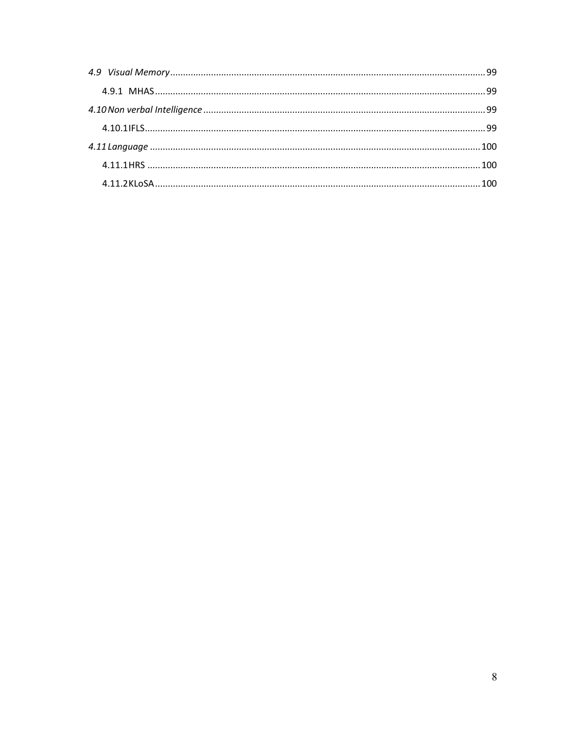*4.9 Visual Memory* ........................................................ 99

4.9.1 MHAS ........................................................ 99

*4.10 Non verbal Intelligence* ........................................................ 99

4.10.1 IFLS ........................................................ 99

*4.11 Language* ........................................................ 100

4.11.1 HRS ........................................................ 100

4.11.2 KLoSA ........................................................ 100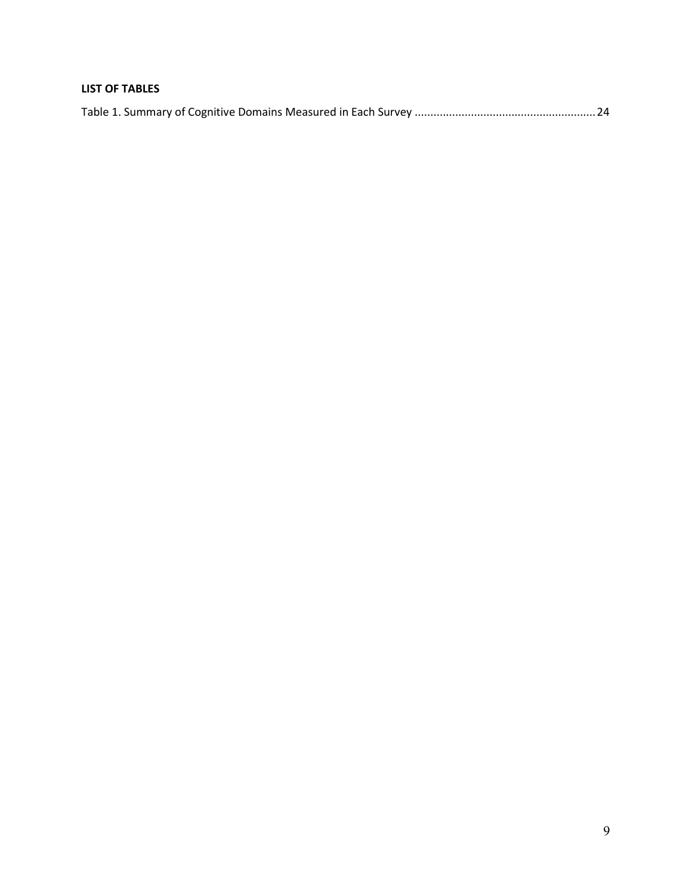**LIST OF TABLES**

Table 1. Summary of Cognitive Domains Measured in Each Survey .......................................................... 24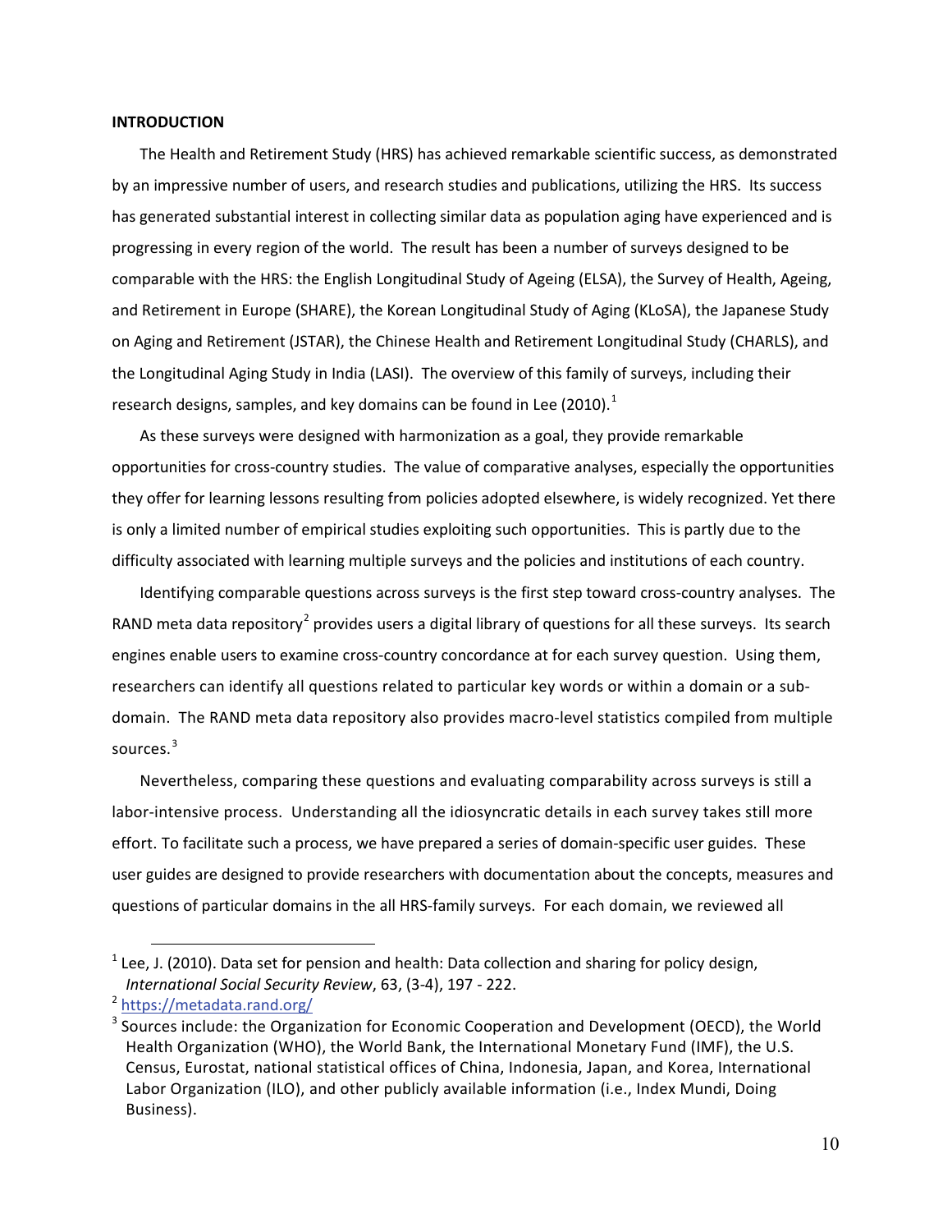**INTRODUCTION**

The Health and Retirement Study (HRS) has achieved remarkable scientific success, as demonstrated by an impressive number of users, and research studies and publications, utilizing the HRS. Its success has generated substantial interest in collecting similar data as population aging have experienced and is progressing in every region of the world. The result has been a number of surveys designed to be comparable with the HRS: the English Longitudinal Study of Ageing (ELSA), the Survey of Health, Ageing, and Retirement in Europe (SHARE), the Korean Longitudinal Study of Aging (KLoSA), the Japanese Study on Aging and Retirement (JSTAR), the Chinese Health and Retirement Longitudinal Study (CHARLS), and the Longitudinal Aging Study in India (LASI). The overview of this family of surveys, including their research designs, samples, and key domains can be found in Lee (2010).[1]

As these surveys were designed with harmonization as a goal, they provide remarkable opportunities for cross-country studies. The value of comparative analyses, especially the opportunities they offer for learning lessons resulting from policies adopted elsewhere, is widely recognized. Yet there is only a limited number of empirical studies exploiting such opportunities. This is partly due to the difficulty associated with learning multiple surveys and the policies and institutions of each country.

Identifying comparable questions across surveys is the first step toward cross-country analyses. The RAND meta data repository[2] provides users a digital library of questions for all these surveys. Its search engines enable users to examine cross-country concordance at for each survey question. Using them, researchers can identify all questions related to particular key words or within a domain or a sub-domain. The RAND meta data repository also provides macro-level statistics compiled from multiple sources.[3]

Nevertheless, comparing these questions and evaluating comparability across surveys is still a labor-intensive process. Understanding all the idiosyncratic details in each survey takes still more effort. To facilitate such a process, we have prepared a series of domain-specific user guides. These user guides are designed to provide researchers with documentation about the concepts, measures and questions of particular domains in the all HRS-family surveys. For each domain, we reviewed all

---

[1] Lee, J. (2010). Data set for pension and health: Data collection and sharing for policy design, *International Social Security Review*, 63, (3-4), 197 - 222.

[2] https://metadata.rand.org/

[3] Sources include: the Organization for Economic Cooperation and Development (OECD), the World Health Organization (WHO), the World Bank, the International Monetary Fund (IMF), the U.S. Census, Eurostat, national statistical offices of China, Indonesia, Japan, and Korea, International Labor Organization (ILO), and other publicly available information (i.e., Index Mundi, Doing Business).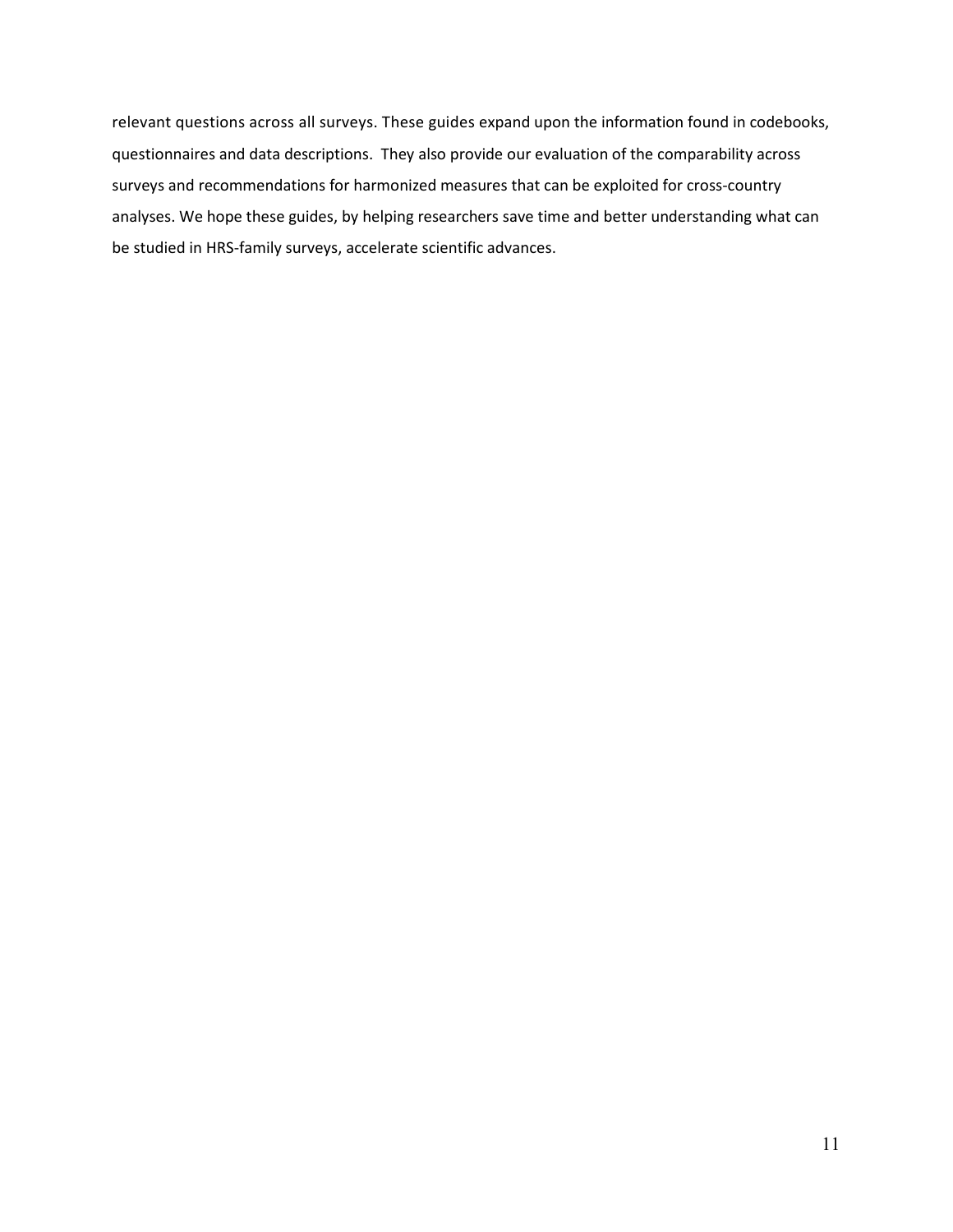relevant questions across all surveys. These guides expand upon the information found in codebooks, questionnaires and data descriptions. They also provide our evaluation of the comparability across surveys and recommendations for harmonized measures that can be exploited for cross-country analyses. We hope these guides, by helping researchers save time and better understanding what can be studied in HRS-family surveys, accelerate scientific advances.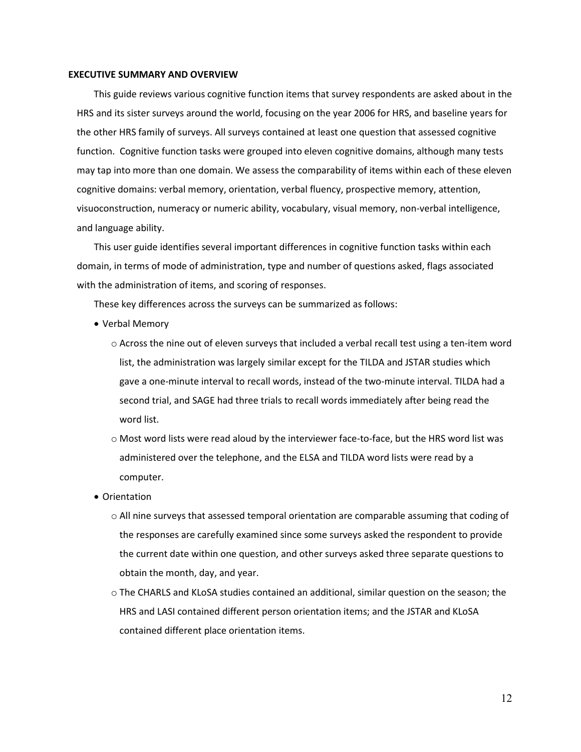## EXECUTIVE SUMMARY AND OVERVIEW

This guide reviews various cognitive function items that survey respondents are asked about in the HRS and its sister surveys around the world, focusing on the year 2006 for HRS, and baseline years for the other HRS family of surveys. All surveys contained at least one question that assessed cognitive function. Cognitive function tasks were grouped into eleven cognitive domains, although many tests may tap into more than one domain. We assess the comparability of items within each of these eleven cognitive domains: verbal memory, orientation, verbal fluency, prospective memory, attention, visuoconstruction, numeracy or numeric ability, vocabulary, visual memory, non-verbal intelligence, and language ability.

This user guide identifies several important differences in cognitive function tasks within each domain, in terms of mode of administration, type and number of questions asked, flags associated with the administration of items, and scoring of responses.

These key differences across the surveys can be summarized as follows:

- Verbal Memory
  - Across the nine out of eleven surveys that included a verbal recall test using a ten-item word list, the administration was largely similar except for the TILDA and JSTAR studies which gave a one-minute interval to recall words, instead of the two-minute interval. TILDA had a second trial, and SAGE had three trials to recall words immediately after being read the word list.
  - Most word lists were read aloud by the interviewer face-to-face, but the HRS word list was administered over the telephone, and the ELSA and TILDA word lists were read by a computer.
- Orientation
  - All nine surveys that assessed temporal orientation are comparable assuming that coding of the responses are carefully examined since some surveys asked the respondent to provide the current date within one question, and other surveys asked three separate questions to obtain the month, day, and year.
  - The CHARLS and KLoSA studies contained an additional, similar question on the season; the HRS and LASI contained different person orientation items; and the JSTAR and KLoSA contained different place orientation items.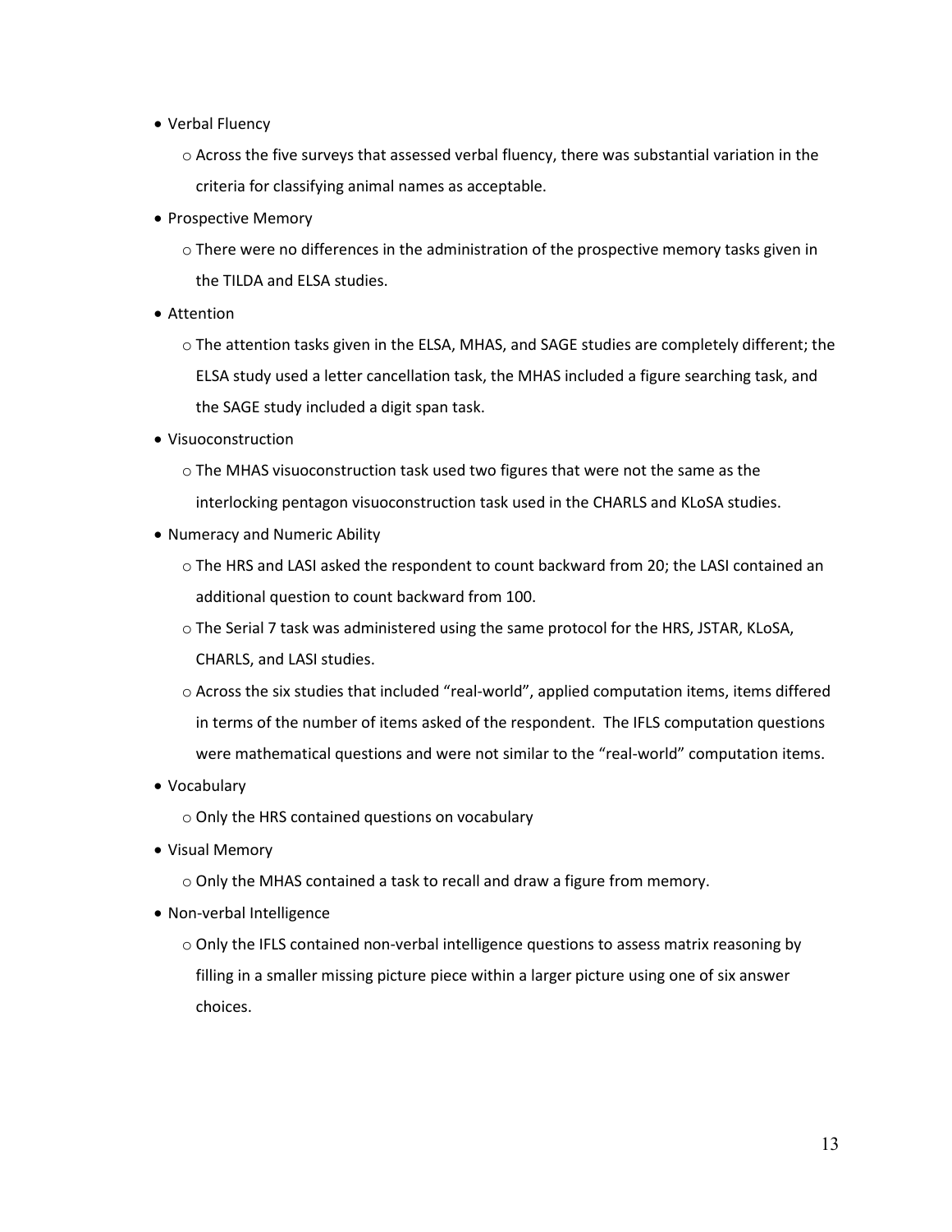- Verbal Fluency
  - Across the five surveys that assessed verbal fluency, there was substantial variation in the criteria for classifying animal names as acceptable.
- Prospective Memory
  - There were no differences in the administration of the prospective memory tasks given in the TILDA and ELSA studies.
- Attention
  - The attention tasks given in the ELSA, MHAS, and SAGE studies are completely different; the ELSA study used a letter cancellation task, the MHAS included a figure searching task, and the SAGE study included a digit span task.
- Visuoconstruction
  - The MHAS visuoconstruction task used two figures that were not the same as the interlocking pentagon visuoconstruction task used in the CHARLS and KLoSA studies.
- Numeracy and Numeric Ability
  - The HRS and LASI asked the respondent to count backward from 20; the LASI contained an additional question to count backward from 100.
  - The Serial 7 task was administered using the same protocol for the HRS, JSTAR, KLoSA, CHARLS, and LASI studies.
  - Across the six studies that included "real-world", applied computation items, items differed in terms of the number of items asked of the respondent. The IFLS computation questions were mathematical questions and were not similar to the "real-world" computation items.
- Vocabulary
  - Only the HRS contained questions on vocabulary
- Visual Memory
  - Only the MHAS contained a task to recall and draw a figure from memory.
- Non-verbal Intelligence
  - Only the IFLS contained non-verbal intelligence questions to assess matrix reasoning by filling in a smaller missing picture piece within a larger picture using one of six answer choices.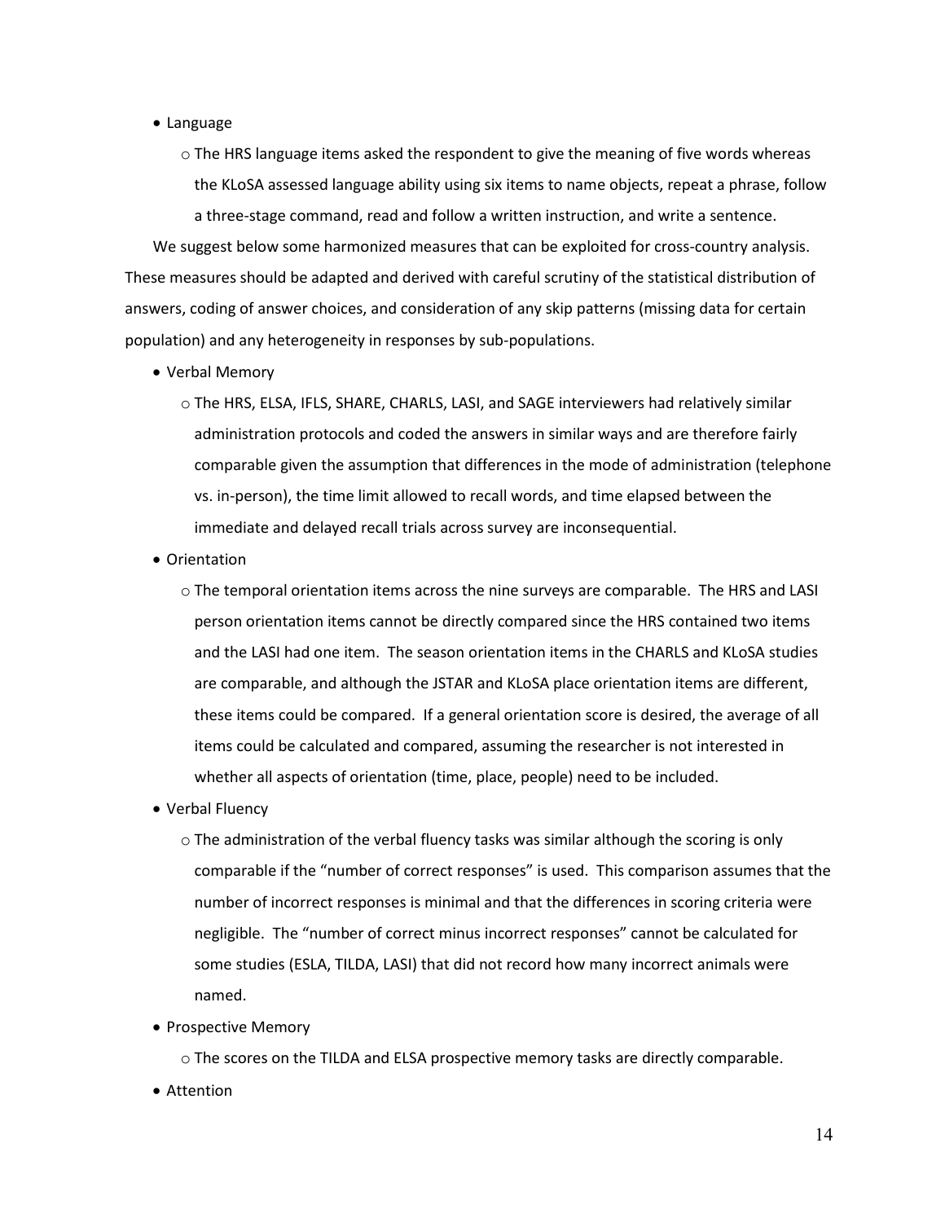- Language
  - The HRS language items asked the respondent to give the meaning of five words whereas the KLoSA assessed language ability using six items to name objects, repeat a phrase, follow a three-stage command, read and follow a written instruction, and write a sentence.

We suggest below some harmonized measures that can be exploited for cross-country analysis. These measures should be adapted and derived with careful scrutiny of the statistical distribution of answers, coding of answer choices, and consideration of any skip patterns (missing data for certain population) and any heterogeneity in responses by sub-populations.

- Verbal Memory
  - The HRS, ELSA, IFLS, SHARE, CHARLS, LASI, and SAGE interviewers had relatively similar administration protocols and coded the answers in similar ways and are therefore fairly comparable given the assumption that differences in the mode of administration (telephone vs. in-person), the time limit allowed to recall words, and time elapsed between the immediate and delayed recall trials across survey are inconsequential.
- Orientation
  - The temporal orientation items across the nine surveys are comparable. The HRS and LASI person orientation items cannot be directly compared since the HRS contained two items and the LASI had one item. The season orientation items in the CHARLS and KLoSA studies are comparable, and although the JSTAR and KLoSA place orientation items are different, these items could be compared. If a general orientation score is desired, the average of all items could be calculated and compared, assuming the researcher is not interested in whether all aspects of orientation (time, place, people) need to be included.
- Verbal Fluency
  - The administration of the verbal fluency tasks was similar although the scoring is only comparable if the "number of correct responses" is used. This comparison assumes that the number of incorrect responses is minimal and that the differences in scoring criteria were negligible. The "number of correct minus incorrect responses" cannot be calculated for some studies (ESLA, TILDA, LASI) that did not record how many incorrect animals were named.
- Prospective Memory
  - The scores on the TILDA and ELSA prospective memory tasks are directly comparable.
- Attention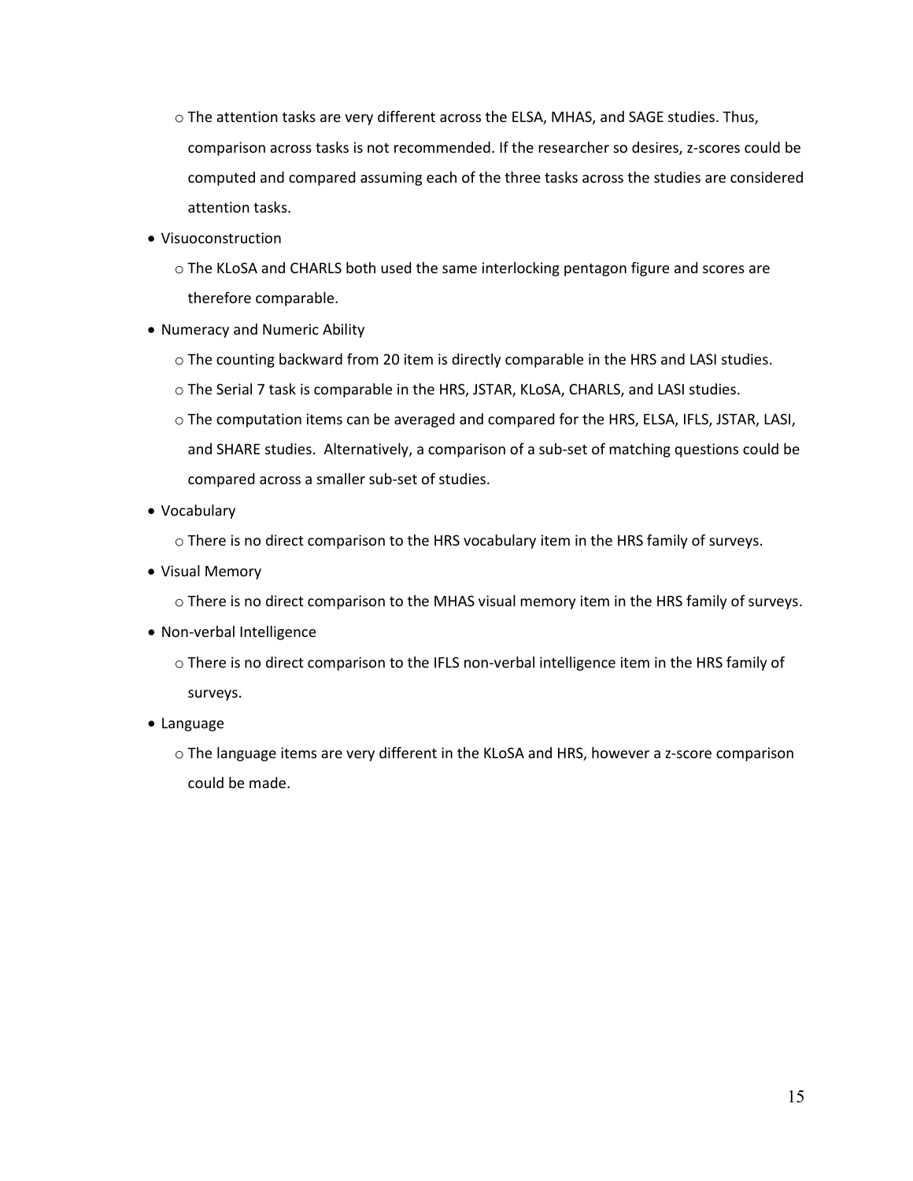- The attention tasks are very different across the ELSA, MHAS, and SAGE studies. Thus, comparison across tasks is not recommended. If the researcher so desires, z-scores could be computed and compared assuming each of the three tasks across the studies are considered attention tasks.
- Visuoconstruction
  - The KLoSA and CHARLS both used the same interlocking pentagon figure and scores are therefore comparable.
- Numeracy and Numeric Ability
  - The counting backward from 20 item is directly comparable in the HRS and LASI studies.
  - The Serial 7 task is comparable in the HRS, JSTAR, KLoSA, CHARLS, and LASI studies.
  - The computation items can be averaged and compared for the HRS, ELSA, IFLS, JSTAR, LASI, and SHARE studies. Alternatively, a comparison of a sub-set of matching questions could be compared across a smaller sub-set of studies.
- Vocabulary
  - There is no direct comparison to the HRS vocabulary item in the HRS family of surveys.
- Visual Memory
  - There is no direct comparison to the MHAS visual memory item in the HRS family of surveys.
- Non-verbal Intelligence
  - There is no direct comparison to the IFLS non-verbal intelligence item in the HRS family of surveys.
- Language
  - The language items are very different in the KLoSA and HRS, however a z-score comparison could be made.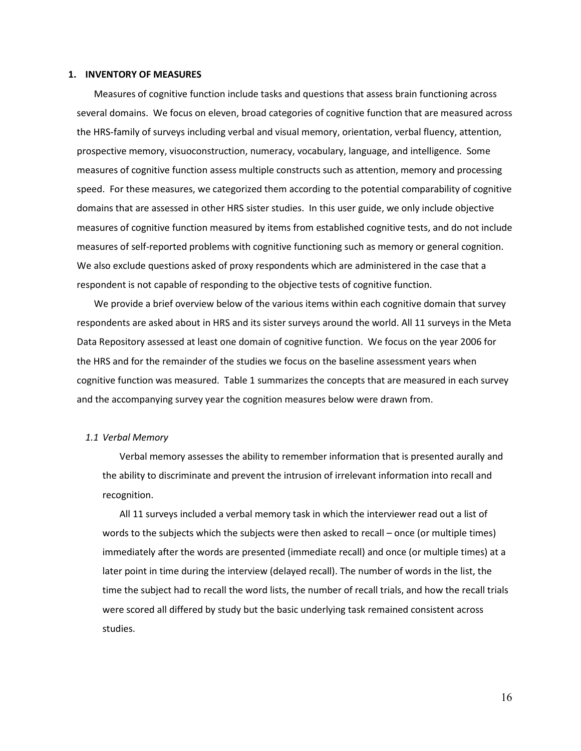## 1. INVENTORY OF MEASURES

Measures of cognitive function include tasks and questions that assess brain functioning across several domains. We focus on eleven, broad categories of cognitive function that are measured across the HRS-family of surveys including verbal and visual memory, orientation, verbal fluency, attention, prospective memory, visuoconstruction, numeracy, vocabulary, language, and intelligence. Some measures of cognitive function assess multiple constructs such as attention, memory and processing speed. For these measures, we categorized them according to the potential comparability of cognitive domains that are assessed in other HRS sister studies. In this user guide, we only include objective measures of cognitive function measured by items from established cognitive tests, and do not include measures of self-reported problems with cognitive functioning such as memory or general cognition. We also exclude questions asked of proxy respondents which are administered in the case that a respondent is not capable of responding to the objective tests of cognitive function.

We provide a brief overview below of the various items within each cognitive domain that survey respondents are asked about in HRS and its sister surveys around the world. All 11 surveys in the Meta Data Repository assessed at least one domain of cognitive function. We focus on the year 2006 for the HRS and for the remainder of the studies we focus on the baseline assessment years when cognitive function was measured. Table 1 summarizes the concepts that are measured in each survey and the accompanying survey year the cognition measures below were drawn from.

### *1.1 Verbal Memory*

Verbal memory assesses the ability to remember information that is presented aurally and the ability to discriminate and prevent the intrusion of irrelevant information into recall and recognition.

All 11 surveys included a verbal memory task in which the interviewer read out a list of words to the subjects which the subjects were then asked to recall – once (or multiple times) immediately after the words are presented (immediate recall) and once (or multiple times) at a later point in time during the interview (delayed recall). The number of words in the list, the time the subject had to recall the word lists, the number of recall trials, and how the recall trials were scored all differed by study but the basic underlying task remained consistent across studies.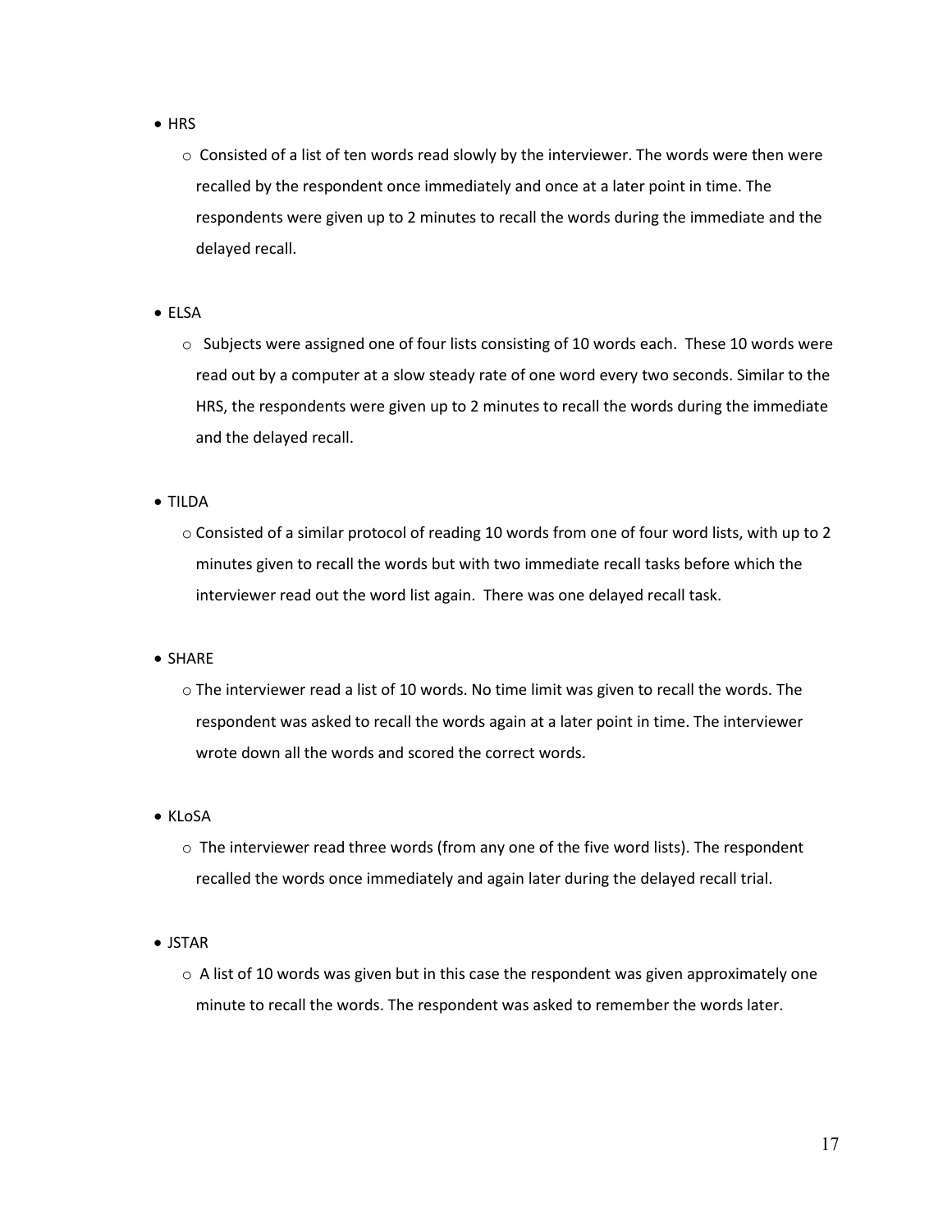- HRS
  - Consisted of a list of ten words read slowly by the interviewer. The words were then were recalled by the respondent once immediately and once at a later point in time. The respondents were given up to 2 minutes to recall the words during the immediate and the delayed recall.

- ELSA
  - Subjects were assigned one of four lists consisting of 10 words each. These 10 words were read out by a computer at a slow steady rate of one word every two seconds. Similar to the HRS, the respondents were given up to 2 minutes to recall the words during the immediate and the delayed recall.

- TILDA
  - Consisted of a similar protocol of reading 10 words from one of four word lists, with up to 2 minutes given to recall the words but with two immediate recall tasks before which the interviewer read out the word list again. There was one delayed recall task.

- SHARE
  - The interviewer read a list of 10 words. No time limit was given to recall the words. The respondent was asked to recall the words again at a later point in time. The interviewer wrote down all the words and scored the correct words.

- KLoSA
  - The interviewer read three words (from any one of the five word lists). The respondent recalled the words once immediately and again later during the delayed recall trial.

- JSTAR
  - A list of 10 words was given but in this case the respondent was given approximately one minute to recall the words. The respondent was asked to remember the words later.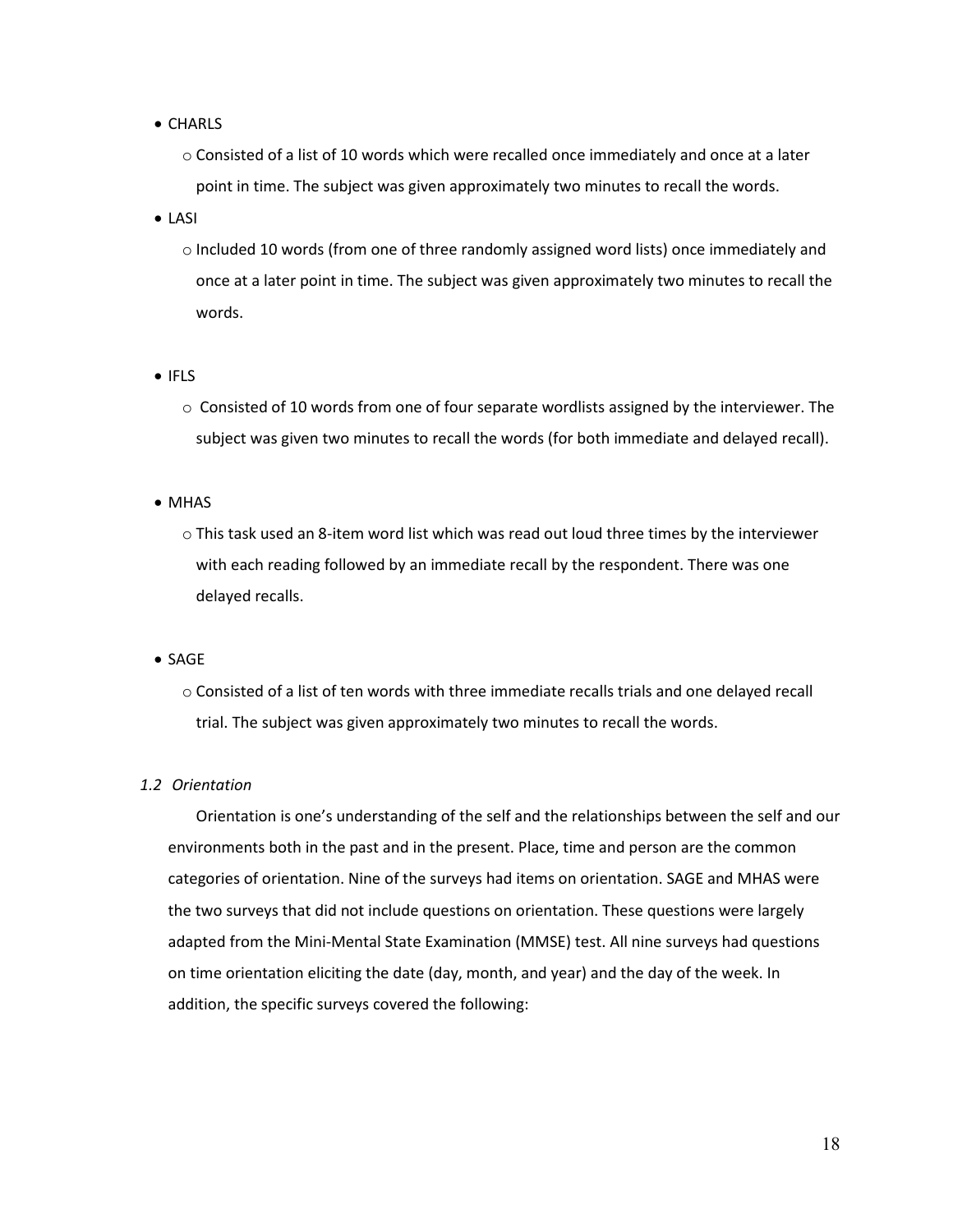- CHARLS
  - Consisted of a list of 10 words which were recalled once immediately and once at a later point in time. The subject was given approximately two minutes to recall the words.
- LASI
  - Included 10 words (from one of three randomly assigned word lists) once immediately and once at a later point in time. The subject was given approximately two minutes to recall the words.
- IFLS
  - Consisted of 10 words from one of four separate wordlists assigned by the interviewer. The subject was given two minutes to recall the words (for both immediate and delayed recall).
- MHAS
  - This task used an 8-item word list which was read out loud three times by the interviewer with each reading followed by an immediate recall by the respondent. There was one delayed recalls.
- SAGE
  - Consisted of a list of ten words with three immediate recalls trials and one delayed recall trial. The subject was given approximately two minutes to recall the words.

### *1.2 Orientation*

Orientation is one's understanding of the self and the relationships between the self and our environments both in the past and in the present. Place, time and person are the common categories of orientation. Nine of the surveys had items on orientation. SAGE and MHAS were the two surveys that did not include questions on orientation. These questions were largely adapted from the Mini-Mental State Examination (MMSE) test. All nine surveys had questions on time orientation eliciting the date (day, month, and year) and the day of the week. In addition, the specific surveys covered the following: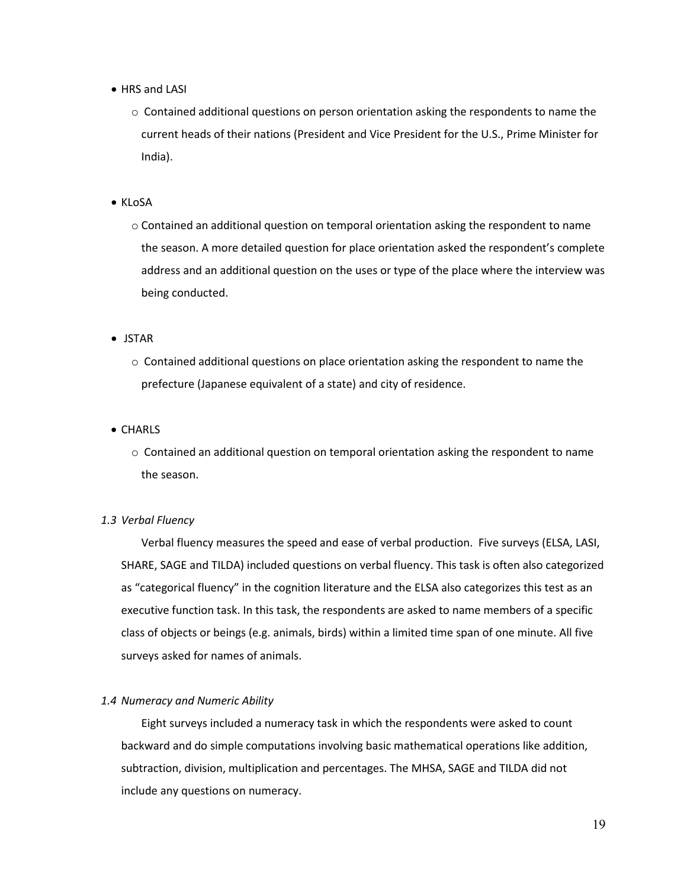- HRS and LASI
  - Contained additional questions on person orientation asking the respondents to name the current heads of their nations (President and Vice President for the U.S., Prime Minister for India).

- KLoSA
  - Contained an additional question on temporal orientation asking the respondent to name the season. A more detailed question for place orientation asked the respondent's complete address and an additional question on the uses or type of the place where the interview was being conducted.

- JSTAR
  - Contained additional questions on place orientation asking the respondent to name the prefecture (Japanese equivalent of a state) and city of residence.

- CHARLS
  - Contained an additional question on temporal orientation asking the respondent to name the season.

### *1.3 Verbal Fluency*

Verbal fluency measures the speed and ease of verbal production. Five surveys (ELSA, LASI, SHARE, SAGE and TILDA) included questions on verbal fluency. This task is often also categorized as "categorical fluency" in the cognition literature and the ELSA also categorizes this test as an executive function task. In this task, the respondents are asked to name members of a specific class of objects or beings (e.g. animals, birds) within a limited time span of one minute. All five surveys asked for names of animals.

### *1.4 Numeracy and Numeric Ability*

Eight surveys included a numeracy task in which the respondents were asked to count backward and do simple computations involving basic mathematical operations like addition, subtraction, division, multiplication and percentages. The MHSA, SAGE and TILDA did not include any questions on numeracy.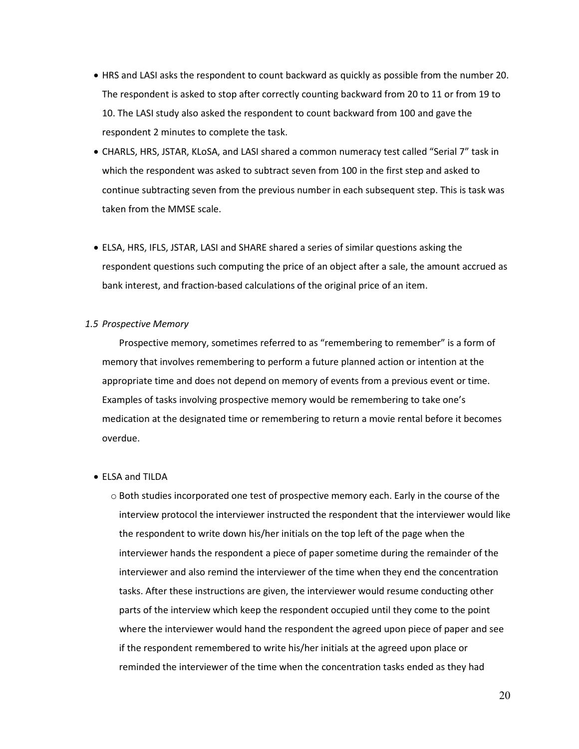- HRS and LASI asks the respondent to count backward as quickly as possible from the number 20. The respondent is asked to stop after correctly counting backward from 20 to 11 or from 19 to 10. The LASI study also asked the respondent to count backward from 100 and gave the respondent 2 minutes to complete the task.
- CHARLS, HRS, JSTAR, KLoSA, and LASI shared a common numeracy test called "Serial 7" task in which the respondent was asked to subtract seven from 100 in the first step and asked to continue subtracting seven from the previous number in each subsequent step. This is task was taken from the MMSE scale.
- ELSA, HRS, IFLS, JSTAR, LASI and SHARE shared a series of similar questions asking the respondent questions such computing the price of an object after a sale, the amount accrued as bank interest, and fraction-based calculations of the original price of an item.

*1.5 Prospective Memory*

Prospective memory, sometimes referred to as "remembering to remember" is a form of memory that involves remembering to perform a future planned action or intention at the appropriate time and does not depend on memory of events from a previous event or time. Examples of tasks involving prospective memory would be remembering to take one's medication at the designated time or remembering to return a movie rental before it becomes overdue.

- ELSA and TILDA
  - Both studies incorporated one test of prospective memory each. Early in the course of the interview protocol the interviewer instructed the respondent that the interviewer would like the respondent to write down his/her initials on the top left of the page when the interviewer hands the respondent a piece of paper sometime during the remainder of the interviewer and also remind the interviewer of the time when they end the concentration tasks. After these instructions are given, the interviewer would resume conducting other parts of the interview which keep the respondent occupied until they come to the point where the interviewer would hand the respondent the agreed upon piece of paper and see if the respondent remembered to write his/her initials at the agreed upon place or reminded the interviewer of the time when the concentration tasks ended as they had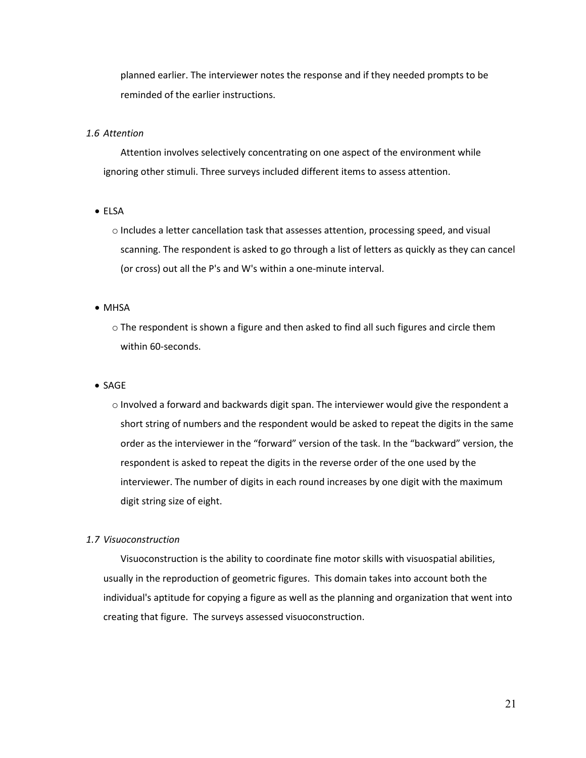planned earlier. The interviewer notes the response and if they needed prompts to be reminded of the earlier instructions.

*1.6 Attention*

Attention involves selectively concentrating on one aspect of the environment while ignoring other stimuli. Three surveys included different items to assess attention.

- ELSA
  - Includes a letter cancellation task that assesses attention, processing speed, and visual scanning. The respondent is asked to go through a list of letters as quickly as they can cancel (or cross) out all the P's and W's within a one-minute interval.
- MHSA
  - The respondent is shown a figure and then asked to find all such figures and circle them within 60-seconds.
- SAGE
  - Involved a forward and backwards digit span. The interviewer would give the respondent a short string of numbers and the respondent would be asked to repeat the digits in the same order as the interviewer in the "forward" version of the task. In the "backward" version, the respondent is asked to repeat the digits in the reverse order of the one used by the interviewer. The number of digits in each round increases by one digit with the maximum digit string size of eight.

*1.7 Visuoconstruction*

Visuoconstruction is the ability to coordinate fine motor skills with visuospatial abilities, usually in the reproduction of geometric figures. This domain takes into account both the individual's aptitude for copying a figure as well as the planning and organization that went into creating that figure. The surveys assessed visuoconstruction.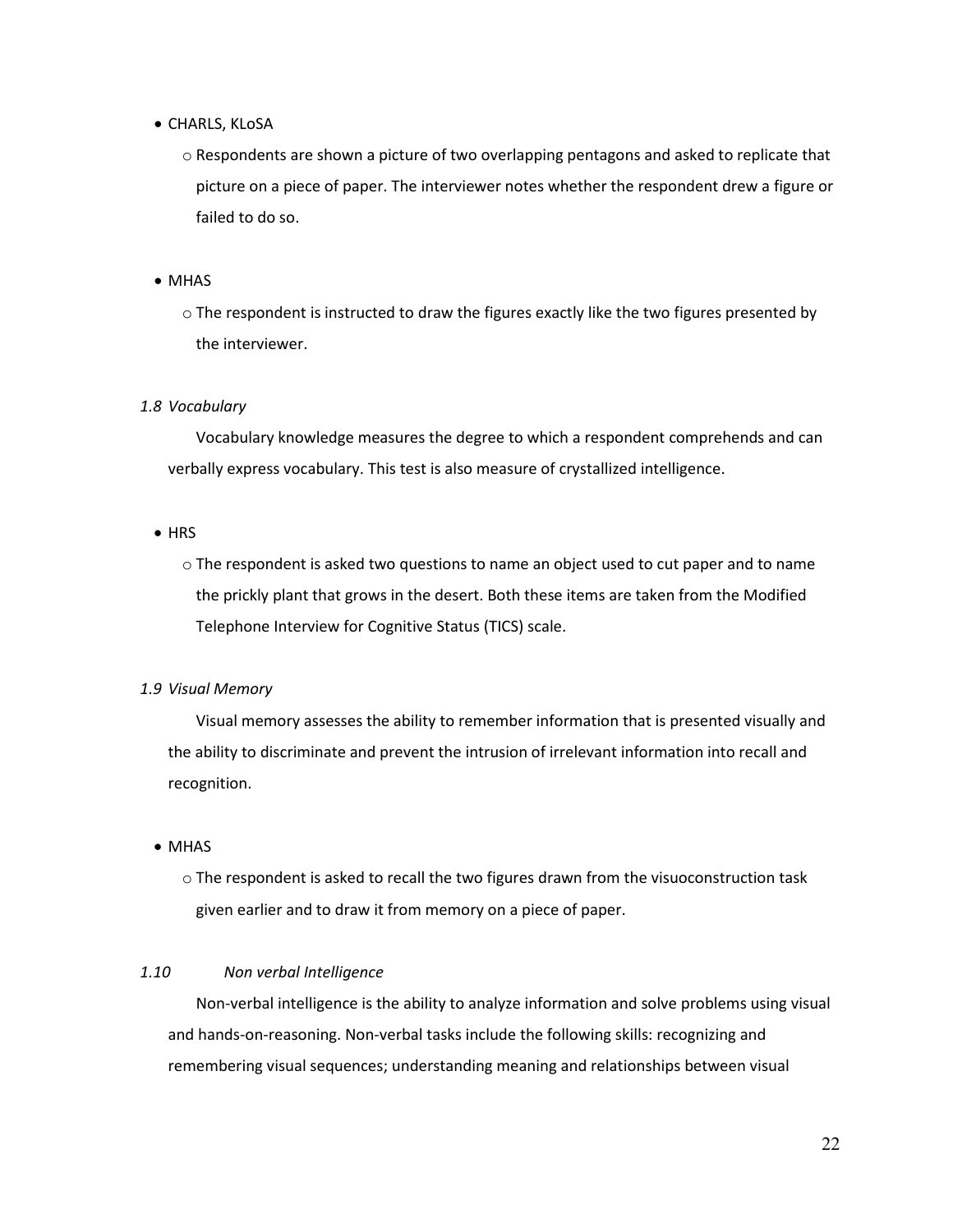- CHARLS, KLoSA
  - Respondents are shown a picture of two overlapping pentagons and asked to replicate that picture on a piece of paper. The interviewer notes whether the respondent drew a figure or failed to do so.

- MHAS
  - The respondent is instructed to draw the figures exactly like the two figures presented by the interviewer.

### *1.8 Vocabulary*

Vocabulary knowledge measures the degree to which a respondent comprehends and can verbally express vocabulary. This test is also measure of crystallized intelligence.

- HRS
  - The respondent is asked two questions to name an object used to cut paper and to name the prickly plant that grows in the desert. Both these items are taken from the Modified Telephone Interview for Cognitive Status (TICS) scale.

### *1.9 Visual Memory*

Visual memory assesses the ability to remember information that is presented visually and the ability to discriminate and prevent the intrusion of irrelevant information into recall and recognition.

- MHAS
  - The respondent is asked to recall the two figures drawn from the visuoconstruction task given earlier and to draw it from memory on a piece of paper.

### *1.10 Non verbal Intelligence*

Non-verbal intelligence is the ability to analyze information and solve problems using visual and hands-on-reasoning. Non-verbal tasks include the following skills: recognizing and remembering visual sequences; understanding meaning and relationships between visual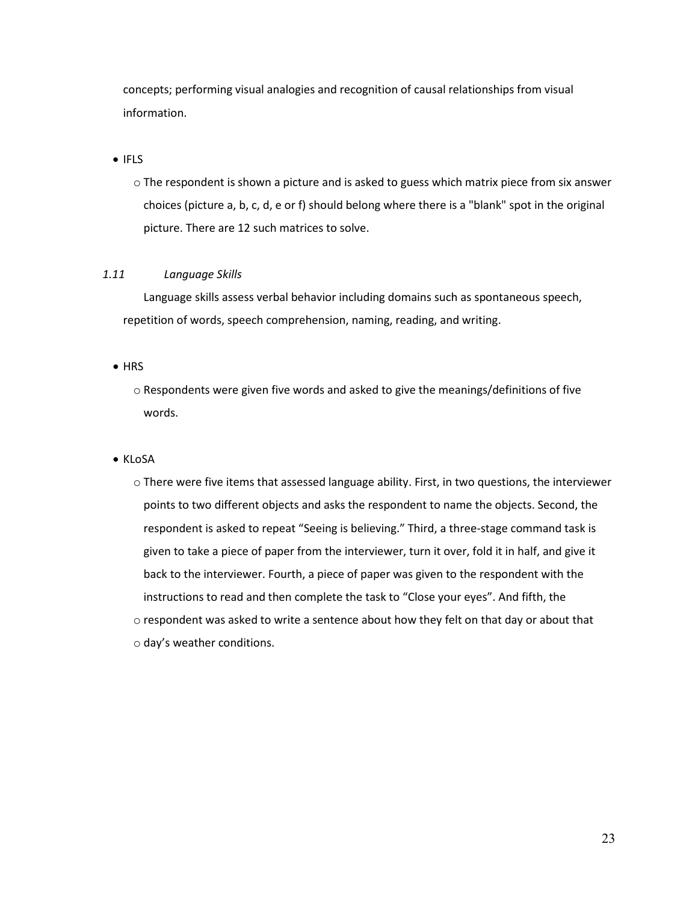concepts; performing visual analogies and recognition of causal relationships from visual information.

- IFLS
  - The respondent is shown a picture and is asked to guess which matrix piece from six answer choices (picture a, b, c, d, e or f) should belong where there is a "blank" spot in the original picture. There are 12 such matrices to solve.

### *1.11 Language Skills*

Language skills assess verbal behavior including domains such as spontaneous speech, repetition of words, speech comprehension, naming, reading, and writing.

- HRS
  - Respondents were given five words and asked to give the meanings/definitions of five words.

- KLoSA
  - There were five items that assessed language ability. First, in two questions, the interviewer points to two different objects and asks the respondent to name the objects. Second, the respondent is asked to repeat "Seeing is believing." Third, a three-stage command task is given to take a piece of paper from the interviewer, turn it over, fold it in half, and give it back to the interviewer. Fourth, a piece of paper was given to the respondent with the instructions to read and then complete the task to "Close your eyes". And fifth, the
  - respondent was asked to write a sentence about how they felt on that day or about that
  - day's weather conditions.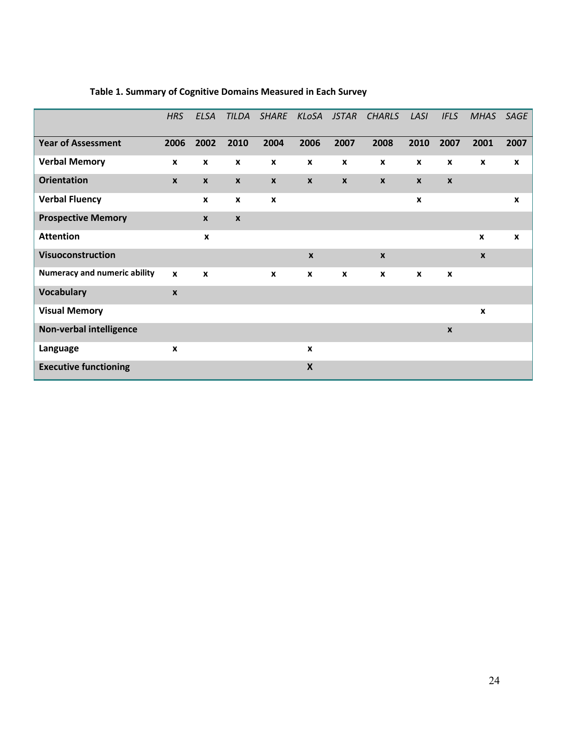**Table 1. Summary of Cognitive Domains Measured in Each Survey**

| | *HRS* | *ELSA* | *TILDA* | *SHARE* | *KLoSA* | *JSTAR* | *CHARLS* | *LASI* | *IFLS* | *MHAS* | *SAGE* |
|---|---|---|---|---|---|---|---|---|---|---|---|
| **Year of Assessment** | **2006** | **2002** | **2010** | **2004** | **2006** | **2007** | **2008** | **2010** | **2007** | **2001** | **2007** |
| **Verbal Memory** | x | x | x | x | x | x | x | x | x | x | x |
| **Orientation** | x | x | x | x | x | x | x | x | x | | |
| **Verbal Fluency** | | x | x | x | | | | x | | | x |
| **Prospective Memory** | | x | x | | | | | | | | |
| **Attention** | | x | | | | | | | | x | x |
| **Visuoconstruction** | | | | | x | | x | | | x | |
| **Numeracy and numeric ability** | x | x | | x | x | x | x | x | x | | |
| **Vocabulary** | x | | | | | | | | | | |
| **Visual Memory** | | | | | | | | | | x | |
| **Non-verbal intelligence** | | | | | | | | | x | | |
| **Language** | x | | | | x | | | | | | |
| **Executive functioning** | | | | | X | | | | | | |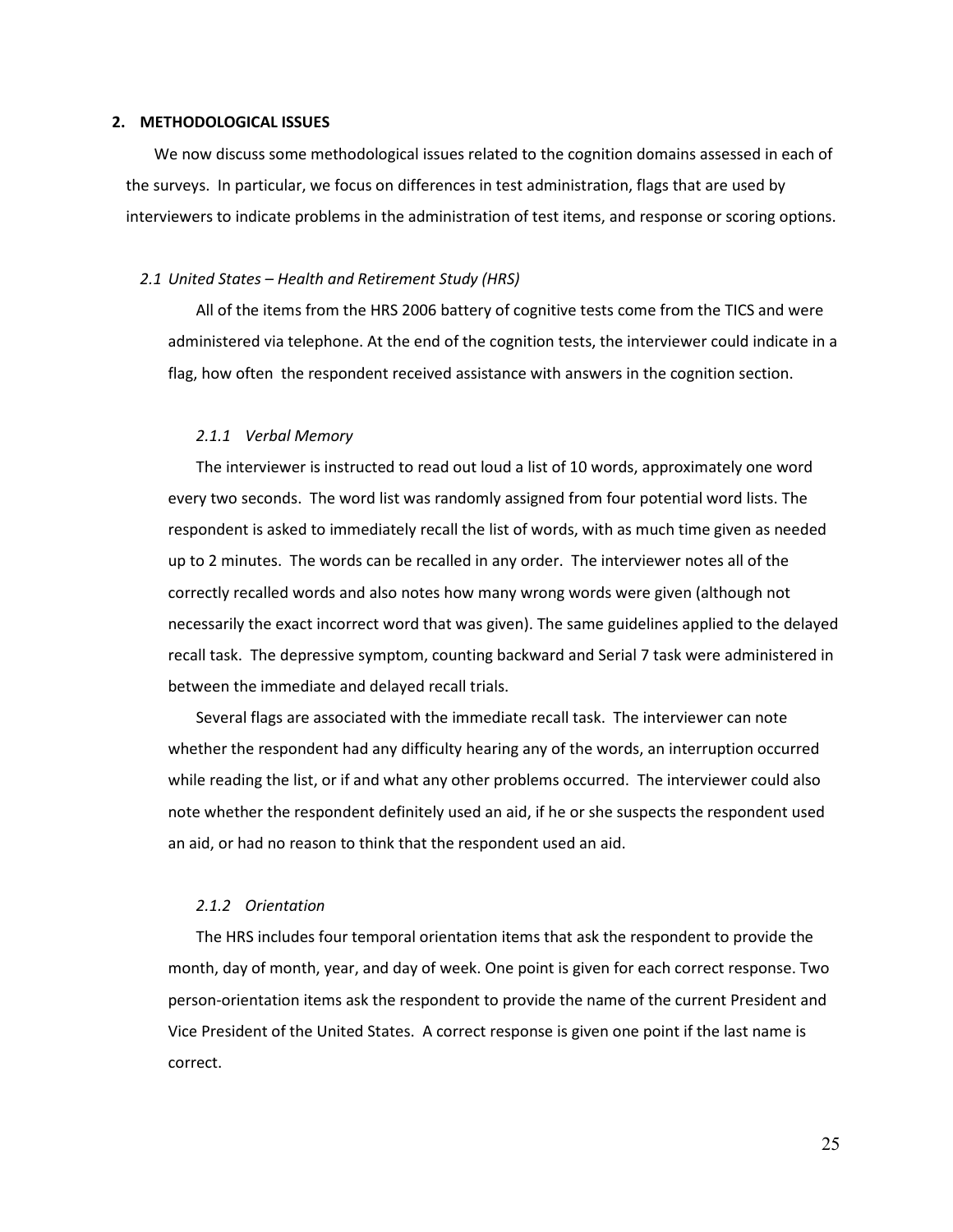## 2. METHODOLOGICAL ISSUES

We now discuss some methodological issues related to the cognition domains assessed in each of the surveys. In particular, we focus on differences in test administration, flags that are used by interviewers to indicate problems in the administration of test items, and response or scoring options.

### *2.1 United States – Health and Retirement Study (HRS)*

All of the items from the HRS 2006 battery of cognitive tests come from the TICS and were administered via telephone. At the end of the cognition tests, the interviewer could indicate in a flag, how often the respondent received assistance with answers in the cognition section.

#### *2.1.1 Verbal Memory*

The interviewer is instructed to read out loud a list of 10 words, approximately one word every two seconds. The word list was randomly assigned from four potential word lists. The respondent is asked to immediately recall the list of words, with as much time given as needed up to 2 minutes. The words can be recalled in any order. The interviewer notes all of the correctly recalled words and also notes how many wrong words were given (although not necessarily the exact incorrect word that was given). The same guidelines applied to the delayed recall task. The depressive symptom, counting backward and Serial 7 task were administered in between the immediate and delayed recall trials.

Several flags are associated with the immediate recall task. The interviewer can note whether the respondent had any difficulty hearing any of the words, an interruption occurred while reading the list, or if and what any other problems occurred. The interviewer could also note whether the respondent definitely used an aid, if he or she suspects the respondent used an aid, or had no reason to think that the respondent used an aid.

#### *2.1.2 Orientation*

The HRS includes four temporal orientation items that ask the respondent to provide the month, day of month, year, and day of week. One point is given for each correct response. Two person-orientation items ask the respondent to provide the name of the current President and Vice President of the United States. A correct response is given one point if the last name is correct.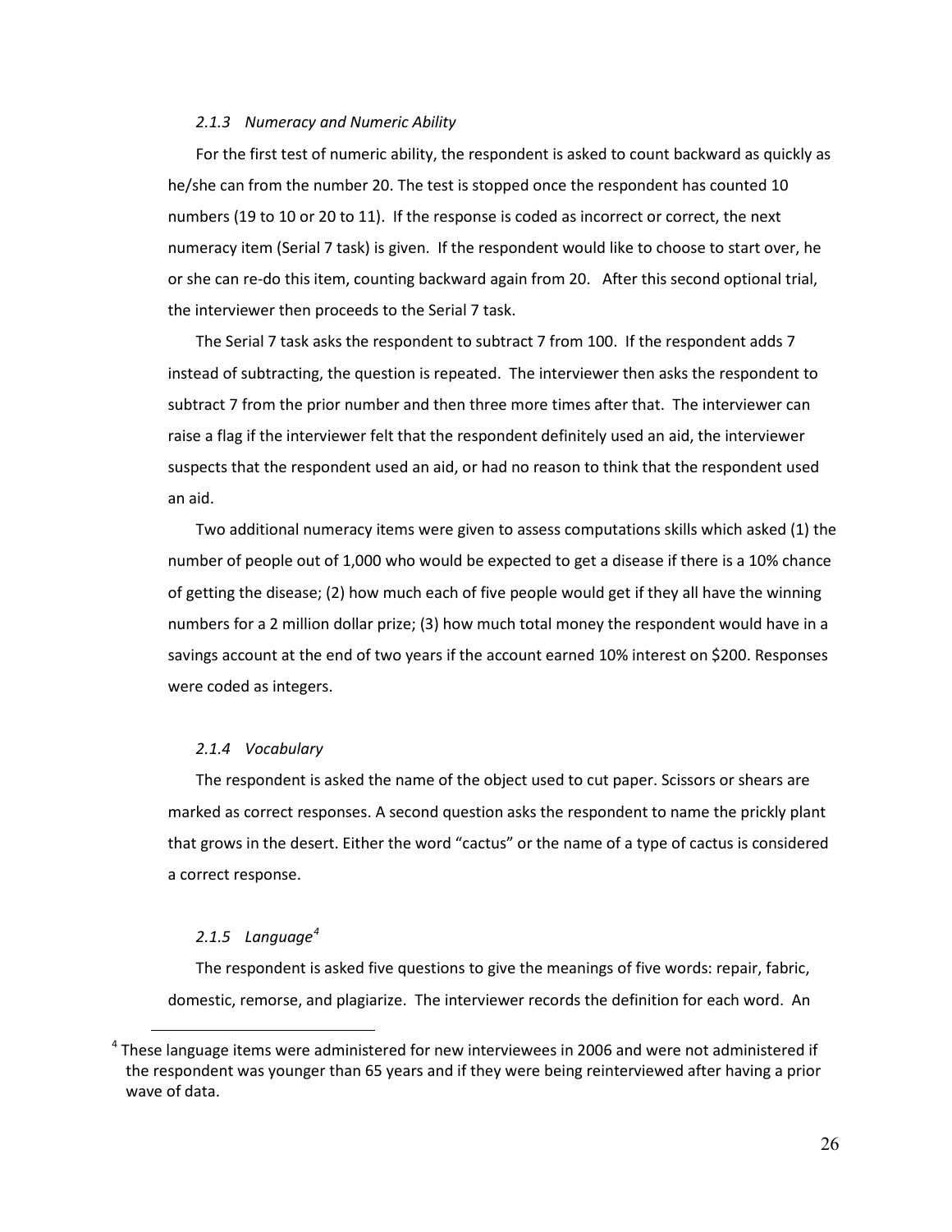#### *2.1.3 Numeracy and Numeric Ability*

For the first test of numeric ability, the respondent is asked to count backward as quickly as he/she can from the number 20. The test is stopped once the respondent has counted 10 numbers (19 to 10 or 20 to 11). If the response is coded as incorrect or correct, the next numeracy item (Serial 7 task) is given. If the respondent would like to choose to start over, he or she can re-do this item, counting backward again from 20. After this second optional trial, the interviewer then proceeds to the Serial 7 task.

The Serial 7 task asks the respondent to subtract 7 from 100. If the respondent adds 7 instead of subtracting, the question is repeated. The interviewer then asks the respondent to subtract 7 from the prior number and then three more times after that. The interviewer can raise a flag if the interviewer felt that the respondent definitely used an aid, the interviewer suspects that the respondent used an aid, or had no reason to think that the respondent used an aid.

Two additional numeracy items were given to assess computations skills which asked (1) the number of people out of 1,000 who would be expected to get a disease if there is a 10% chance of getting the disease; (2) how much each of five people would get if they all have the winning numbers for a 2 million dollar prize; (3) how much total money the respondent would have in a savings account at the end of two years if the account earned 10% interest on $200. Responses were coded as integers.

#### *2.1.4 Vocabulary*

The respondent is asked the name of the object used to cut paper. Scissors or shears are marked as correct responses. A second question asks the respondent to name the prickly plant that grows in the desert. Either the word "cactus" or the name of a type of cactus is considered a correct response.

#### *2.1.5 Language*[4]

The respondent is asked five questions to give the meanings of five words: repair, fabric, domestic, remorse, and plagiarize. The interviewer records the definition for each word. An

[4] These language items were administered for new interviewees in 2006 and were not administered if the respondent was younger than 65 years and if they were being reinterviewed after having a prior wave of data.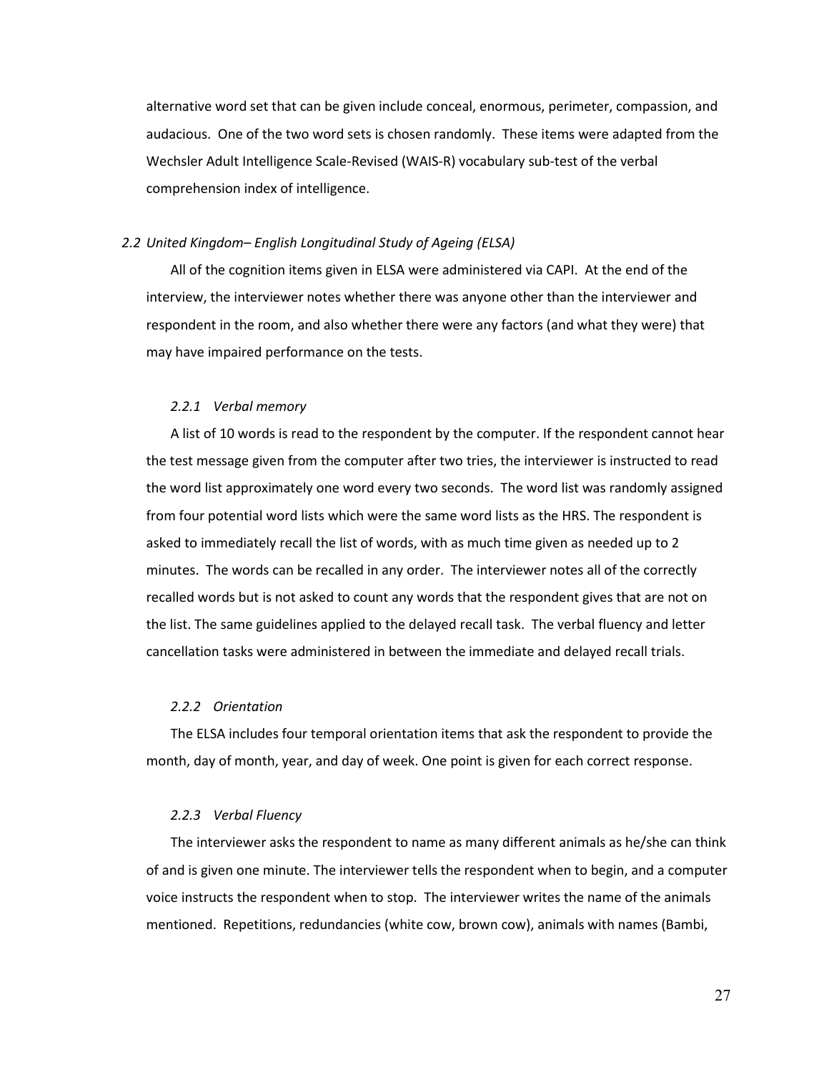alternative word set that can be given include conceal, enormous, perimeter, compassion, and audacious. One of the two word sets is chosen randomly. These items were adapted from the Wechsler Adult Intelligence Scale-Revised (WAIS-R) vocabulary sub-test of the verbal comprehension index of intelligence.

## *2.2 United Kingdom– English Longitudinal Study of Ageing (ELSA)*

All of the cognition items given in ELSA were administered via CAPI. At the end of the interview, the interviewer notes whether there was anyone other than the interviewer and respondent in the room, and also whether there were any factors (and what they were) that may have impaired performance on the tests.

### *2.2.1 Verbal memory*

A list of 10 words is read to the respondent by the computer. If the respondent cannot hear the test message given from the computer after two tries, the interviewer is instructed to read the word list approximately one word every two seconds. The word list was randomly assigned from four potential word lists which were the same word lists as the HRS. The respondent is asked to immediately recall the list of words, with as much time given as needed up to 2 minutes. The words can be recalled in any order. The interviewer notes all of the correctly recalled words but is not asked to count any words that the respondent gives that are not on the list. The same guidelines applied to the delayed recall task. The verbal fluency and letter cancellation tasks were administered in between the immediate and delayed recall trials.

### *2.2.2 Orientation*

The ELSA includes four temporal orientation items that ask the respondent to provide the month, day of month, year, and day of week. One point is given for each correct response.

### *2.2.3 Verbal Fluency*

The interviewer asks the respondent to name as many different animals as he/she can think of and is given one minute. The interviewer tells the respondent when to begin, and a computer voice instructs the respondent when to stop. The interviewer writes the name of the animals mentioned. Repetitions, redundancies (white cow, brown cow), animals with names (Bambi,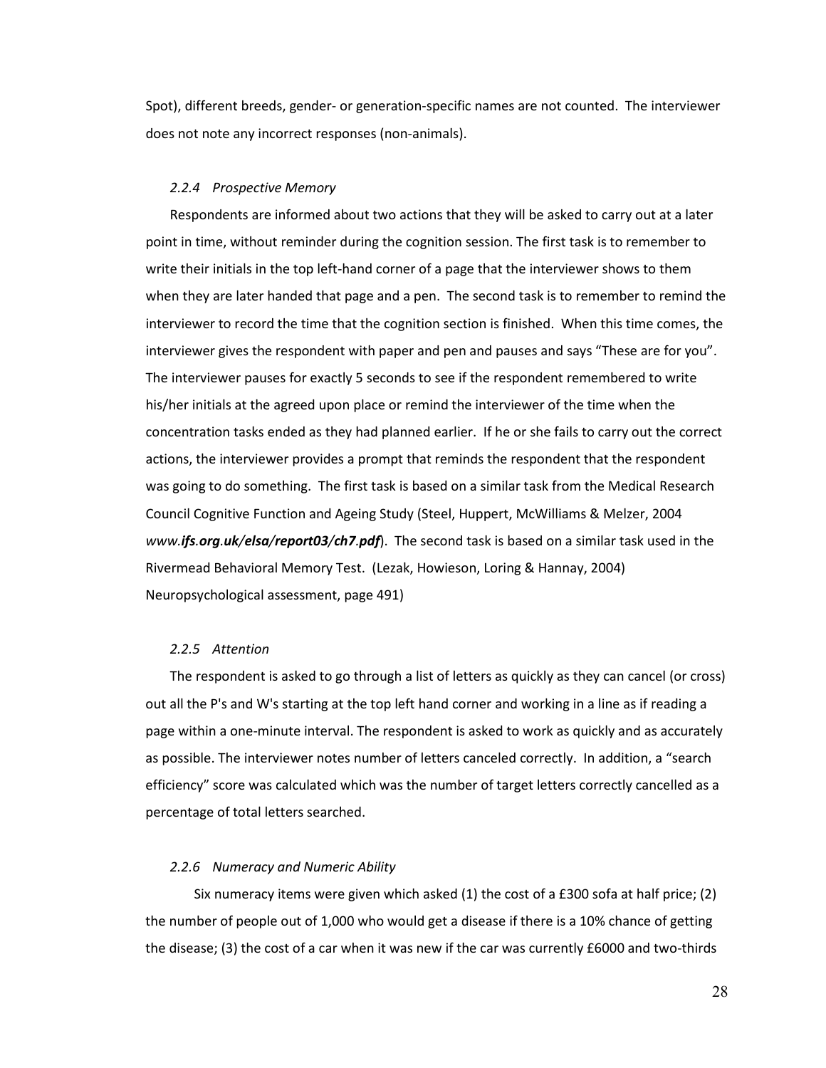Spot), different breeds, gender- or generation-specific names are not counted. The interviewer does not note any incorrect responses (non-animals).

### *2.2.4 Prospective Memory*

Respondents are informed about two actions that they will be asked to carry out at a later point in time, without reminder during the cognition session. The first task is to remember to write their initials in the top left-hand corner of a page that the interviewer shows to them when they are later handed that page and a pen. The second task is to remember to remind the interviewer to record the time that the cognition section is finished. When this time comes, the interviewer gives the respondent with paper and pen and pauses and says "These are for you". The interviewer pauses for exactly 5 seconds to see if the respondent remembered to write his/her initials at the agreed upon place or remind the interviewer of the time when the concentration tasks ended as they had planned earlier. If he or she fails to carry out the correct actions, the interviewer provides a prompt that reminds the respondent that the respondent was going to do something. The first task is based on a similar task from the Medical Research Council Cognitive Function and Ageing Study (Steel, Huppert, McWilliams & Melzer, 2004 *www.**ifs**.**org**.**uk/elsa/report03/ch7**.**pdf***). The second task is based on a similar task used in the Rivermead Behavioral Memory Test. (Lezak, Howieson, Loring & Hannay, 2004) Neuropsychological assessment, page 491)

### *2.2.5 Attention*

The respondent is asked to go through a list of letters as quickly as they can cancel (or cross) out all the P's and W's starting at the top left hand corner and working in a line as if reading a page within a one-minute interval. The respondent is asked to work as quickly and as accurately as possible. The interviewer notes number of letters canceled correctly. In addition, a "search efficiency" score was calculated which was the number of target letters correctly cancelled as a percentage of total letters searched.

### *2.2.6 Numeracy and Numeric Ability*

Six numeracy items were given which asked (1) the cost of a £300 sofa at half price; (2) the number of people out of 1,000 who would get a disease if there is a 10% chance of getting the disease; (3) the cost of a car when it was new if the car was currently £6000 and two-thirds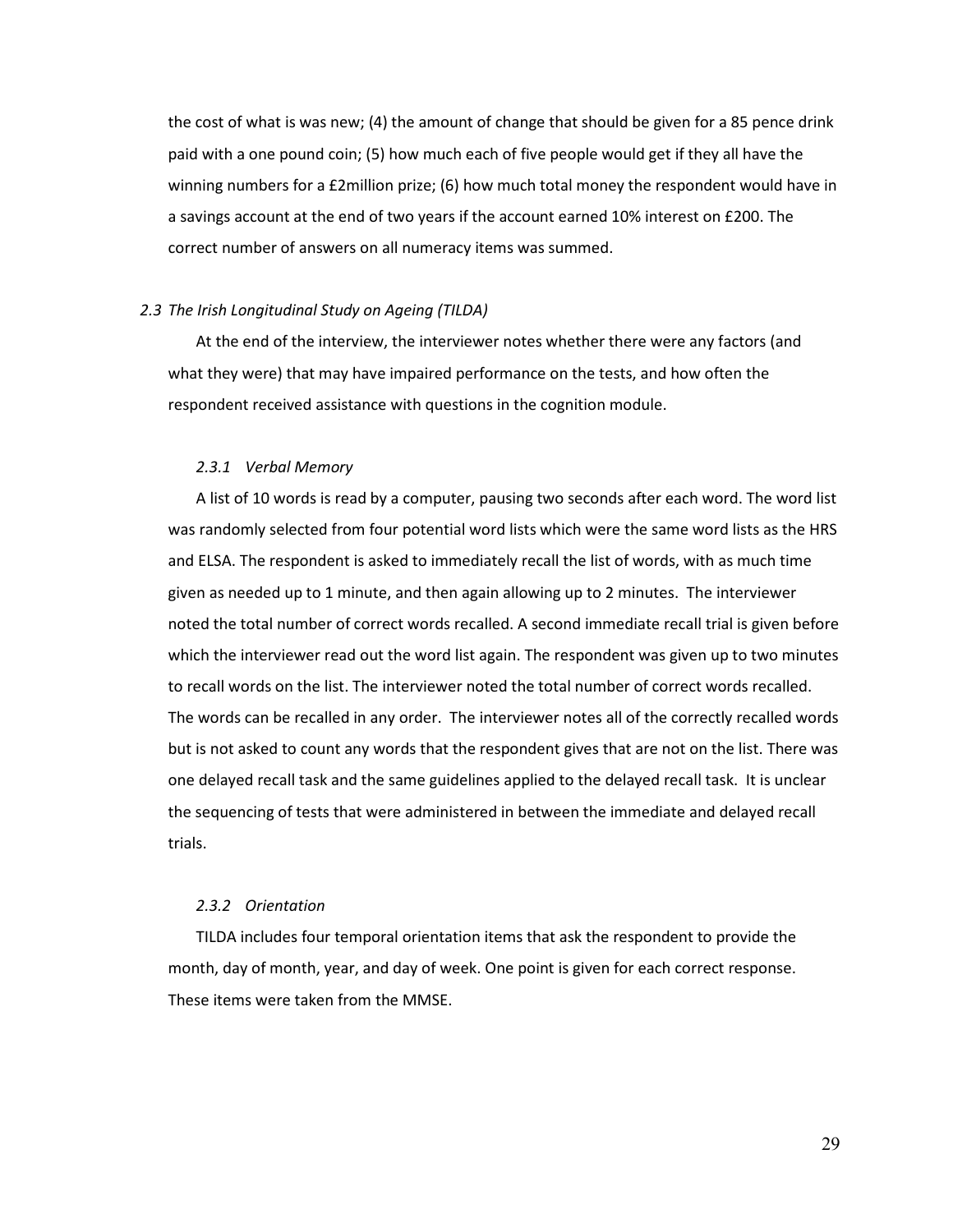the cost of what is was new; (4) the amount of change that should be given for a 85 pence drink paid with a one pound coin; (5) how much each of five people would get if they all have the winning numbers for a £2million prize; (6) how much total money the respondent would have in a savings account at the end of two years if the account earned 10% interest on £200. The correct number of answers on all numeracy items was summed.

## *2.3 The Irish Longitudinal Study on Ageing (TILDA)*

At the end of the interview, the interviewer notes whether there were any factors (and what they were) that may have impaired performance on the tests, and how often the respondent received assistance with questions in the cognition module.

### *2.3.1 Verbal Memory*

A list of 10 words is read by a computer, pausing two seconds after each word. The word list was randomly selected from four potential word lists which were the same word lists as the HRS and ELSA. The respondent is asked to immediately recall the list of words, with as much time given as needed up to 1 minute, and then again allowing up to 2 minutes. The interviewer noted the total number of correct words recalled. A second immediate recall trial is given before which the interviewer read out the word list again. The respondent was given up to two minutes to recall words on the list. The interviewer noted the total number of correct words recalled. The words can be recalled in any order. The interviewer notes all of the correctly recalled words but is not asked to count any words that the respondent gives that are not on the list. There was one delayed recall task and the same guidelines applied to the delayed recall task. It is unclear the sequencing of tests that were administered in between the immediate and delayed recall trials.

### *2.3.2 Orientation*

TILDA includes four temporal orientation items that ask the respondent to provide the month, day of month, year, and day of week. One point is given for each correct response. These items were taken from the MMSE.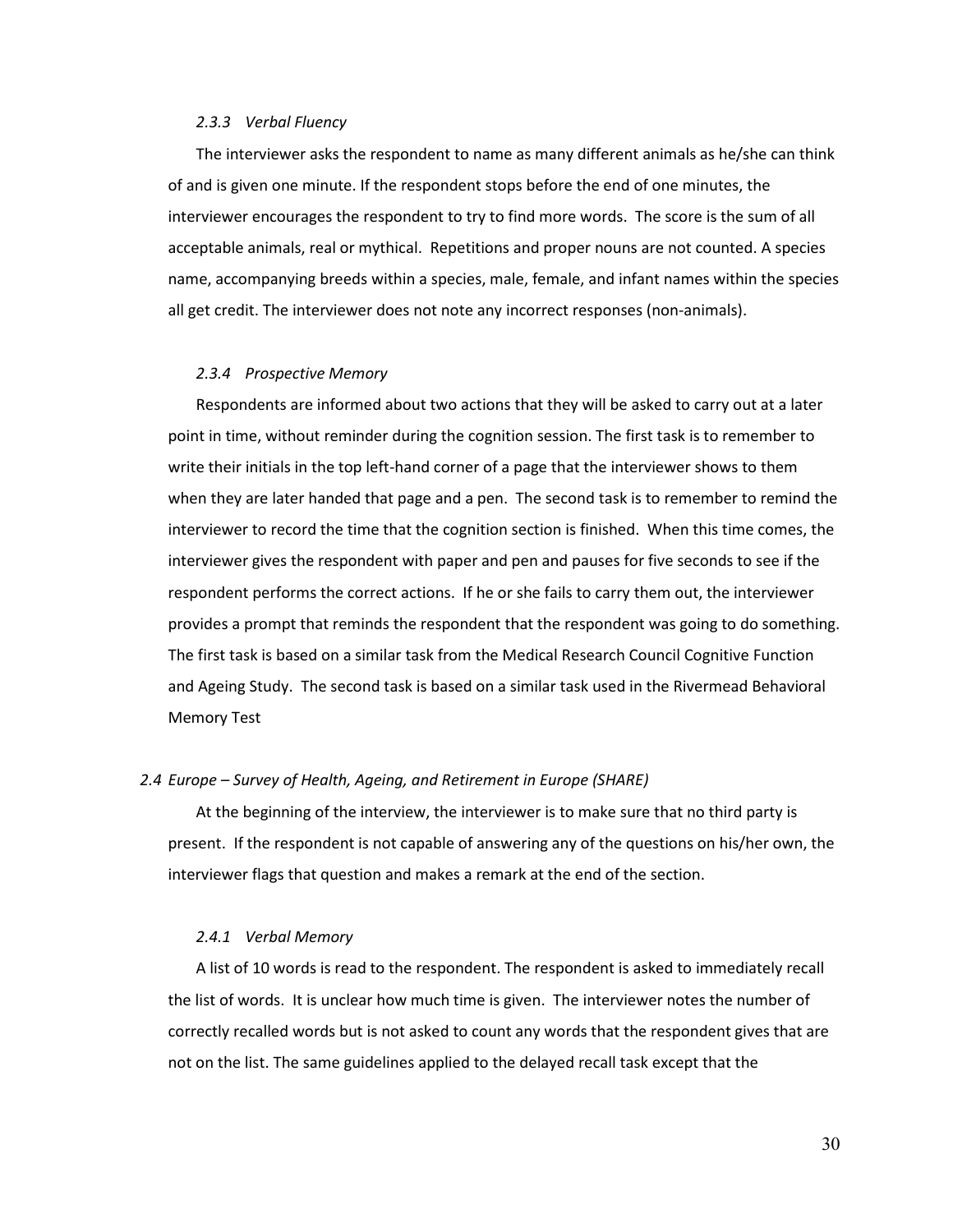#### *2.3.3 Verbal Fluency*

The interviewer asks the respondent to name as many different animals as he/she can think of and is given one minute. If the respondent stops before the end of one minutes, the interviewer encourages the respondent to try to find more words. The score is the sum of all acceptable animals, real or mythical. Repetitions and proper nouns are not counted. A species name, accompanying breeds within a species, male, female, and infant names within the species all get credit. The interviewer does not note any incorrect responses (non-animals).

#### *2.3.4 Prospective Memory*

Respondents are informed about two actions that they will be asked to carry out at a later point in time, without reminder during the cognition session. The first task is to remember to write their initials in the top left-hand corner of a page that the interviewer shows to them when they are later handed that page and a pen. The second task is to remember to remind the interviewer to record the time that the cognition section is finished. When this time comes, the interviewer gives the respondent with paper and pen and pauses for five seconds to see if the respondent performs the correct actions. If he or she fails to carry them out, the interviewer provides a prompt that reminds the respondent that the respondent was going to do something. The first task is based on a similar task from the Medical Research Council Cognitive Function and Ageing Study. The second task is based on a similar task used in the Rivermead Behavioral Memory Test

### *2.4 Europe – Survey of Health, Ageing, and Retirement in Europe (SHARE)*

At the beginning of the interview, the interviewer is to make sure that no third party is present. If the respondent is not capable of answering any of the questions on his/her own, the interviewer flags that question and makes a remark at the end of the section.

#### *2.4.1 Verbal Memory*

A list of 10 words is read to the respondent. The respondent is asked to immediately recall the list of words. It is unclear how much time is given. The interviewer notes the number of correctly recalled words but is not asked to count any words that the respondent gives that are not on the list. The same guidelines applied to the delayed recall task except that the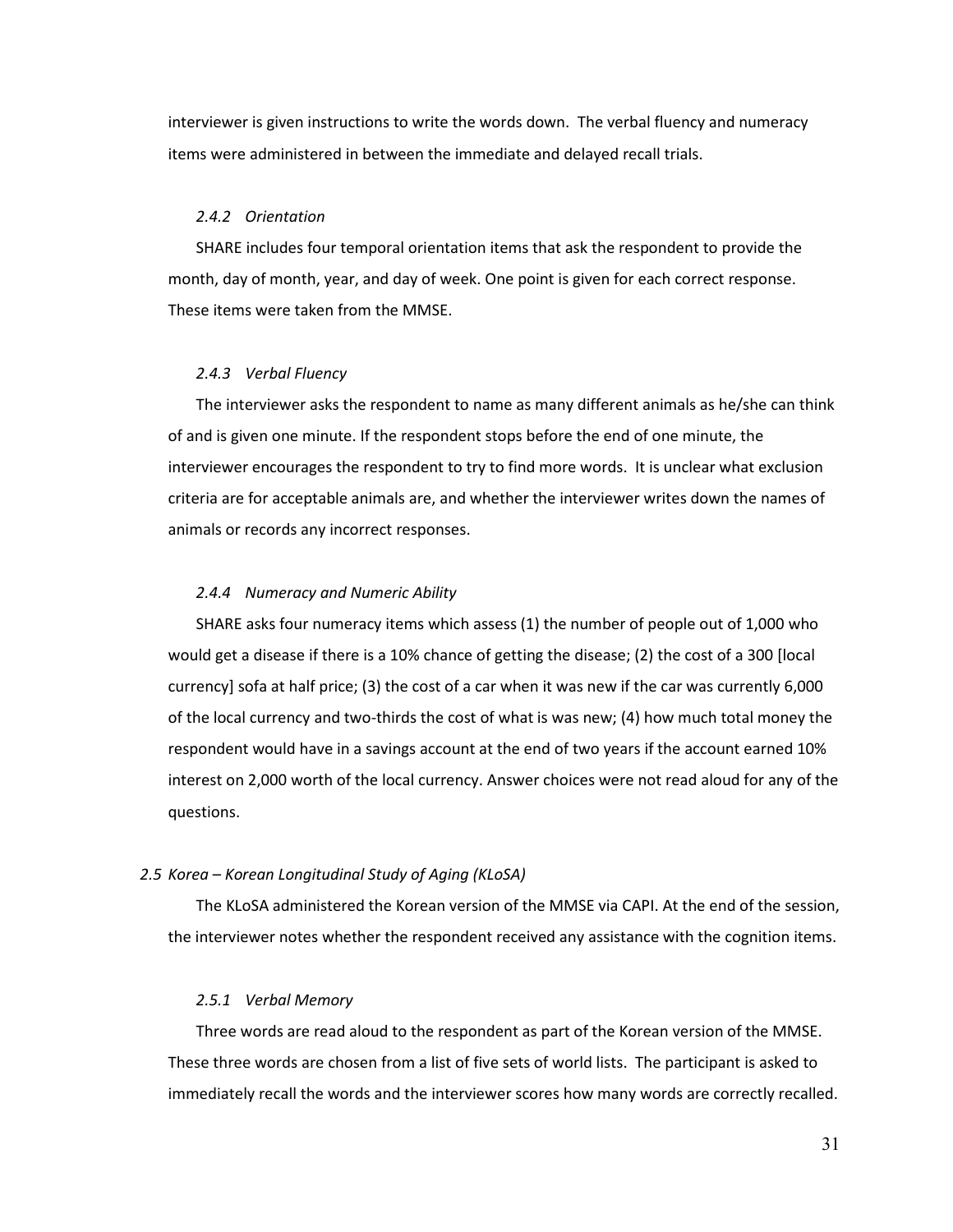interviewer is given instructions to write the words down. The verbal fluency and numeracy items were administered in between the immediate and delayed recall trials.

#### *2.4.2 Orientation*

SHARE includes four temporal orientation items that ask the respondent to provide the month, day of month, year, and day of week. One point is given for each correct response. These items were taken from the MMSE.

#### *2.4.3 Verbal Fluency*

The interviewer asks the respondent to name as many different animals as he/she can think of and is given one minute. If the respondent stops before the end of one minute, the interviewer encourages the respondent to try to find more words. It is unclear what exclusion criteria are for acceptable animals are, and whether the interviewer writes down the names of animals or records any incorrect responses.

#### *2.4.4 Numeracy and Numeric Ability*

SHARE asks four numeracy items which assess (1) the number of people out of 1,000 who would get a disease if there is a 10% chance of getting the disease; (2) the cost of a 300 [local currency] sofa at half price; (3) the cost of a car when it was new if the car was currently 6,000 of the local currency and two-thirds the cost of what is was new; (4) how much total money the respondent would have in a savings account at the end of two years if the account earned 10% interest on 2,000 worth of the local currency. Answer choices were not read aloud for any of the questions.

### *2.5 Korea – Korean Longitudinal Study of Aging (KLoSA)*

The KLoSA administered the Korean version of the MMSE via CAPI. At the end of the session, the interviewer notes whether the respondent received any assistance with the cognition items.

#### *2.5.1 Verbal Memory*

Three words are read aloud to the respondent as part of the Korean version of the MMSE. These three words are chosen from a list of five sets of world lists. The participant is asked to immediately recall the words and the interviewer scores how many words are correctly recalled.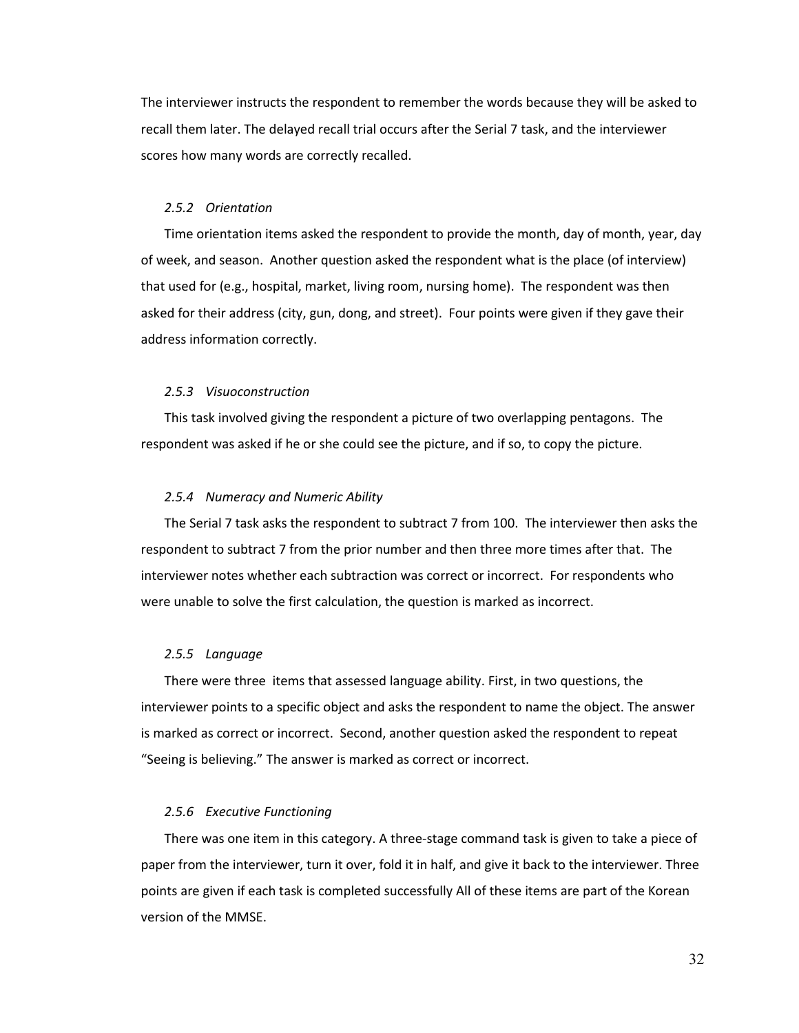The interviewer instructs the respondent to remember the words because they will be asked to recall them later. The delayed recall trial occurs after the Serial 7 task, and the interviewer scores how many words are correctly recalled.

### *2.5.2 Orientation*

Time orientation items asked the respondent to provide the month, day of month, year, day of week, and season. Another question asked the respondent what is the place (of interview) that used for (e.g., hospital, market, living room, nursing home). The respondent was then asked for their address (city, gun, dong, and street). Four points were given if they gave their address information correctly.

### *2.5.3 Visuoconstruction*

This task involved giving the respondent a picture of two overlapping pentagons. The respondent was asked if he or she could see the picture, and if so, to copy the picture.

### *2.5.4 Numeracy and Numeric Ability*

The Serial 7 task asks the respondent to subtract 7 from 100. The interviewer then asks the respondent to subtract 7 from the prior number and then three more times after that. The interviewer notes whether each subtraction was correct or incorrect. For respondents who were unable to solve the first calculation, the question is marked as incorrect.

### *2.5.5 Language*

There were three items that assessed language ability. First, in two questions, the interviewer points to a specific object and asks the respondent to name the object. The answer is marked as correct or incorrect. Second, another question asked the respondent to repeat "Seeing is believing." The answer is marked as correct or incorrect.

### *2.5.6 Executive Functioning*

There was one item in this category. A three-stage command task is given to take a piece of paper from the interviewer, turn it over, fold it in half, and give it back to the interviewer. Three points are given if each task is completed successfully All of these items are part of the Korean version of the MMSE.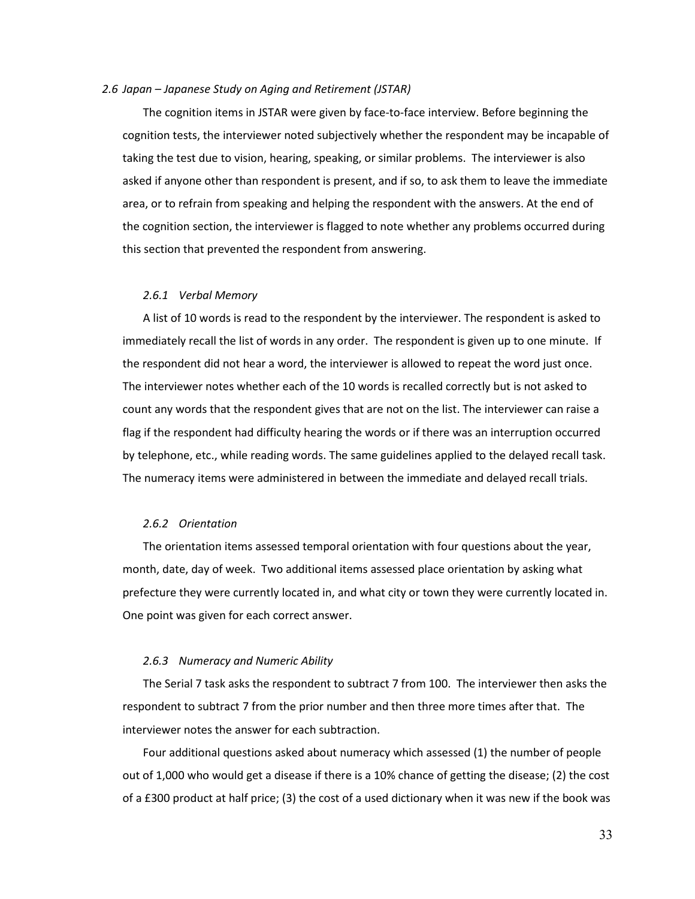### 2.6 Japan – Japanese Study on Aging and Retirement (JSTAR)

The cognition items in JSTAR were given by face-to-face interview. Before beginning the cognition tests, the interviewer noted subjectively whether the respondent may be incapable of taking the test due to vision, hearing, speaking, or similar problems. The interviewer is also asked if anyone other than respondent is present, and if so, to ask them to leave the immediate area, or to refrain from speaking and helping the respondent with the answers. At the end of the cognition section, the interviewer is flagged to note whether any problems occurred during this section that prevented the respondent from answering.

#### 2.6.1 Verbal Memory

A list of 10 words is read to the respondent by the interviewer. The respondent is asked to immediately recall the list of words in any order. The respondent is given up to one minute. If the respondent did not hear a word, the interviewer is allowed to repeat the word just once. The interviewer notes whether each of the 10 words is recalled correctly but is not asked to count any words that the respondent gives that are not on the list. The interviewer can raise a flag if the respondent had difficulty hearing the words or if there was an interruption occurred by telephone, etc., while reading words. The same guidelines applied to the delayed recall task. The numeracy items were administered in between the immediate and delayed recall trials.

#### 2.6.2 Orientation

The orientation items assessed temporal orientation with four questions about the year, month, date, day of week. Two additional items assessed place orientation by asking what prefecture they were currently located in, and what city or town they were currently located in. One point was given for each correct answer.

#### 2.6.3 Numeracy and Numeric Ability

The Serial 7 task asks the respondent to subtract 7 from 100. The interviewer then asks the respondent to subtract 7 from the prior number and then three more times after that. The interviewer notes the answer for each subtraction.

Four additional questions asked about numeracy which assessed (1) the number of people out of 1,000 who would get a disease if there is a 10% chance of getting the disease; (2) the cost of a £300 product at half price; (3) the cost of a used dictionary when it was new if the book was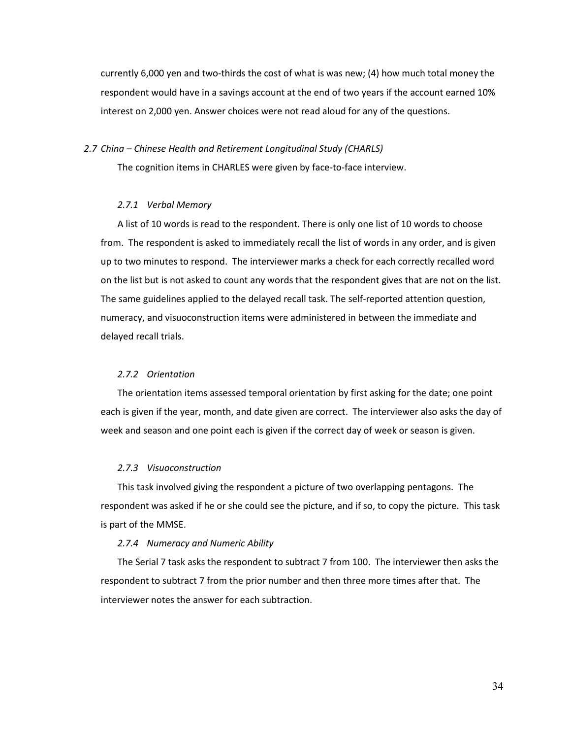currently 6,000 yen and two-thirds the cost of what is was new; (4) how much total money the respondent would have in a savings account at the end of two years if the account earned 10% interest on 2,000 yen. Answer choices were not read aloud for any of the questions.

## *2.7 China – Chinese Health and Retirement Longitudinal Study (CHARLS)*

The cognition items in CHARLES were given by face-to-face interview.

### *2.7.1 Verbal Memory*

A list of 10 words is read to the respondent. There is only one list of 10 words to choose from. The respondent is asked to immediately recall the list of words in any order, and is given up to two minutes to respond. The interviewer marks a check for each correctly recalled word on the list but is not asked to count any words that the respondent gives that are not on the list. The same guidelines applied to the delayed recall task. The self-reported attention question, numeracy, and visuoconstruction items were administered in between the immediate and delayed recall trials.

### *2.7.2 Orientation*

The orientation items assessed temporal orientation by first asking for the date; one point each is given if the year, month, and date given are correct. The interviewer also asks the day of week and season and one point each is given if the correct day of week or season is given.

### *2.7.3 Visuoconstruction*

This task involved giving the respondent a picture of two overlapping pentagons. The respondent was asked if he or she could see the picture, and if so, to copy the picture. This task is part of the MMSE.

### *2.7.4 Numeracy and Numeric Ability*

The Serial 7 task asks the respondent to subtract 7 from 100. The interviewer then asks the respondent to subtract 7 from the prior number and then three more times after that. The interviewer notes the answer for each subtraction.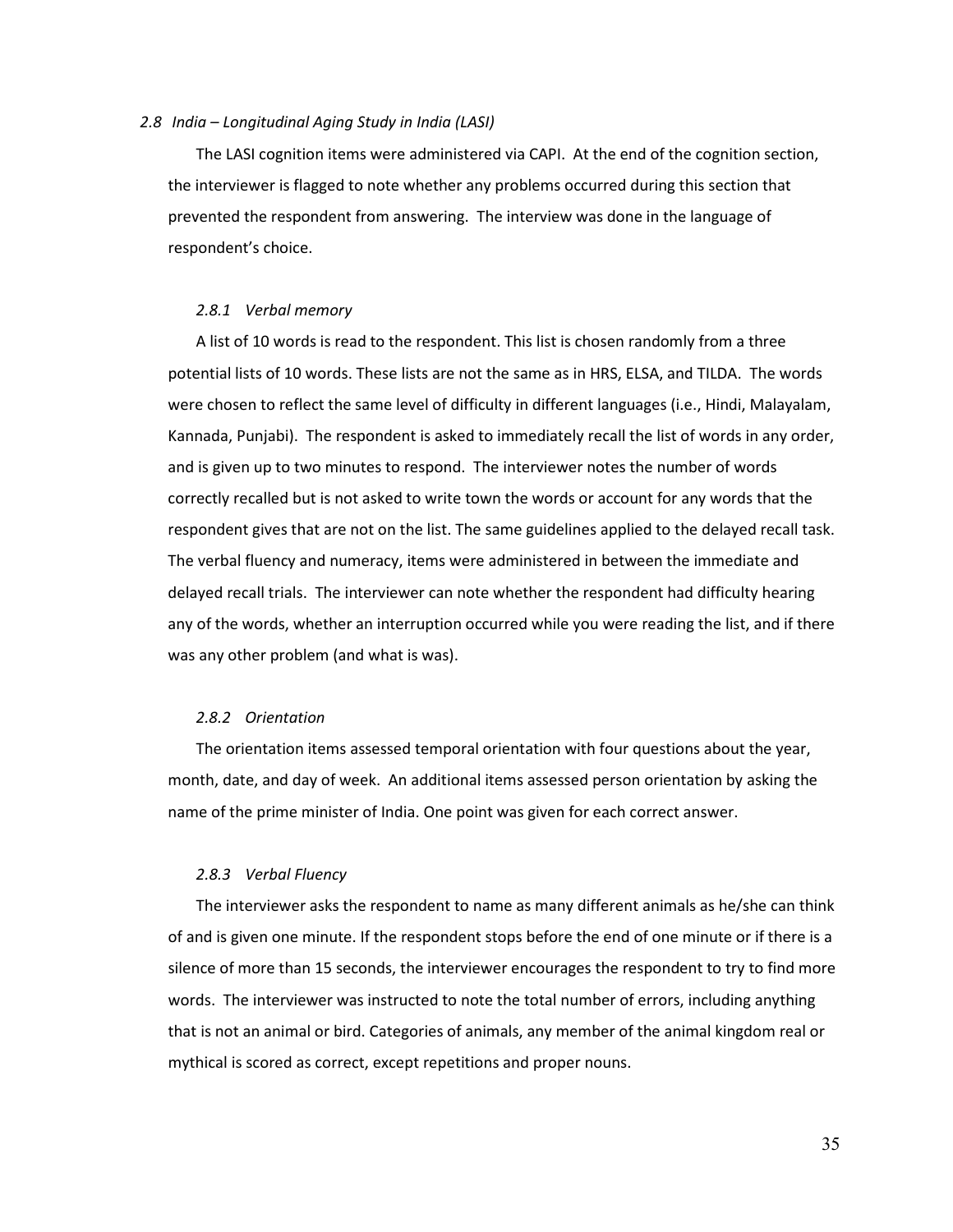### *2.8 India – Longitudinal Aging Study in India (LASI)*

The LASI cognition items were administered via CAPI. At the end of the cognition section, the interviewer is flagged to note whether any problems occurred during this section that prevented the respondent from answering. The interview was done in the language of respondent's choice.

#### *2.8.1 Verbal memory*

A list of 10 words is read to the respondent. This list is chosen randomly from a three potential lists of 10 words. These lists are not the same as in HRS, ELSA, and TILDA. The words were chosen to reflect the same level of difficulty in different languages (i.e., Hindi, Malayalam, Kannada, Punjabi). The respondent is asked to immediately recall the list of words in any order, and is given up to two minutes to respond. The interviewer notes the number of words correctly recalled but is not asked to write town the words or account for any words that the respondent gives that are not on the list. The same guidelines applied to the delayed recall task. The verbal fluency and numeracy, items were administered in between the immediate and delayed recall trials. The interviewer can note whether the respondent had difficulty hearing any of the words, whether an interruption occurred while you were reading the list, and if there was any other problem (and what is was).

#### *2.8.2 Orientation*

The orientation items assessed temporal orientation with four questions about the year, month, date, and day of week. An additional items assessed person orientation by asking the name of the prime minister of India. One point was given for each correct answer.

#### *2.8.3 Verbal Fluency*

The interviewer asks the respondent to name as many different animals as he/she can think of and is given one minute. If the respondent stops before the end of one minute or if there is a silence of more than 15 seconds, the interviewer encourages the respondent to try to find more words. The interviewer was instructed to note the total number of errors, including anything that is not an animal or bird. Categories of animals, any member of the animal kingdom real or mythical is scored as correct, except repetitions and proper nouns.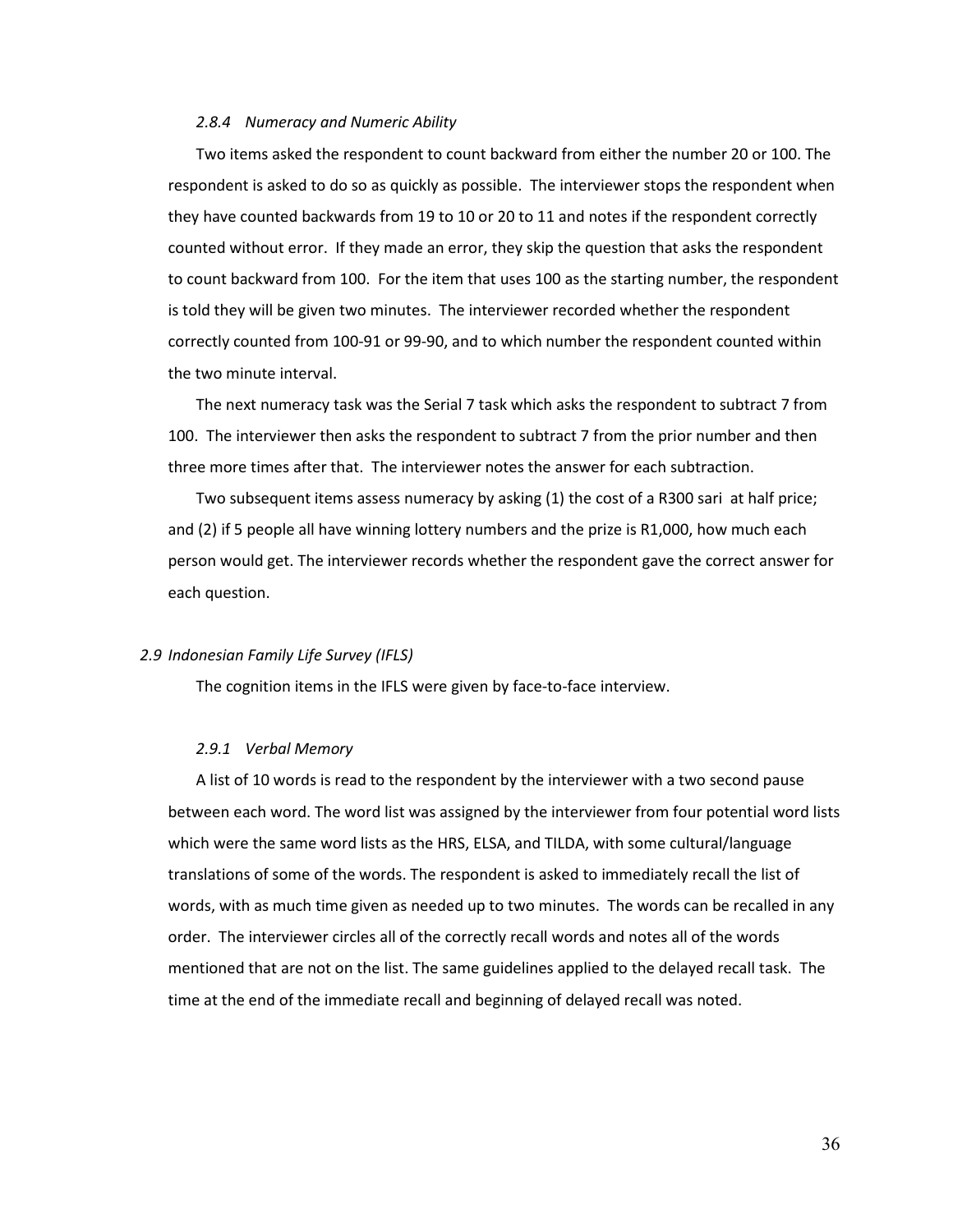#### *2.8.4 Numeracy and Numeric Ability*

Two items asked the respondent to count backward from either the number 20 or 100. The respondent is asked to do so as quickly as possible. The interviewer stops the respondent when they have counted backwards from 19 to 10 or 20 to 11 and notes if the respondent correctly counted without error. If they made an error, they skip the question that asks the respondent to count backward from 100. For the item that uses 100 as the starting number, the respondent is told they will be given two minutes. The interviewer recorded whether the respondent correctly counted from 100-91 or 99-90, and to which number the respondent counted within the two minute interval.

The next numeracy task was the Serial 7 task which asks the respondent to subtract 7 from 100. The interviewer then asks the respondent to subtract 7 from the prior number and then three more times after that. The interviewer notes the answer for each subtraction.

Two subsequent items assess numeracy by asking (1) the cost of a R300 sari at half price; and (2) if 5 people all have winning lottery numbers and the prize is R1,000, how much each person would get. The interviewer records whether the respondent gave the correct answer for each question.

### *2.9 Indonesian Family Life Survey (IFLS)*

The cognition items in the IFLS were given by face-to-face interview.

#### *2.9.1 Verbal Memory*

A list of 10 words is read to the respondent by the interviewer with a two second pause between each word. The word list was assigned by the interviewer from four potential word lists which were the same word lists as the HRS, ELSA, and TILDA, with some cultural/language translations of some of the words. The respondent is asked to immediately recall the list of words, with as much time given as needed up to two minutes. The words can be recalled in any order. The interviewer circles all of the correctly recall words and notes all of the words mentioned that are not on the list. The same guidelines applied to the delayed recall task. The time at the end of the immediate recall and beginning of delayed recall was noted.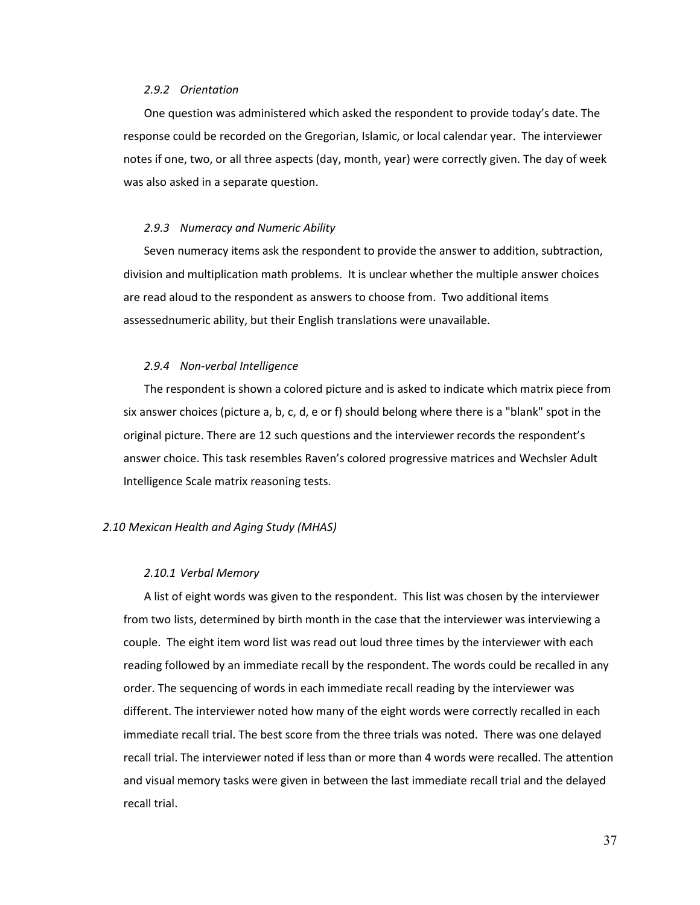#### *2.9.2 Orientation*

One question was administered which asked the respondent to provide today's date. The response could be recorded on the Gregorian, Islamic, or local calendar year. The interviewer notes if one, two, or all three aspects (day, month, year) were correctly given. The day of week was also asked in a separate question.

#### *2.9.3 Numeracy and Numeric Ability*

Seven numeracy items ask the respondent to provide the answer to addition, subtraction, division and multiplication math problems. It is unclear whether the multiple answer choices are read aloud to the respondent as answers to choose from. Two additional items assessednumeric ability, but their English translations were unavailable.

#### *2.9.4 Non-verbal Intelligence*

The respondent is shown a colored picture and is asked to indicate which matrix piece from six answer choices (picture a, b, c, d, e or f) should belong where there is a "blank" spot in the original picture. There are 12 such questions and the interviewer records the respondent's answer choice. This task resembles Raven's colored progressive matrices and Wechsler Adult Intelligence Scale matrix reasoning tests.

### *2.10 Mexican Health and Aging Study (MHAS)*

#### *2.10.1 Verbal Memory*

A list of eight words was given to the respondent. This list was chosen by the interviewer from two lists, determined by birth month in the case that the interviewer was interviewing a couple. The eight item word list was read out loud three times by the interviewer with each reading followed by an immediate recall by the respondent. The words could be recalled in any order. The sequencing of words in each immediate recall reading by the interviewer was different. The interviewer noted how many of the eight words were correctly recalled in each immediate recall trial. The best score from the three trials was noted. There was one delayed recall trial. The interviewer noted if less than or more than 4 words were recalled. The attention and visual memory tasks were given in between the last immediate recall trial and the delayed recall trial.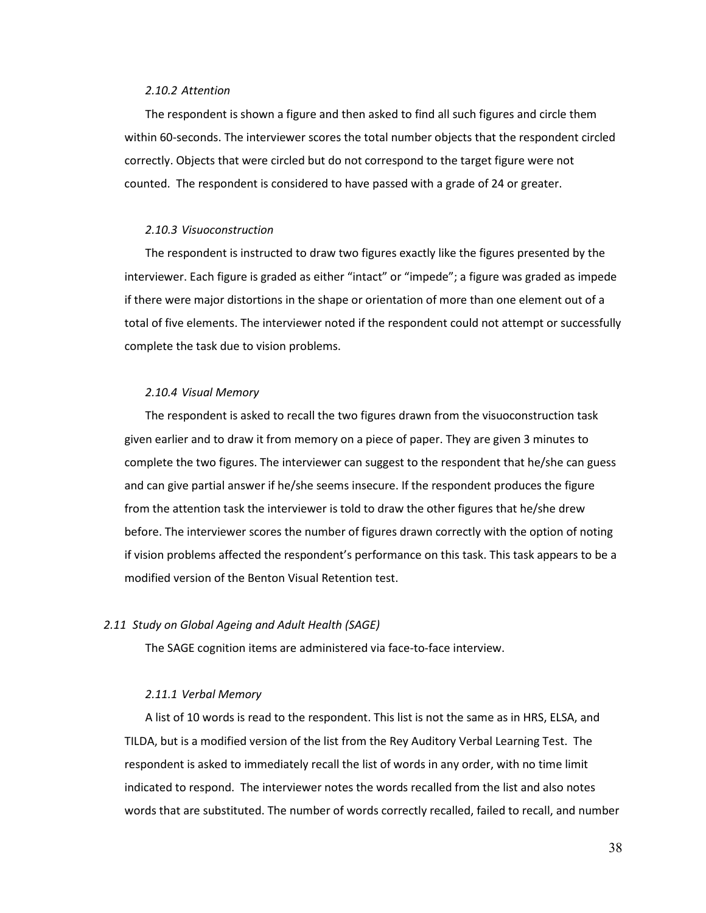#### *2.10.2 Attention*

The respondent is shown a figure and then asked to find all such figures and circle them within 60-seconds. The interviewer scores the total number objects that the respondent circled correctly. Objects that were circled but do not correspond to the target figure were not counted. The respondent is considered to have passed with a grade of 24 or greater.

#### *2.10.3 Visuoconstruction*

The respondent is instructed to draw two figures exactly like the figures presented by the interviewer. Each figure is graded as either "intact" or "impede"; a figure was graded as impede if there were major distortions in the shape or orientation of more than one element out of a total of five elements. The interviewer noted if the respondent could not attempt or successfully complete the task due to vision problems.

#### *2.10.4 Visual Memory*

The respondent is asked to recall the two figures drawn from the visuoconstruction task given earlier and to draw it from memory on a piece of paper. They are given 3 minutes to complete the two figures. The interviewer can suggest to the respondent that he/she can guess and can give partial answer if he/she seems insecure. If the respondent produces the figure from the attention task the interviewer is told to draw the other figures that he/she drew before. The interviewer scores the number of figures drawn correctly with the option of noting if vision problems affected the respondent's performance on this task. This task appears to be a modified version of the Benton Visual Retention test.

### *2.11 Study on Global Ageing and Adult Health (SAGE)*

The SAGE cognition items are administered via face-to-face interview.

#### *2.11.1 Verbal Memory*

A list of 10 words is read to the respondent. This list is not the same as in HRS, ELSA, and TILDA, but is a modified version of the list from the Rey Auditory Verbal Learning Test. The respondent is asked to immediately recall the list of words in any order, with no time limit indicated to respond. The interviewer notes the words recalled from the list and also notes words that are substituted. The number of words correctly recalled, failed to recall, and number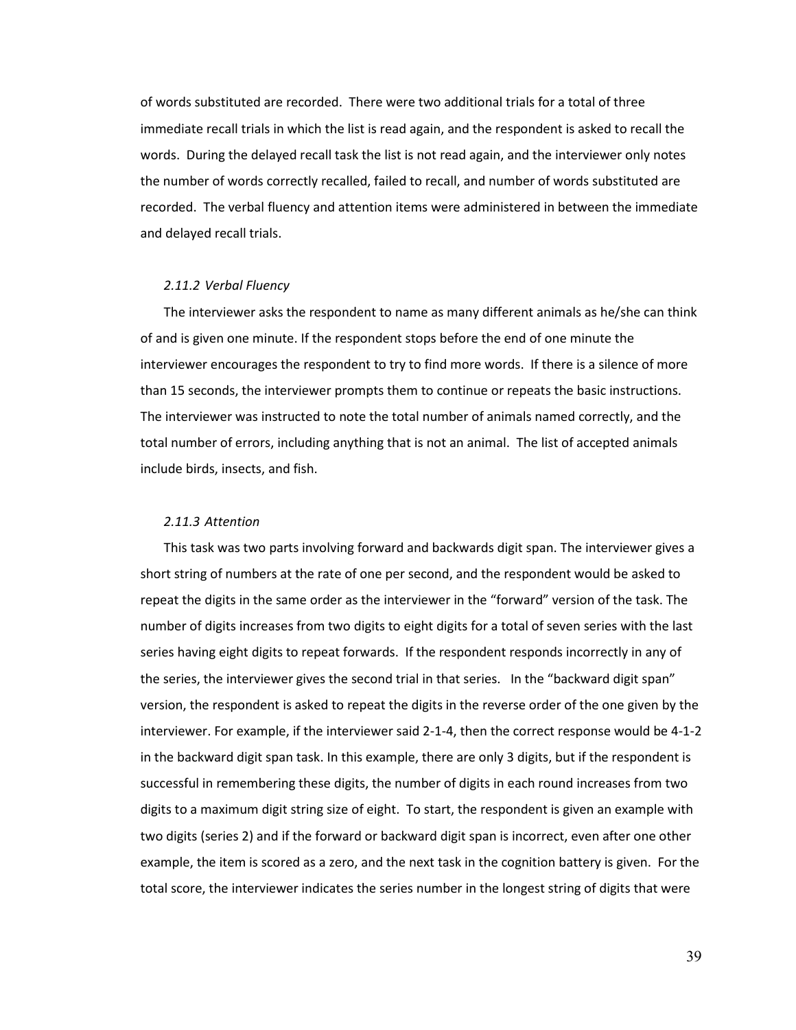of words substituted are recorded. There were two additional trials for a total of three immediate recall trials in which the list is read again, and the respondent is asked to recall the words. During the delayed recall task the list is not read again, and the interviewer only notes the number of words correctly recalled, failed to recall, and number of words substituted are recorded. The verbal fluency and attention items were administered in between the immediate and delayed recall trials.

### *2.11.2 Verbal Fluency*

The interviewer asks the respondent to name as many different animals as he/she can think of and is given one minute. If the respondent stops before the end of one minute the interviewer encourages the respondent to try to find more words. If there is a silence of more than 15 seconds, the interviewer prompts them to continue or repeats the basic instructions. The interviewer was instructed to note the total number of animals named correctly, and the total number of errors, including anything that is not an animal. The list of accepted animals include birds, insects, and fish.

### *2.11.3 Attention*

This task was two parts involving forward and backwards digit span. The interviewer gives a short string of numbers at the rate of one per second, and the respondent would be asked to repeat the digits in the same order as the interviewer in the "forward" version of the task. The number of digits increases from two digits to eight digits for a total of seven series with the last series having eight digits to repeat forwards. If the respondent responds incorrectly in any of the series, the interviewer gives the second trial in that series. In the "backward digit span" version, the respondent is asked to repeat the digits in the reverse order of the one given by the interviewer. For example, if the interviewer said 2-1-4, then the correct response would be 4-1-2 in the backward digit span task. In this example, there are only 3 digits, but if the respondent is successful in remembering these digits, the number of digits in each round increases from two digits to a maximum digit string size of eight. To start, the respondent is given an example with two digits (series 2) and if the forward or backward digit span is incorrect, even after one other example, the item is scored as a zero, and the next task in the cognition battery is given. For the total score, the interviewer indicates the series number in the longest string of digits that were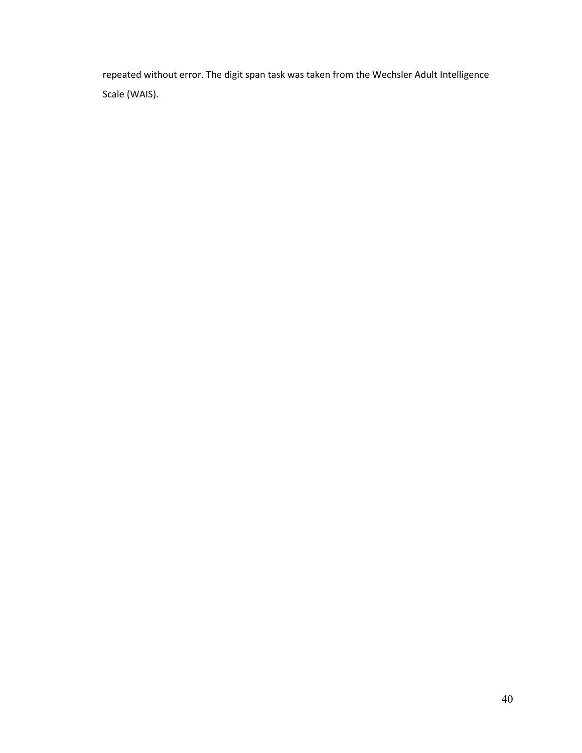repeated without error. The digit span task was taken from the Wechsler Adult Intelligence Scale (WAIS).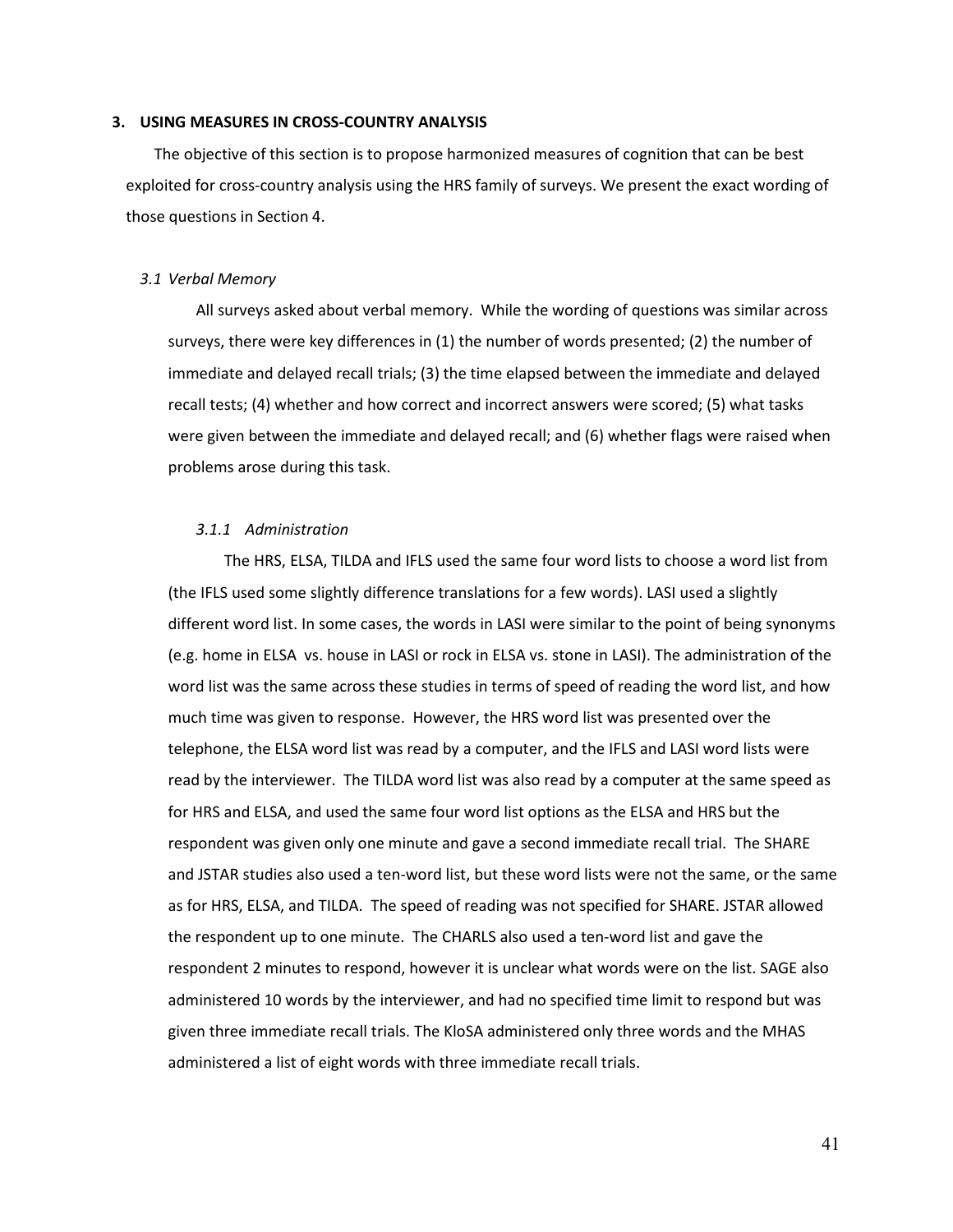## 3. USING MEASURES IN CROSS-COUNTRY ANALYSIS

The objective of this section is to propose harmonized measures of cognition that can be best exploited for cross-country analysis using the HRS family of surveys. We present the exact wording of those questions in Section 4.

### *3.1 Verbal Memory*

All surveys asked about verbal memory. While the wording of questions was similar across surveys, there were key differences in (1) the number of words presented; (2) the number of immediate and delayed recall trials; (3) the time elapsed between the immediate and delayed recall tests; (4) whether and how correct and incorrect answers were scored; (5) what tasks were given between the immediate and delayed recall; and (6) whether flags were raised when problems arose during this task.

#### *3.1.1 Administration*

The HRS, ELSA, TILDA and IFLS used the same four word lists to choose a word list from (the IFLS used some slightly difference translations for a few words). LASI used a slightly different word list. In some cases, the words in LASI were similar to the point of being synonyms (e.g. home in ELSA vs. house in LASI or rock in ELSA vs. stone in LASI). The administration of the word list was the same across these studies in terms of speed of reading the word list, and how much time was given to response. However, the HRS word list was presented over the telephone, the ELSA word list was read by a computer, and the IFLS and LASI word lists were read by the interviewer. The TILDA word list was also read by a computer at the same speed as for HRS and ELSA, and used the same four word list options as the ELSA and HRS but the respondent was given only one minute and gave a second immediate recall trial. The SHARE and JSTAR studies also used a ten-word list, but these word lists were not the same, or the same as for HRS, ELSA, and TILDA. The speed of reading was not specified for SHARE. JSTAR allowed the respondent up to one minute. The CHARLS also used a ten-word list and gave the respondent 2 minutes to respond, however it is unclear what words were on the list. SAGE also administered 10 words by the interviewer, and had no specified time limit to respond but was given three immediate recall trials. The KloSA administered only three words and the MHAS administered a list of eight words with three immediate recall trials.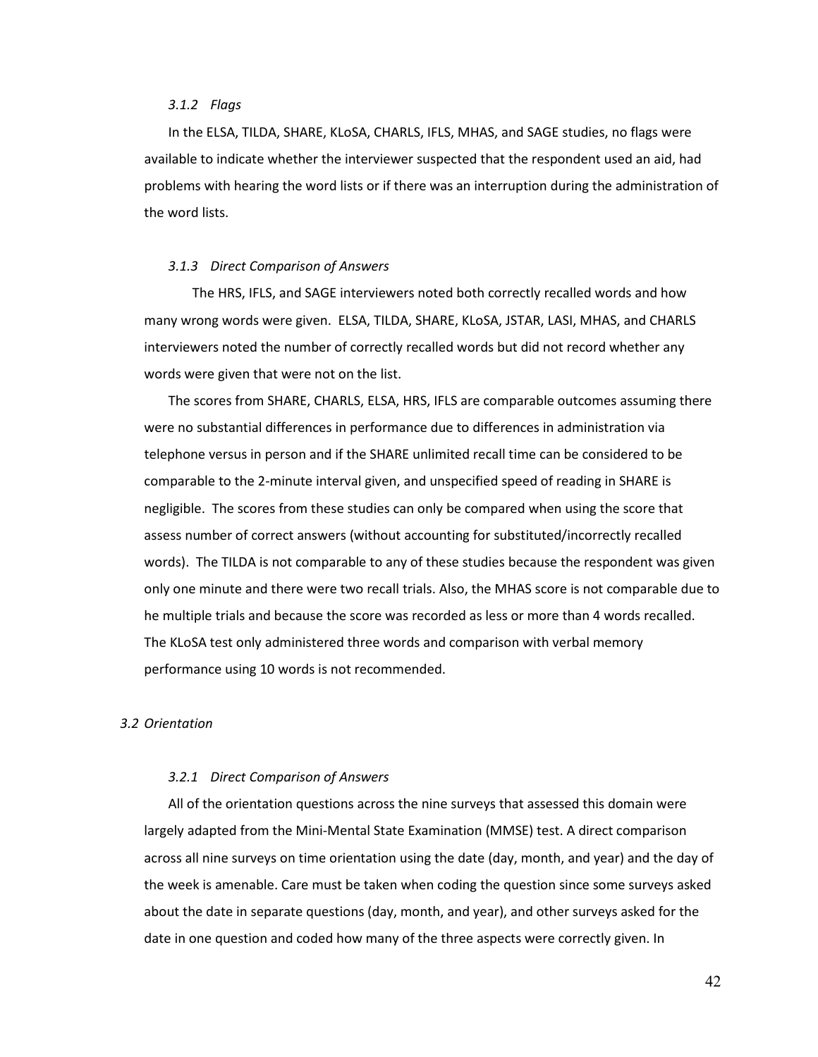#### *3.1.2 Flags*

In the ELSA, TILDA, SHARE, KLoSA, CHARLS, IFLS, MHAS, and SAGE studies, no flags were available to indicate whether the interviewer suspected that the respondent used an aid, had problems with hearing the word lists or if there was an interruption during the administration of the word lists.

#### *3.1.3 Direct Comparison of Answers*

The HRS, IFLS, and SAGE interviewers noted both correctly recalled words and how many wrong words were given. ELSA, TILDA, SHARE, KLoSA, JSTAR, LASI, MHAS, and CHARLS interviewers noted the number of correctly recalled words but did not record whether any words were given that were not on the list.

The scores from SHARE, CHARLS, ELSA, HRS, IFLS are comparable outcomes assuming there were no substantial differences in performance due to differences in administration via telephone versus in person and if the SHARE unlimited recall time can be considered to be comparable to the 2-minute interval given, and unspecified speed of reading in SHARE is negligible. The scores from these studies can only be compared when using the score that assess number of correct answers (without accounting for substituted/incorrectly recalled words). The TILDA is not comparable to any of these studies because the respondent was given only one minute and there were two recall trials. Also, the MHAS score is not comparable due to he multiple trials and because the score was recorded as less or more than 4 words recalled. The KLoSA test only administered three words and comparison with verbal memory performance using 10 words is not recommended.

### *3.2 Orientation*

#### *3.2.1 Direct Comparison of Answers*

All of the orientation questions across the nine surveys that assessed this domain were largely adapted from the Mini-Mental State Examination (MMSE) test. A direct comparison across all nine surveys on time orientation using the date (day, month, and year) and the day of the week is amenable. Care must be taken when coding the question since some surveys asked about the date in separate questions (day, month, and year), and other surveys asked for the date in one question and coded how many of the three aspects were correctly given. In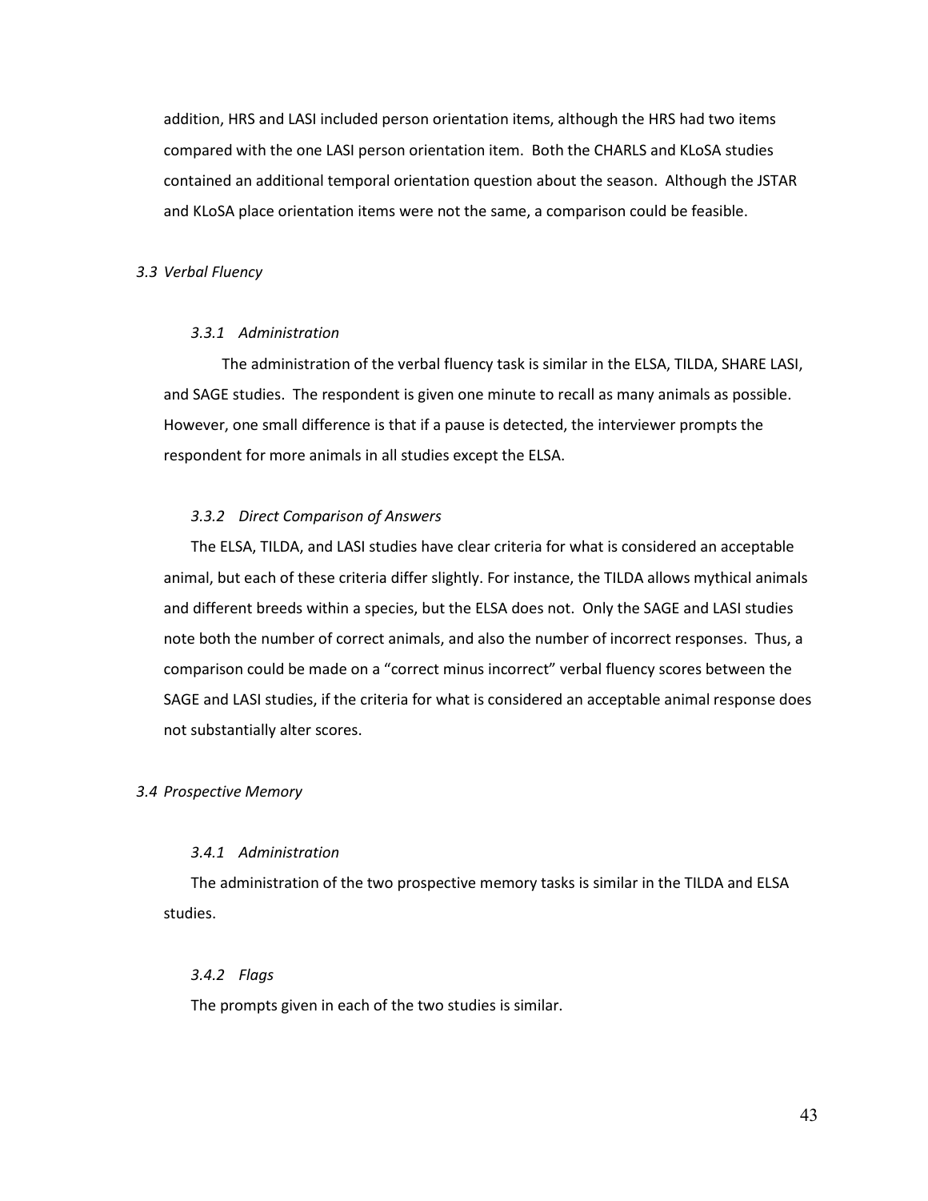addition, HRS and LASI included person orientation items, although the HRS had two items compared with the one LASI person orientation item. Both the CHARLS and KLoSA studies contained an additional temporal orientation question about the season. Although the JSTAR and KLoSA place orientation items were not the same, a comparison could be feasible.

## *3.3 Verbal Fluency*

### *3.3.1 Administration*

The administration of the verbal fluency task is similar in the ELSA, TILDA, SHARE LASI, and SAGE studies. The respondent is given one minute to recall as many animals as possible. However, one small difference is that if a pause is detected, the interviewer prompts the respondent for more animals in all studies except the ELSA.

### *3.3.2 Direct Comparison of Answers*

The ELSA, TILDA, and LASI studies have clear criteria for what is considered an acceptable animal, but each of these criteria differ slightly. For instance, the TILDA allows mythical animals and different breeds within a species, but the ELSA does not. Only the SAGE and LASI studies note both the number of correct animals, and also the number of incorrect responses. Thus, a comparison could be made on a "correct minus incorrect" verbal fluency scores between the SAGE and LASI studies, if the criteria for what is considered an acceptable animal response does not substantially alter scores.

## *3.4 Prospective Memory*

### *3.4.1 Administration*

The administration of the two prospective memory tasks is similar in the TILDA and ELSA studies.

### *3.4.2 Flags*

The prompts given in each of the two studies is similar.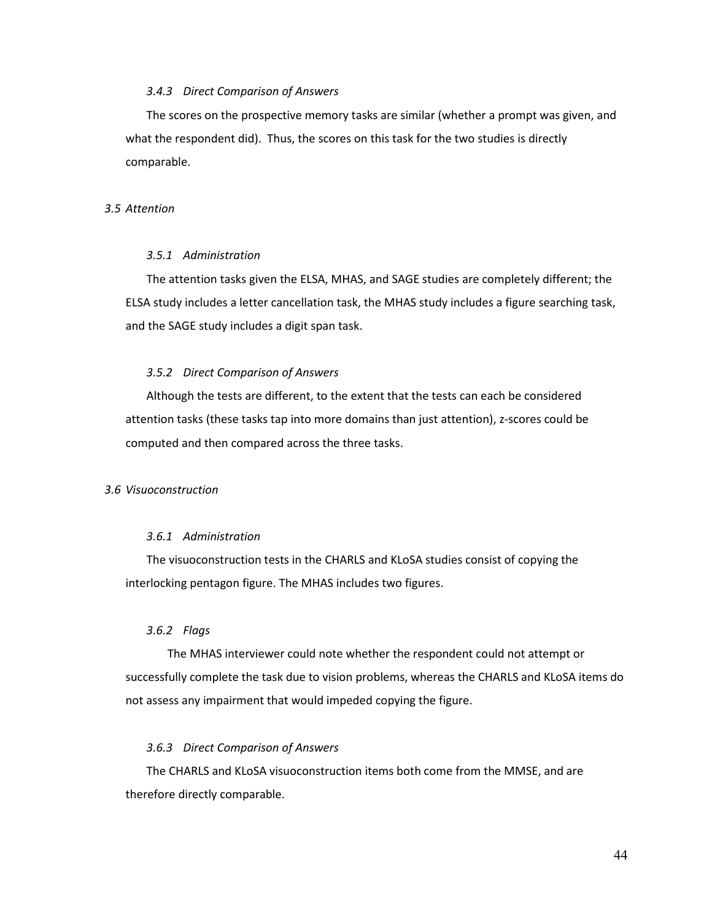#### *3.4.3 Direct Comparison of Answers*

The scores on the prospective memory tasks are similar (whether a prompt was given, and what the respondent did). Thus, the scores on this task for the two studies is directly comparable.

### *3.5 Attention*

#### *3.5.1 Administration*

The attention tasks given the ELSA, MHAS, and SAGE studies are completely different; the ELSA study includes a letter cancellation task, the MHAS study includes a figure searching task, and the SAGE study includes a digit span task.

#### *3.5.2 Direct Comparison of Answers*

Although the tests are different, to the extent that the tests can each be considered attention tasks (these tasks tap into more domains than just attention), z-scores could be computed and then compared across the three tasks.

### *3.6 Visuoconstruction*

#### *3.6.1 Administration*

The visuoconstruction tests in the CHARLS and KLoSA studies consist of copying the interlocking pentagon figure. The MHAS includes two figures.

#### *3.6.2 Flags*

The MHAS interviewer could note whether the respondent could not attempt or successfully complete the task due to vision problems, whereas the CHARLS and KLoSA items do not assess any impairment that would impeded copying the figure.

#### *3.6.3 Direct Comparison of Answers*

The CHARLS and KLoSA visuoconstruction items both come from the MMSE, and are therefore directly comparable.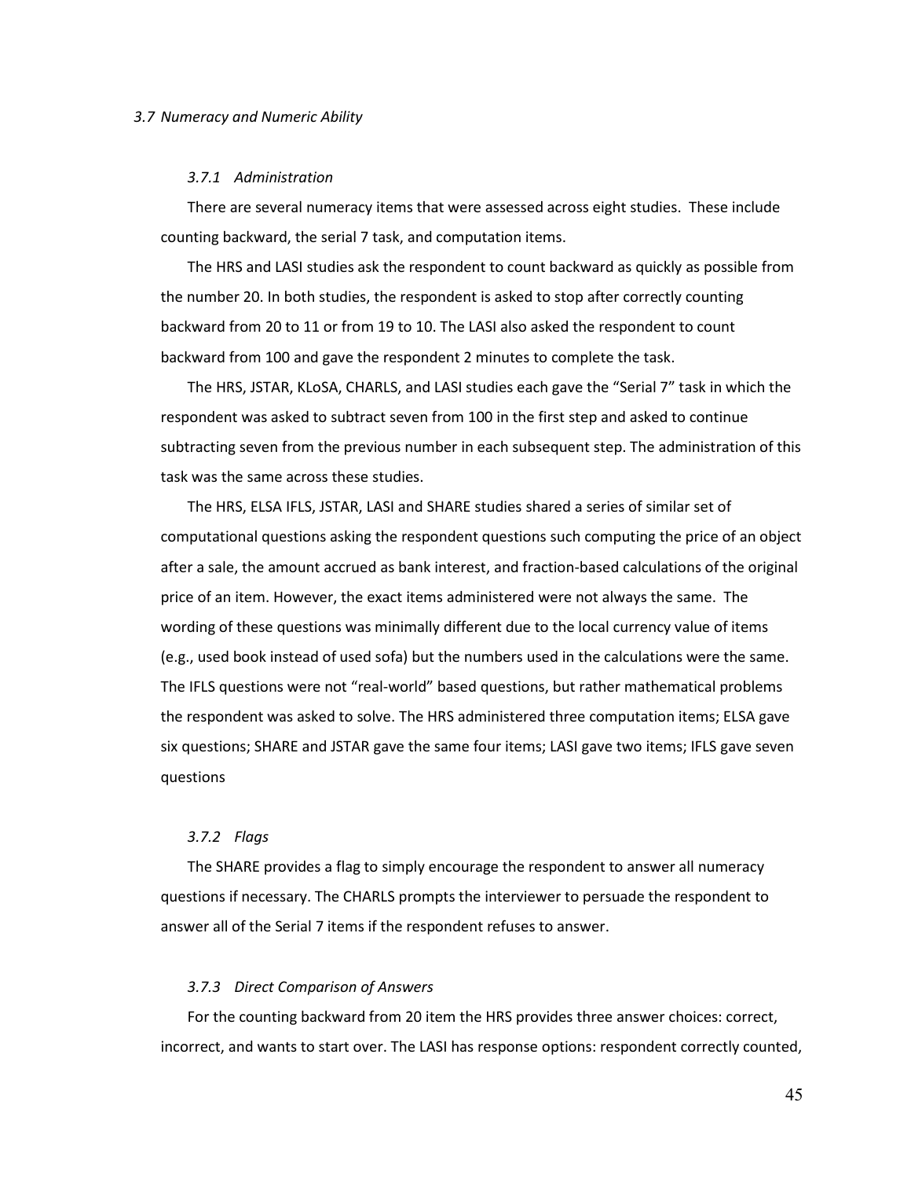## 3.7 Numeracy and Numeric Ability

### 3.7.1 Administration

There are several numeracy items that were assessed across eight studies. These include counting backward, the serial 7 task, and computation items.

The HRS and LASI studies ask the respondent to count backward as quickly as possible from the number 20. In both studies, the respondent is asked to stop after correctly counting backward from 20 to 11 or from 19 to 10. The LASI also asked the respondent to count backward from 100 and gave the respondent 2 minutes to complete the task.

The HRS, JSTAR, KLoSA, CHARLS, and LASI studies each gave the "Serial 7" task in which the respondent was asked to subtract seven from 100 in the first step and asked to continue subtracting seven from the previous number in each subsequent step. The administration of this task was the same across these studies.

The HRS, ELSA IFLS, JSTAR, LASI and SHARE studies shared a series of similar set of computational questions asking the respondent questions such computing the price of an object after a sale, the amount accrued as bank interest, and fraction-based calculations of the original price of an item. However, the exact items administered were not always the same. The wording of these questions was minimally different due to the local currency value of items (e.g., used book instead of used sofa) but the numbers used in the calculations were the same. The IFLS questions were not "real-world" based questions, but rather mathematical problems the respondent was asked to solve. The HRS administered three computation items; ELSA gave six questions; SHARE and JSTAR gave the same four items; LASI gave two items; IFLS gave seven questions

### 3.7.2 Flags

The SHARE provides a flag to simply encourage the respondent to answer all numeracy questions if necessary. The CHARLS prompts the interviewer to persuade the respondent to answer all of the Serial 7 items if the respondent refuses to answer.

### 3.7.3 Direct Comparison of Answers

For the counting backward from 20 item the HRS provides three answer choices: correct, incorrect, and wants to start over. The LASI has response options: respondent correctly counted,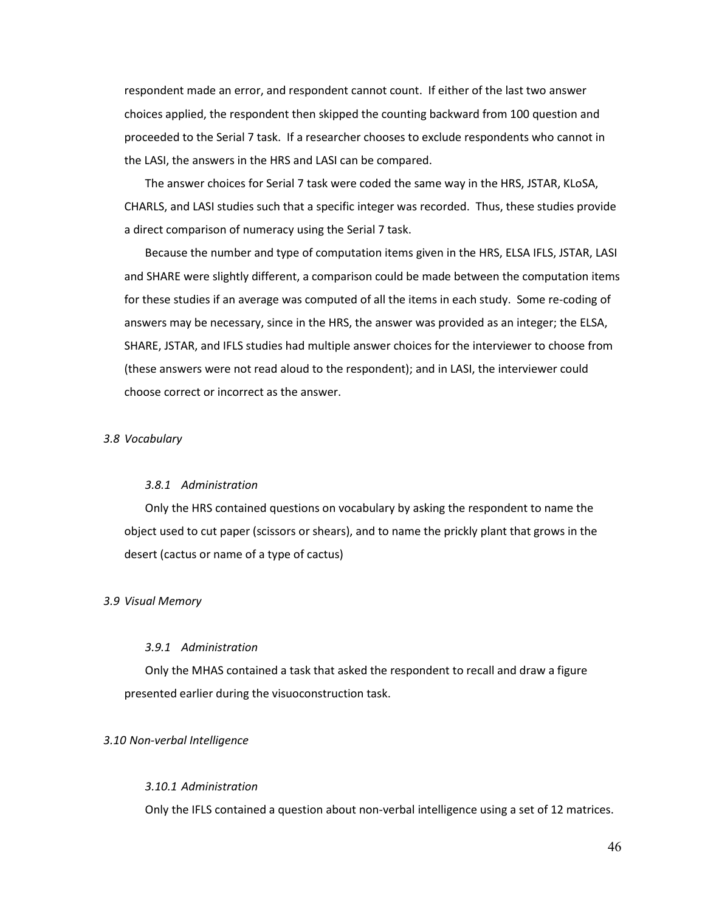respondent made an error, and respondent cannot count. If either of the last two answer choices applied, the respondent then skipped the counting backward from 100 question and proceeded to the Serial 7 task. If a researcher chooses to exclude respondents who cannot in the LASI, the answers in the HRS and LASI can be compared.

The answer choices for Serial 7 task were coded the same way in the HRS, JSTAR, KLoSA, CHARLS, and LASI studies such that a specific integer was recorded. Thus, these studies provide a direct comparison of numeracy using the Serial 7 task.

Because the number and type of computation items given in the HRS, ELSA IFLS, JSTAR, LASI and SHARE were slightly different, a comparison could be made between the computation items for these studies if an average was computed of all the items in each study. Some re-coding of answers may be necessary, since in the HRS, the answer was provided as an integer; the ELSA, SHARE, JSTAR, and IFLS studies had multiple answer choices for the interviewer to choose from (these answers were not read aloud to the respondent); and in LASI, the interviewer could choose correct or incorrect as the answer.

## *3.8 Vocabulary*

### *3.8.1 Administration*

Only the HRS contained questions on vocabulary by asking the respondent to name the object used to cut paper (scissors or shears), and to name the prickly plant that grows in the desert (cactus or name of a type of cactus)

## *3.9 Visual Memory*

### *3.9.1 Administration*

Only the MHAS contained a task that asked the respondent to recall and draw a figure presented earlier during the visuoconstruction task.

## *3.10 Non-verbal Intelligence*

### *3.10.1 Administration*

Only the IFLS contained a question about non-verbal intelligence using a set of 12 matrices.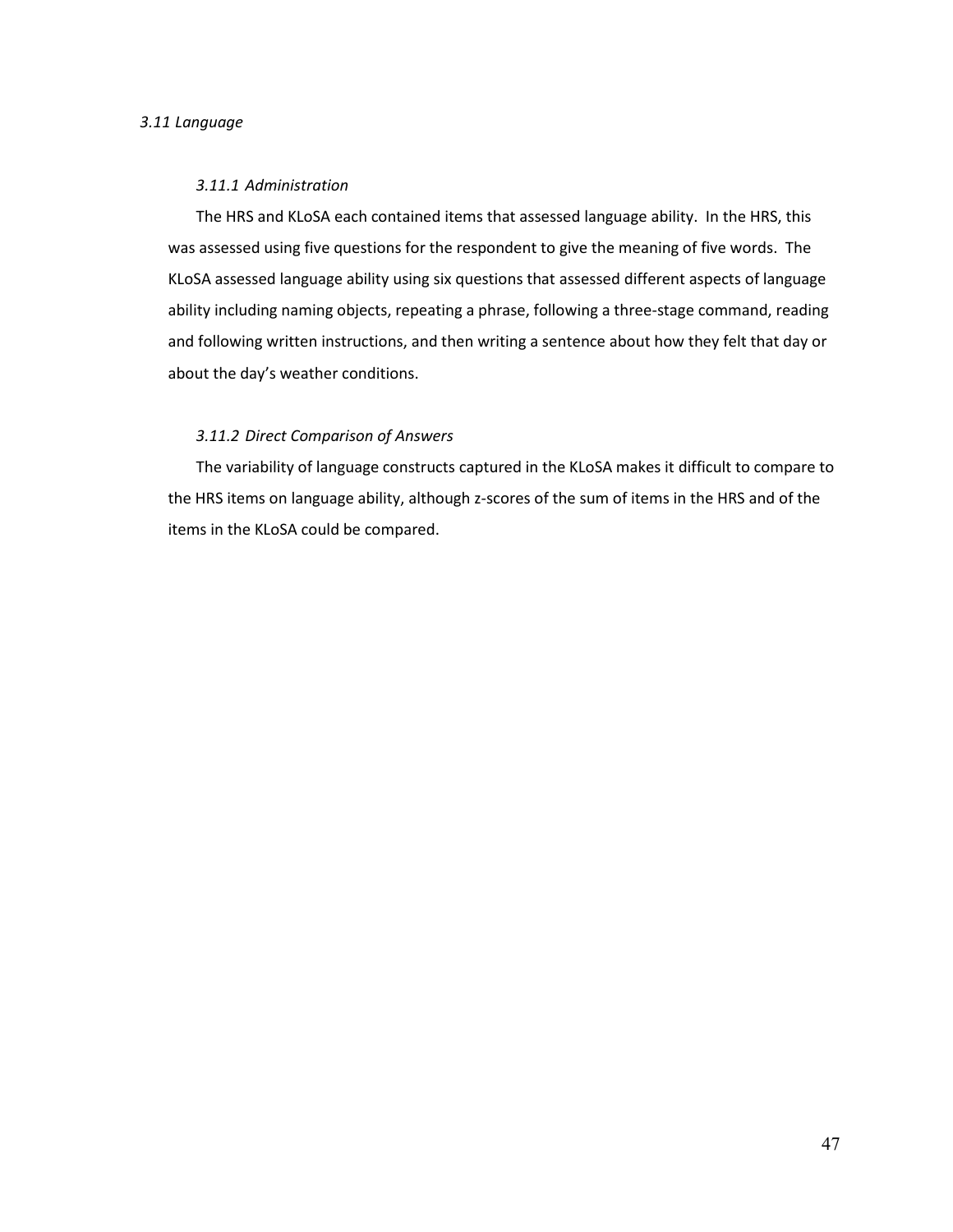### *3.11 Language*

#### *3.11.1 Administration*

The HRS and KLoSA each contained items that assessed language ability. In the HRS, this was assessed using five questions for the respondent to give the meaning of five words. The KLoSA assessed language ability using six questions that assessed different aspects of language ability including naming objects, repeating a phrase, following a three-stage command, reading and following written instructions, and then writing a sentence about how they felt that day or about the day's weather conditions.

#### *3.11.2 Direct Comparison of Answers*

The variability of language constructs captured in the KLoSA makes it difficult to compare to the HRS items on language ability, although z-scores of the sum of items in the HRS and of the items in the KLoSA could be compared.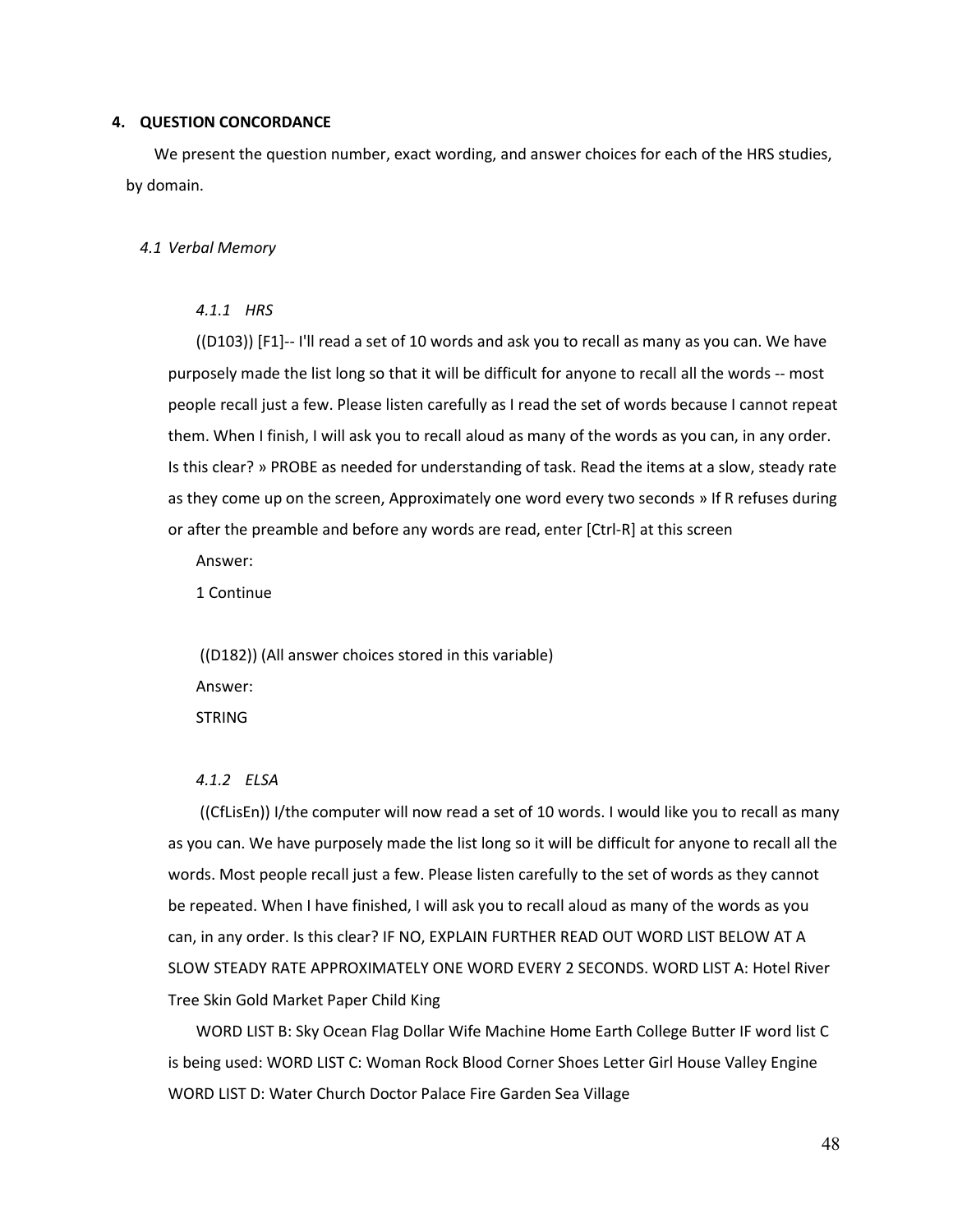## 4. QUESTION CONCORDANCE

We present the question number, exact wording, and answer choices for each of the HRS studies, by domain.

### *4.1 Verbal Memory*

#### *4.1.1 HRS*

((D103)) [F1]-- I'll read a set of 10 words and ask you to recall as many as you can. We have purposely made the list long so that it will be difficult for anyone to recall all the words -- most people recall just a few. Please listen carefully as I read the set of words because I cannot repeat them. When I finish, I will ask you to recall aloud as many of the words as you can, in any order. Is this clear? » PROBE as needed for understanding of task. Read the items at a slow, steady rate as they come up on the screen, Approximately one word every two seconds » If R refuses during or after the preamble and before any words are read, enter [Ctrl-R] at this screen

Answer:

1 Continue

((D182)) (All answer choices stored in this variable)

Answer:

STRING

#### *4.1.2 ELSA*

((CfLisEn)) I/the computer will now read a set of 10 words. I would like you to recall as many as you can. We have purposely made the list long so it will be difficult for anyone to recall all the words. Most people recall just a few. Please listen carefully to the set of words as they cannot be repeated. When I have finished, I will ask you to recall aloud as many of the words as you can, in any order. Is this clear? IF NO, EXPLAIN FURTHER READ OUT WORD LIST BELOW AT A SLOW STEADY RATE APPROXIMATELY ONE WORD EVERY 2 SECONDS. WORD LIST A: Hotel River Tree Skin Gold Market Paper Child King

WORD LIST B: Sky Ocean Flag Dollar Wife Machine Home Earth College Butter IF word list C is being used: WORD LIST C: Woman Rock Blood Corner Shoes Letter Girl House Valley Engine WORD LIST D: Water Church Doctor Palace Fire Garden Sea Village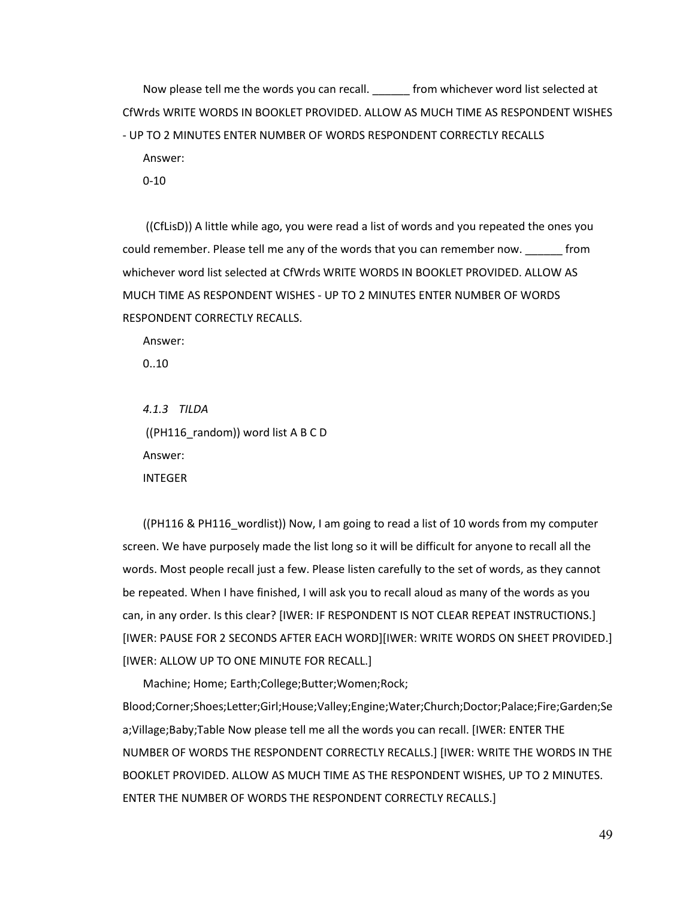Now please tell me the words you can recall. ______ from whichever word list selected at CfWrds WRITE WORDS IN BOOKLET PROVIDED. ALLOW AS MUCH TIME AS RESPONDENT WISHES - UP TO 2 MINUTES ENTER NUMBER OF WORDS RESPONDENT CORRECTLY RECALLS

Answer:

0-10

((CfLisD)) A little while ago, you were read a list of words and you repeated the ones you could remember. Please tell me any of the words that you can remember now. ______ from whichever word list selected at CfWrds WRITE WORDS IN BOOKLET PROVIDED. ALLOW AS MUCH TIME AS RESPONDENT WISHES - UP TO 2 MINUTES ENTER NUMBER OF WORDS RESPONDENT CORRECTLY RECALLS.

Answer:

0..10

### *4.1.3 TILDA*

((PH116_random)) word list A B C D

Answer:

INTEGER

((PH116 & PH116_wordlist)) Now, I am going to read a list of 10 words from my computer screen. We have purposely made the list long so it will be difficult for anyone to recall all the words. Most people recall just a few. Please listen carefully to the set of words, as they cannot be repeated. When I have finished, I will ask you to recall aloud as many of the words as you can, in any order. Is this clear? [IWER: IF RESPONDENT IS NOT CLEAR REPEAT INSTRUCTIONS.] [IWER: PAUSE FOR 2 SECONDS AFTER EACH WORD][IWER: WRITE WORDS ON SHEET PROVIDED.] [IWER: ALLOW UP TO ONE MINUTE FOR RECALL.]

Machine; Home; Earth;College;Butter;Women;Rock; Blood;Corner;Shoes;Letter;Girl;House;Valley;Engine;Water;Church;Doctor;Palace;Fire;Garden;Sea;Village;Baby;Table Now please tell me all the words you can recall. [IWER: ENTER THE NUMBER OF WORDS THE RESPONDENT CORRECTLY RECALLS.] [IWER: WRITE THE WORDS IN THE BOOKLET PROVIDED. ALLOW AS MUCH TIME AS THE RESPONDENT WISHES, UP TO 2 MINUTES. ENTER THE NUMBER OF WORDS THE RESPONDENT CORRECTLY RECALLS.]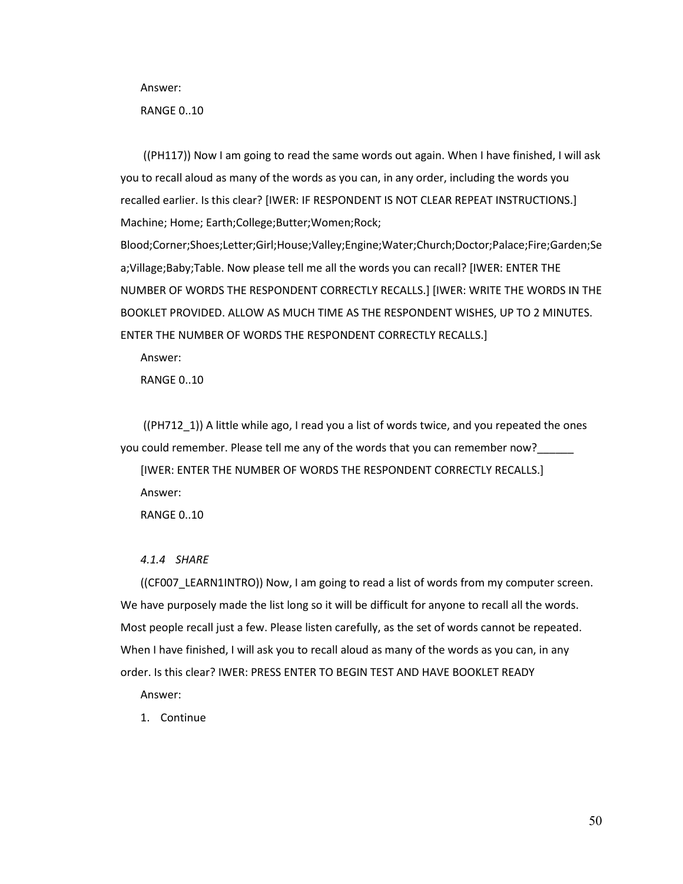Answer:

RANGE 0..10

((PH117)) Now I am going to read the same words out again. When I have finished, I will ask you to recall aloud as many of the words as you can, in any order, including the words you recalled earlier. Is this clear? [IWER: IF RESPONDENT IS NOT CLEAR REPEAT INSTRUCTIONS.] Machine; Home; Earth;College;Butter;Women;Rock; Blood;Corner;Shoes;Letter;Girl;House;Valley;Engine;Water;Church;Doctor;Palace;Fire;Garden;Sea;Village;Baby;Table. Now please tell me all the words you can recall? [IWER: ENTER THE NUMBER OF WORDS THE RESPONDENT CORRECTLY RECALLS.] [IWER: WRITE THE WORDS IN THE BOOKLET PROVIDED. ALLOW AS MUCH TIME AS THE RESPONDENT WISHES, UP TO 2 MINUTES. ENTER THE NUMBER OF WORDS THE RESPONDENT CORRECTLY RECALLS.]

Answer:

RANGE 0..10

((PH712_1)) A little while ago, I read you a list of words twice, and you repeated the ones you could remember. Please tell me any of the words that you can remember now?______

[IWER: ENTER THE NUMBER OF WORDS THE RESPONDENT CORRECTLY RECALLS.]

Answer:

RANGE 0..10

#### *4.1.4 SHARE*

((CF007_LEARN1INTRO)) Now, I am going to read a list of words from my computer screen. We have purposely made the list long so it will be difficult for anyone to recall all the words. Most people recall just a few. Please listen carefully, as the set of words cannot be repeated. When I have finished, I will ask you to recall aloud as many of the words as you can, in any order. Is this clear? IWER: PRESS ENTER TO BEGIN TEST AND HAVE BOOKLET READY

Answer:

1. Continue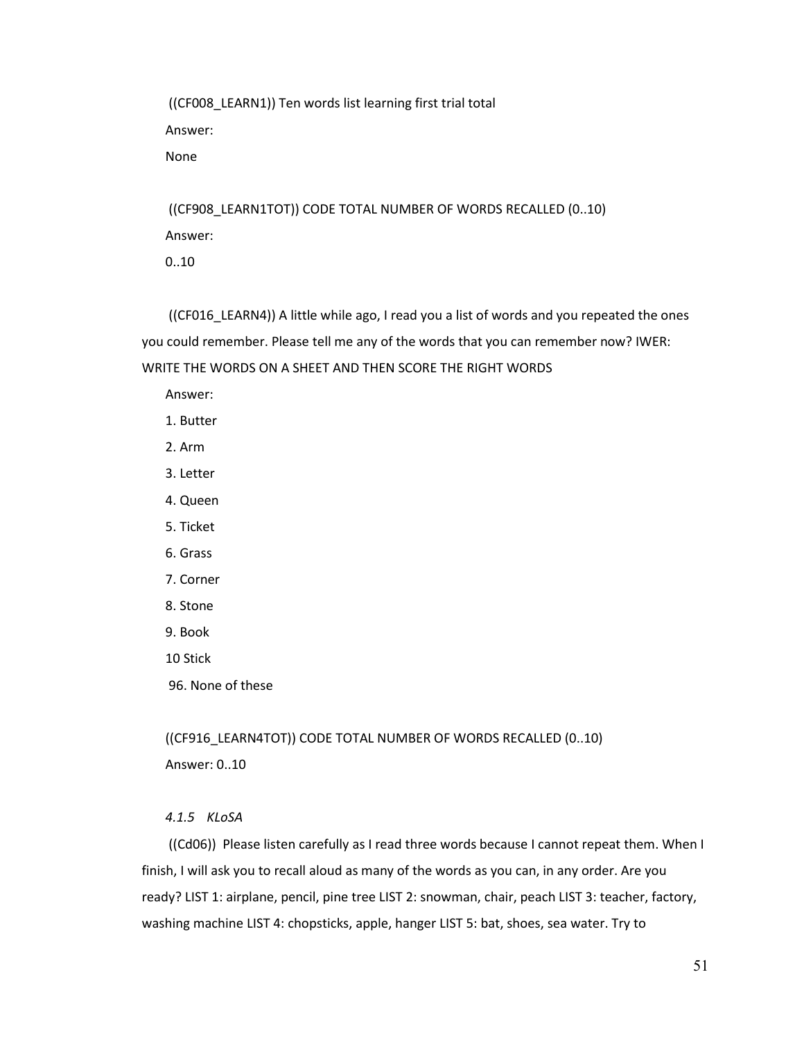((CF008_LEARN1)) Ten words list learning first trial total

Answer:

None

((CF908_LEARN1TOT)) CODE TOTAL NUMBER OF WORDS RECALLED (0..10)

Answer:

0..10

((CF016_LEARN4)) A little while ago, I read you a list of words and you repeated the ones you could remember. Please tell me any of the words that you can remember now? IWER: WRITE THE WORDS ON A SHEET AND THEN SCORE THE RIGHT WORDS

Answer:

1. Butter
2. Arm
3. Letter
4. Queen
5. Ticket
6. Grass
7. Corner
8. Stone
9. Book

10 Stick

96. None of these

((CF916_LEARN4TOT)) CODE TOTAL NUMBER OF WORDS RECALLED (0..10)

Answer: 0..10

#### *4.1.5 KLoSA*

((Cd06)) Please listen carefully as I read three words because I cannot repeat them. When I finish, I will ask you to recall aloud as many of the words as you can, in any order. Are you ready? LIST 1: airplane, pencil, pine tree LIST 2: snowman, chair, peach LIST 3: teacher, factory, washing machine LIST 4: chopsticks, apple, hanger LIST 5: bat, shoes, sea water. Try to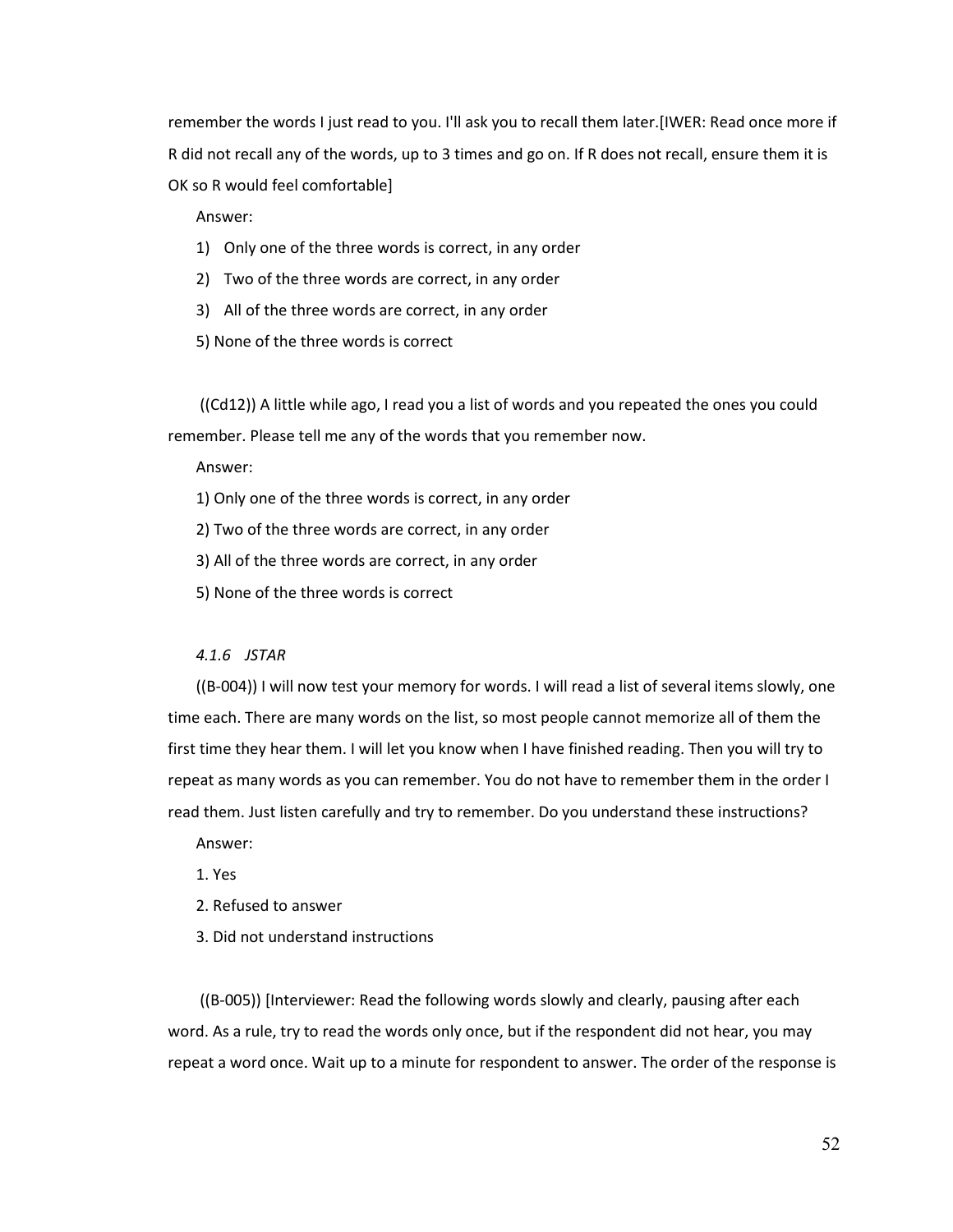remember the words I just read to you. I'll ask you to recall them later.[IWER: Read once more if R did not recall any of the words, up to 3 times and go on. If R does not recall, ensure them it is OK so R would feel comfortable]

Answer:

1) Only one of the three words is correct, in any order
2) Two of the three words are correct, in any order
3) All of the three words are correct, in any order

5) None of the three words is correct

((Cd12)) A little while ago, I read you a list of words and you repeated the ones you could remember. Please tell me any of the words that you remember now.

Answer:

1) Only one of the three words is correct, in any order
2) Two of the three words are correct, in any order
3) All of the three words are correct, in any order

5) None of the three words is correct

#### *4.1.6 JSTAR*

((B-004)) I will now test your memory for words. I will read a list of several items slowly, one time each. There are many words on the list, so most people cannot memorize all of them the first time they hear them. I will let you know when I have finished reading. Then you will try to repeat as many words as you can remember. You do not have to remember them in the order I read them. Just listen carefully and try to remember. Do you understand these instructions?

Answer:

1. Yes
2. Refused to answer
3. Did not understand instructions

((B-005)) [Interviewer: Read the following words slowly and clearly, pausing after each word. As a rule, try to read the words only once, but if the respondent did not hear, you may repeat a word once. Wait up to a minute for respondent to answer. The order of the response is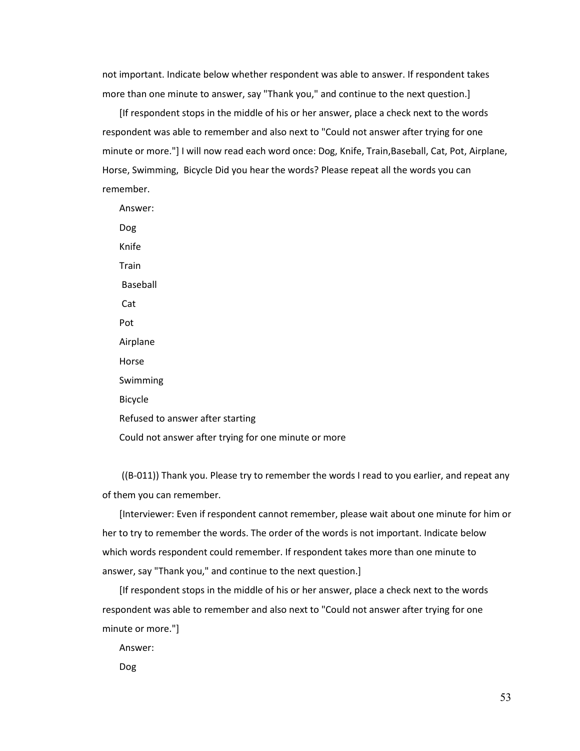not important. Indicate below whether respondent was able to answer. If respondent takes more than one minute to answer, say "Thank you," and continue to the next question.]

[If respondent stops in the middle of his or her answer, place a check next to the words respondent was able to remember and also next to "Could not answer after trying for one minute or more."] I will now read each word once: Dog, Knife, Train,Baseball, Cat, Pot, Airplane, Horse, Swimming, Bicycle Did you hear the words? Please repeat all the words you can remember.

Answer:

Dog

Knife

Train

Baseball

Cat

Pot

Airplane

Horse

Swimming

Bicycle

Refused to answer after starting

Could not answer after trying for one minute or more

((B-011)) Thank you. Please try to remember the words I read to you earlier, and repeat any of them you can remember.

[Interviewer: Even if respondent cannot remember, please wait about one minute for him or her to try to remember the words. The order of the words is not important. Indicate below which words respondent could remember. If respondent takes more than one minute to answer, say "Thank you," and continue to the next question.]

[If respondent stops in the middle of his or her answer, place a check next to the words respondent was able to remember and also next to "Could not answer after trying for one minute or more."]

Answer:

Dog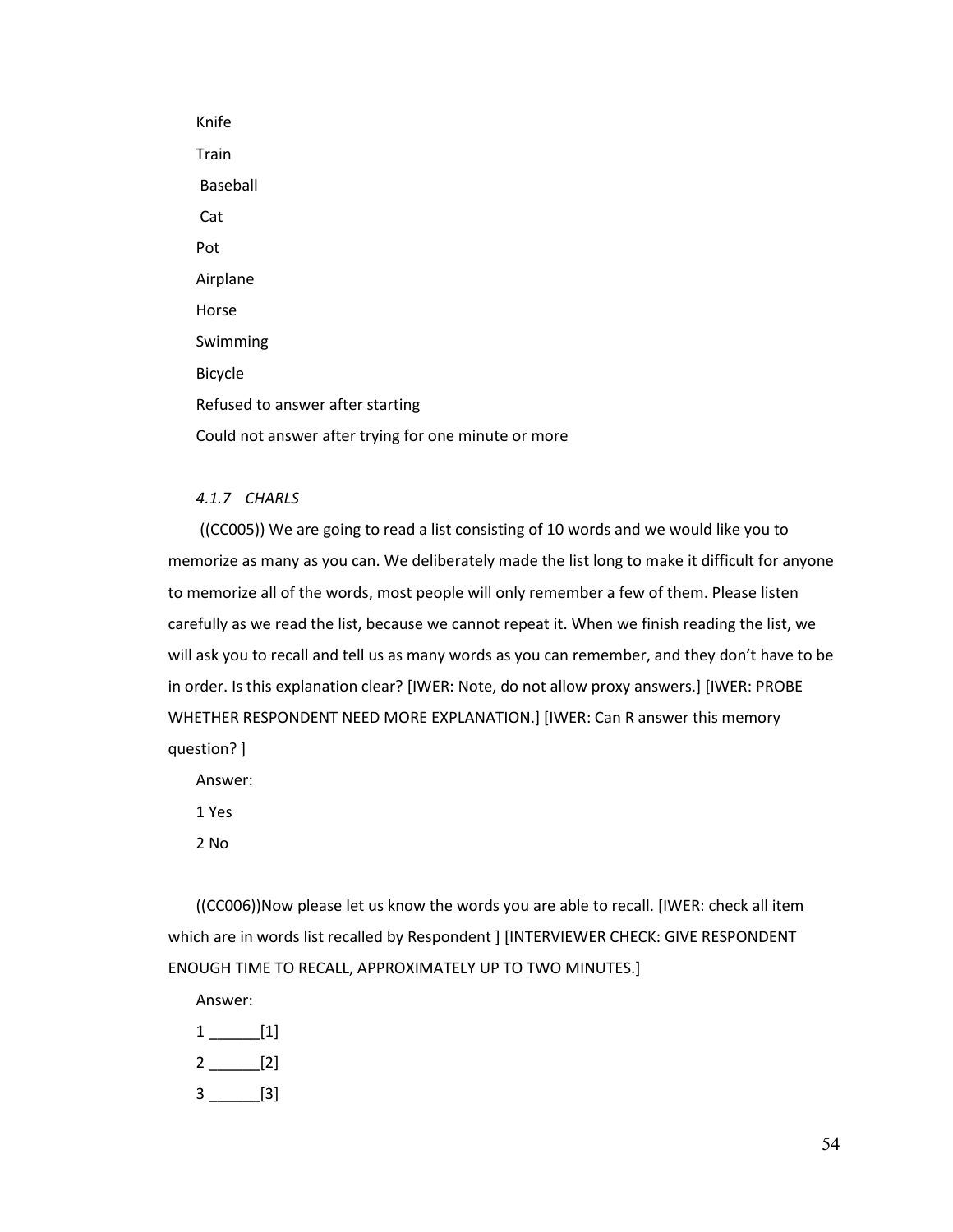Knife

Train

Baseball

Cat

Pot

Airplane

Horse

Swimming

Bicycle

Refused to answer after starting

Could not answer after trying for one minute or more

#### *4.1.7 CHARLS*

((CC005)) We are going to read a list consisting of 10 words and we would like you to memorize as many as you can. We deliberately made the list long to make it difficult for anyone to memorize all of the words, most people will only remember a few of them. Please listen carefully as we read the list, because we cannot repeat it. When we finish reading the list, we will ask you to recall and tell us as many words as you can remember, and they don't have to be in order. Is this explanation clear? [IWER: Note, do not allow proxy answers.] [IWER: PROBE WHETHER RESPONDENT NEED MORE EXPLANATION.] [IWER: Can R answer this memory question? ]

Answer:

1 Yes

2 No

((CC006))Now please let us know the words you are able to recall. [IWER: check all item which are in words list recalled by Respondent ] [INTERVIEWER CHECK: GIVE RESPONDENT ENOUGH TIME TO RECALL, APPROXIMATELY UP TO TWO MINUTES.]

Answer:

1 ______[1]

2 ______[2]

3 ______[3]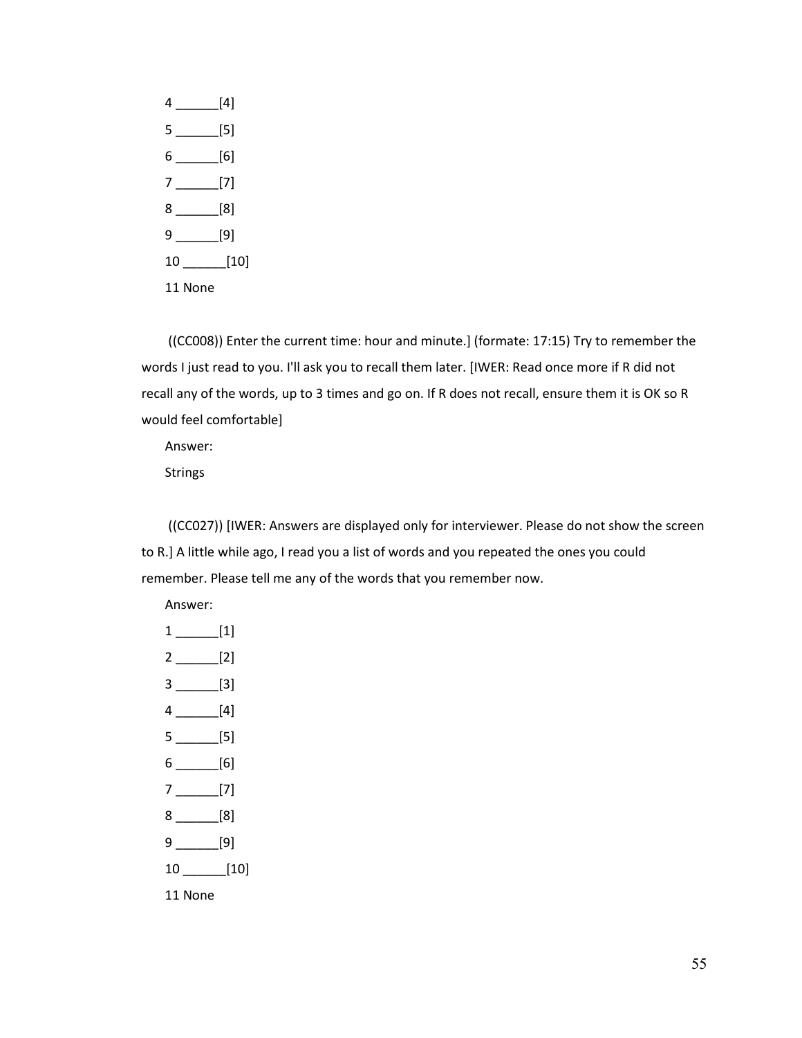4 ______[4]

5 ______[5]

6 ______[6]

7 ______[7]

8 ______[8]

9 ______[9]

10 ______[10]

11 None

((CC008)) Enter the current time: hour and minute.] (formate: 17:15) Try to remember the words I just read to you. I'll ask you to recall them later. [IWER: Read once more if R did not recall any of the words, up to 3 times and go on. If R does not recall, ensure them it is OK so R would feel comfortable]

Answer:

Strings

((CC027)) [IWER: Answers are displayed only for interviewer. Please do not show the screen to R.] A little while ago, I read you a list of words and you repeated the ones you could remember. Please tell me any of the words that you remember now.

Answer:

1 ______[1]

2 ______[2]

3 ______[3]

4 ______[4]

5 ______[5]

6 ______[6]

7 ______[7]

8 ______[8]

9 ______[9]

10 ______[10]

11 None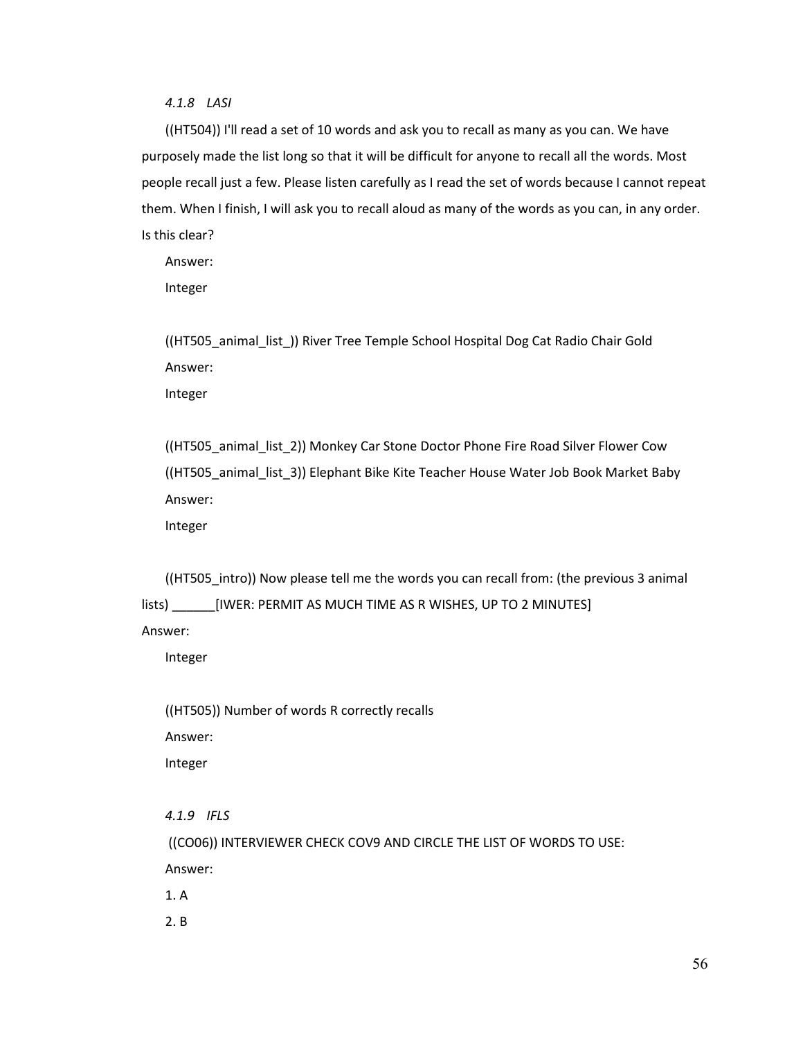### *4.1.8 LASI*

((HT504)) I'll read a set of 10 words and ask you to recall as many as you can. We have purposely made the list long so that it will be difficult for anyone to recall all the words. Most people recall just a few. Please listen carefully as I read the set of words because I cannot repeat them. When I finish, I will ask you to recall aloud as many of the words as you can, in any order. Is this clear?

Answer:

Integer

((HT505_animal_list_)) River Tree Temple School Hospital Dog Cat Radio Chair Gold

Answer:

Integer

((HT505_animal_list_2)) Monkey Car Stone Doctor Phone Fire Road Silver Flower Cow

((HT505_animal_list_3)) Elephant Bike Kite Teacher House Water Job Book Market Baby

Answer:

Integer

((HT505_intro)) Now please tell me the words you can recall from: (the previous 3 animal lists) ______[IWER: PERMIT AS MUCH TIME AS R WISHES, UP TO 2 MINUTES]

Answer:

Integer

((HT505)) Number of words R correctly recalls

Answer:

Integer

### *4.1.9 IFLS*

((CO06)) INTERVIEWER CHECK COV9 AND CIRCLE THE LIST OF WORDS TO USE:

Answer:

1. A
2. B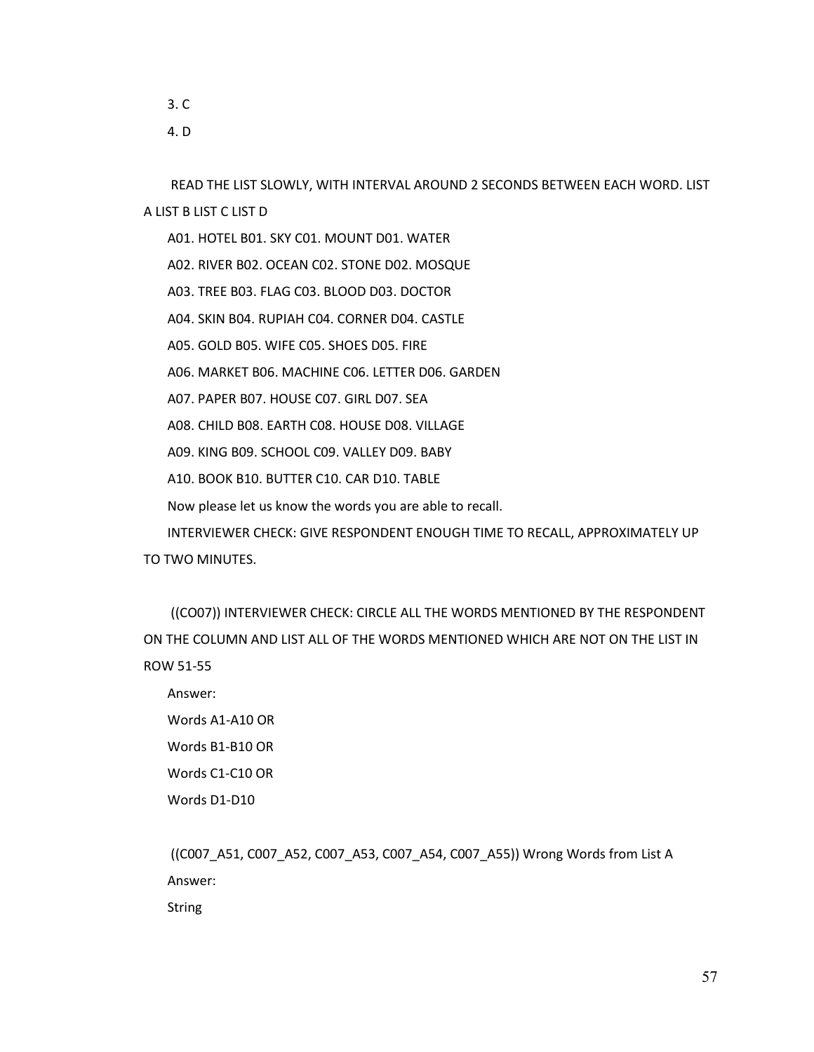3. C

4. D

READ THE LIST SLOWLY, WITH INTERVAL AROUND 2 SECONDS BETWEEN EACH WORD. LIST A LIST B LIST C LIST D

A01. HOTEL B01. SKY C01. MOUNT D01. WATER

A02. RIVER B02. OCEAN C02. STONE D02. MOSQUE

A03. TREE B03. FLAG C03. BLOOD D03. DOCTOR

A04. SKIN B04. RUPIAH C04. CORNER D04. CASTLE

A05. GOLD B05. WIFE C05. SHOES D05. FIRE

A06. MARKET B06. MACHINE C06. LETTER D06. GARDEN

A07. PAPER B07. HOUSE C07. GIRL D07. SEA

A08. CHILD B08. EARTH C08. HOUSE D08. VILLAGE

A09. KING B09. SCHOOL C09. VALLEY D09. BABY

A10. BOOK B10. BUTTER C10. CAR D10. TABLE

Now please let us know the words you are able to recall.

INTERVIEWER CHECK: GIVE RESPONDENT ENOUGH TIME TO RECALL, APPROXIMATELY UP TO TWO MINUTES.

((CO07)) INTERVIEWER CHECK: CIRCLE ALL THE WORDS MENTIONED BY THE RESPONDENT ON THE COLUMN AND LIST ALL OF THE WORDS MENTIONED WHICH ARE NOT ON THE LIST IN ROW 51-55

Answer:

Words A1-A10 OR

Words B1-B10 OR

Words C1-C10 OR

Words D1-D10

((C007_A51, C007_A52, C007_A53, C007_A54, C007_A55)) Wrong Words from List A

Answer:

String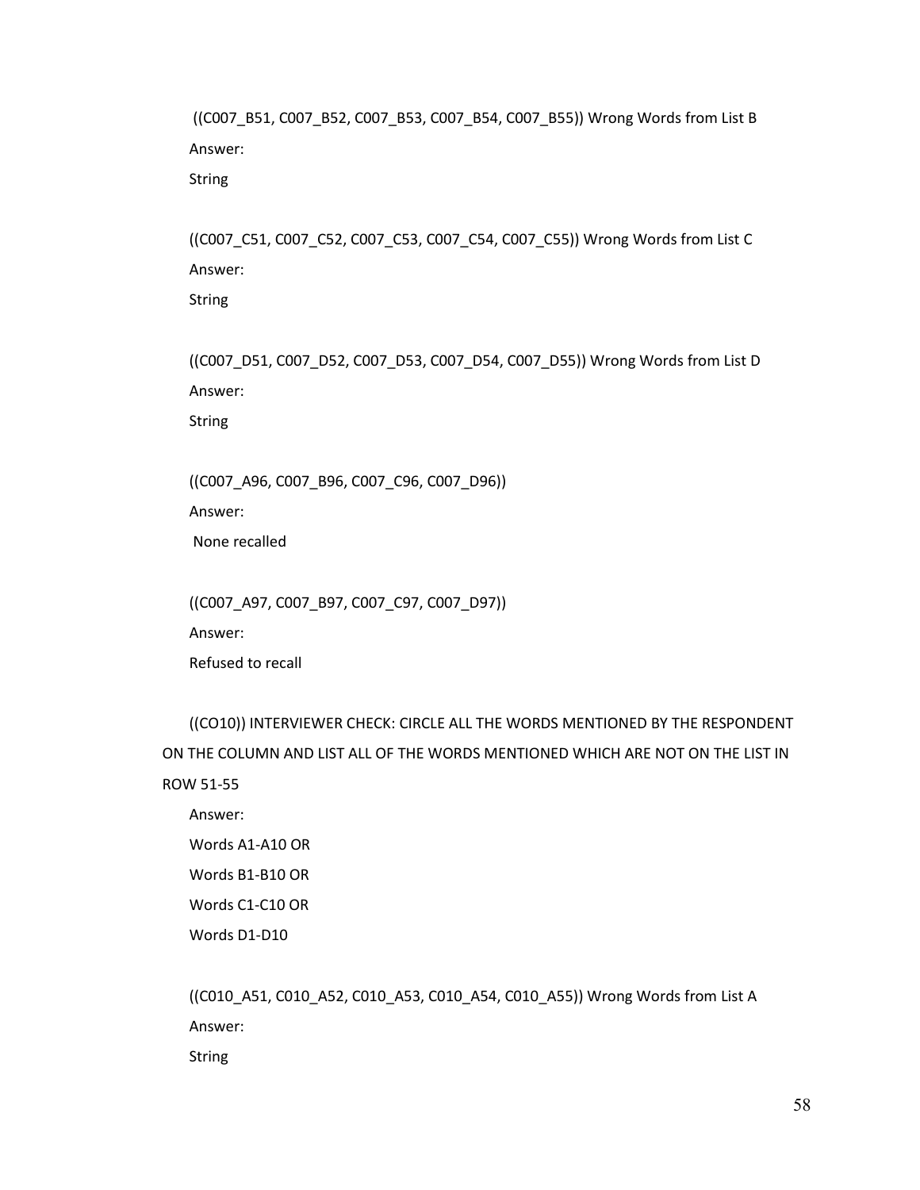((C007_B51, C007_B52, C007_B53, C007_B54, C007_B55)) Wrong Words from List B

Answer:

String

((C007_C51, C007_C52, C007_C53, C007_C54, C007_C55)) Wrong Words from List C

Answer:

String

((C007_D51, C007_D52, C007_D53, C007_D54, C007_D55)) Wrong Words from List D

Answer:

String

((C007_A96, C007_B96, C007_C96, C007_D96))

Answer:

None recalled

((C007_A97, C007_B97, C007_C97, C007_D97))

Answer:

Refused to recall

((CO10)) INTERVIEWER CHECK: CIRCLE ALL THE WORDS MENTIONED BY THE RESPONDENT ON THE COLUMN AND LIST ALL OF THE WORDS MENTIONED WHICH ARE NOT ON THE LIST IN ROW 51-55

Answer:

Words A1-A10 OR

Words B1-B10 OR

Words C1-C10 OR

Words D1-D10

((C010_A51, C010_A52, C010_A53, C010_A54, C010_A55)) Wrong Words from List A

Answer:

String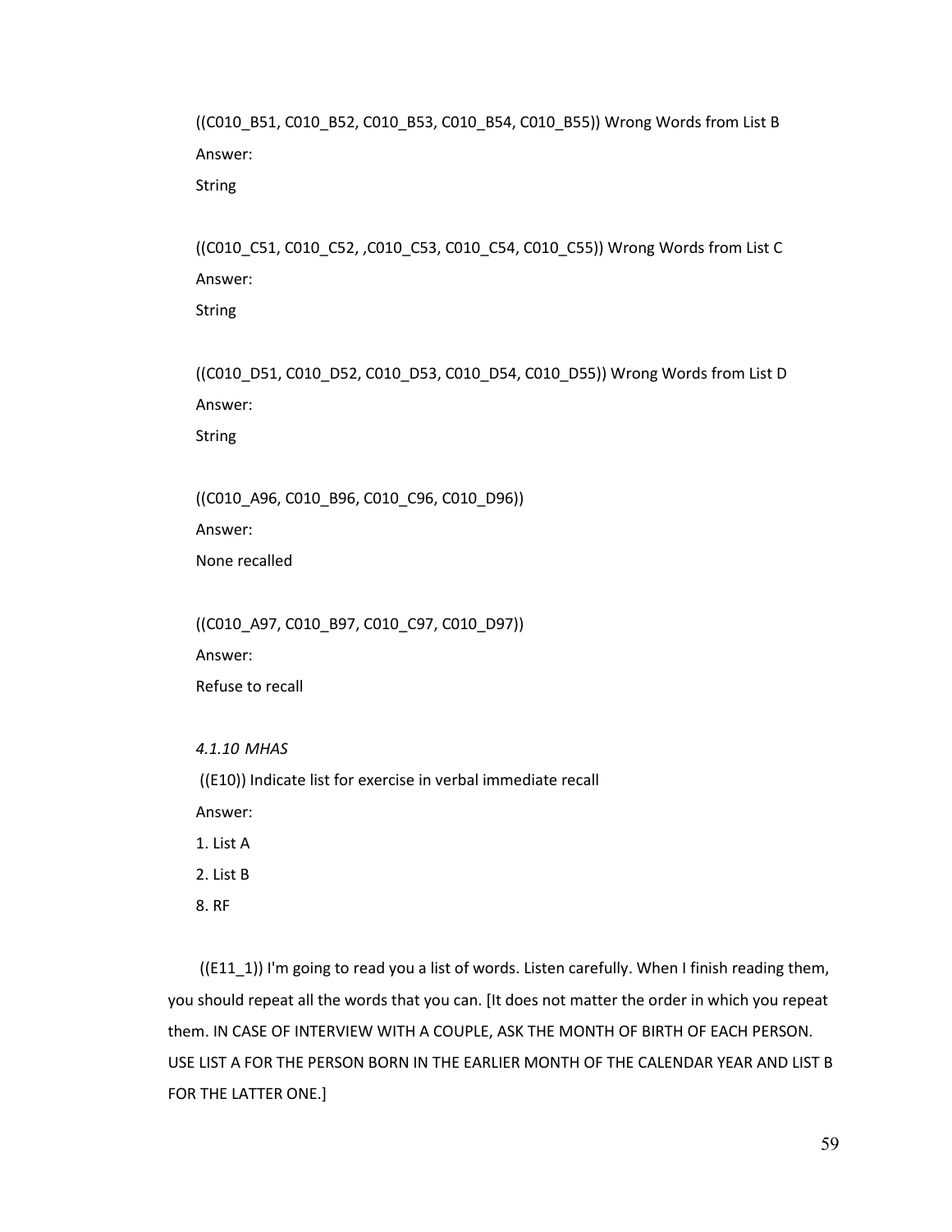((C010_B51, C010_B52, C010_B53, C010_B54, C010_B55)) Wrong Words from List B

Answer:

String

((C010_C51, C010_C52, ,C010_C53, C010_C54, C010_C55)) Wrong Words from List C

Answer:

String

((C010_D51, C010_D52, C010_D53, C010_D54, C010_D55)) Wrong Words from List D

Answer:

String

((C010_A96, C010_B96, C010_C96, C010_D96))

Answer:

None recalled

((C010_A97, C010_B97, C010_C97, C010_D97))

Answer:

Refuse to recall

*4.1.10 MHAS*

((E10)) Indicate list for exercise in verbal immediate recall

Answer:

1. List A
2. List B
8. RF

((E11_1)) I'm going to read you a list of words. Listen carefully. When I finish reading them, you should repeat all the words that you can. [It does not matter the order in which you repeat them. IN CASE OF INTERVIEW WITH A COUPLE, ASK THE MONTH OF BIRTH OF EACH PERSON. USE LIST A FOR THE PERSON BORN IN THE EARLIER MONTH OF THE CALENDAR YEAR AND LIST B FOR THE LATTER ONE.]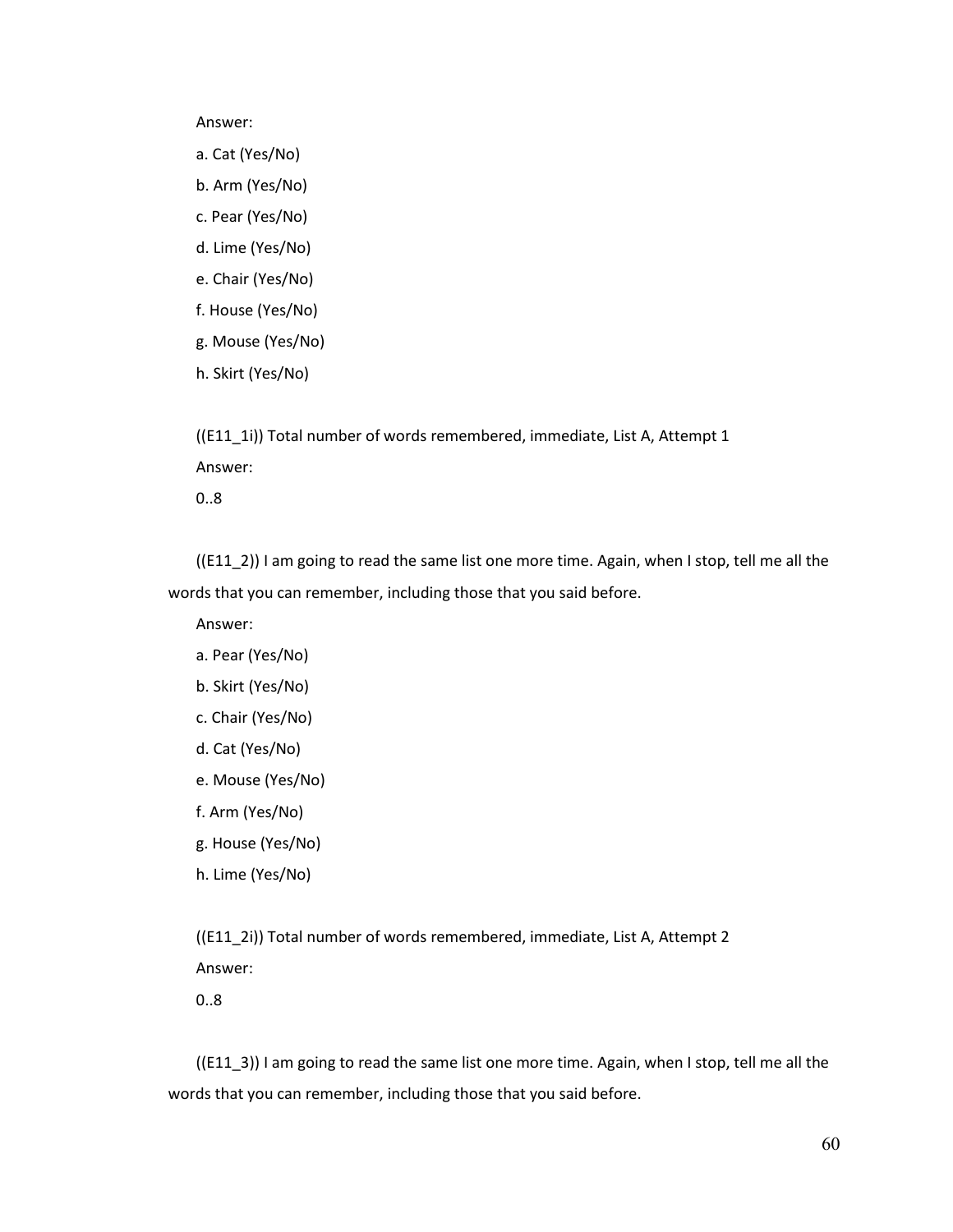Answer:

a. Cat (Yes/No)

b. Arm (Yes/No)

c. Pear (Yes/No)

d. Lime (Yes/No)

e. Chair (Yes/No)

f. House (Yes/No)

g. Mouse (Yes/No)

h. Skirt (Yes/No)

((E11_1i)) Total number of words remembered, immediate, List A, Attempt 1

Answer:

0..8

((E11_2)) I am going to read the same list one more time. Again, when I stop, tell me all the words that you can remember, including those that you said before.

Answer:

a. Pear (Yes/No)

b. Skirt (Yes/No)

c. Chair (Yes/No)

d. Cat (Yes/No)

e. Mouse (Yes/No)

f. Arm (Yes/No)

g. House (Yes/No)

h. Lime (Yes/No)

((E11_2i)) Total number of words remembered, immediate, List A, Attempt 2

Answer:

0..8

((E11_3)) I am going to read the same list one more time. Again, when I stop, tell me all the words that you can remember, including those that you said before.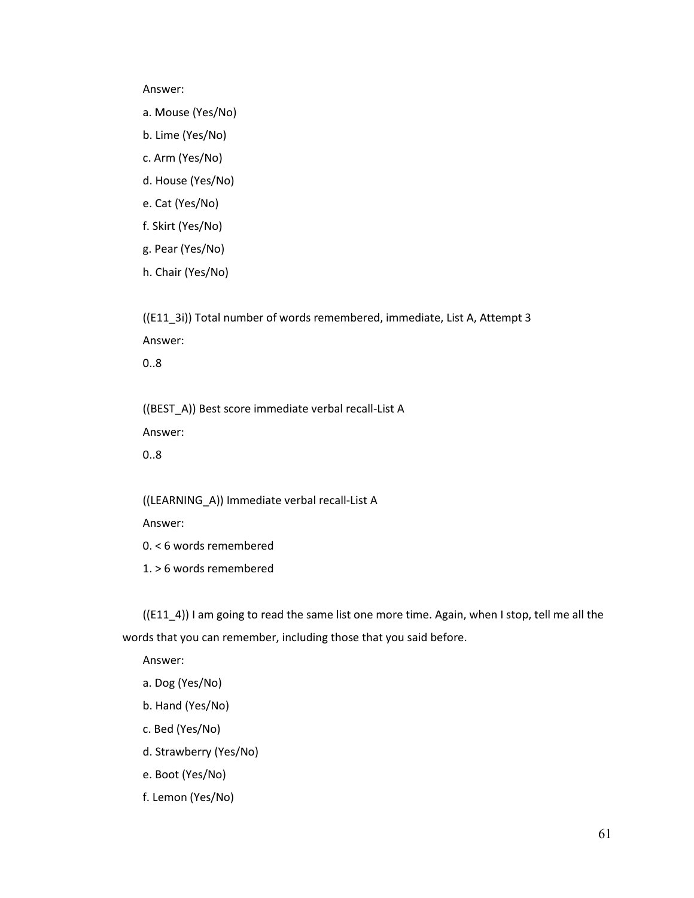Answer:

a. Mouse (Yes/No)

b. Lime (Yes/No)

c. Arm (Yes/No)

d. House (Yes/No)

e. Cat (Yes/No)

f. Skirt (Yes/No)

g. Pear (Yes/No)

h. Chair (Yes/No)

((E11_3i)) Total number of words remembered, immediate, List A, Attempt 3

Answer:

0..8

((BEST_A)) Best score immediate verbal recall-List A

Answer:

0..8

((LEARNING_A)) Immediate verbal recall-List A

Answer:

0. < 6 words remembered

1. > 6 words remembered

((E11_4)) I am going to read the same list one more time. Again, when I stop, tell me all the words that you can remember, including those that you said before.

Answer:

a. Dog (Yes/No)

b. Hand (Yes/No)

c. Bed (Yes/No)

d. Strawberry (Yes/No)

e. Boot (Yes/No)

f. Lemon (Yes/No)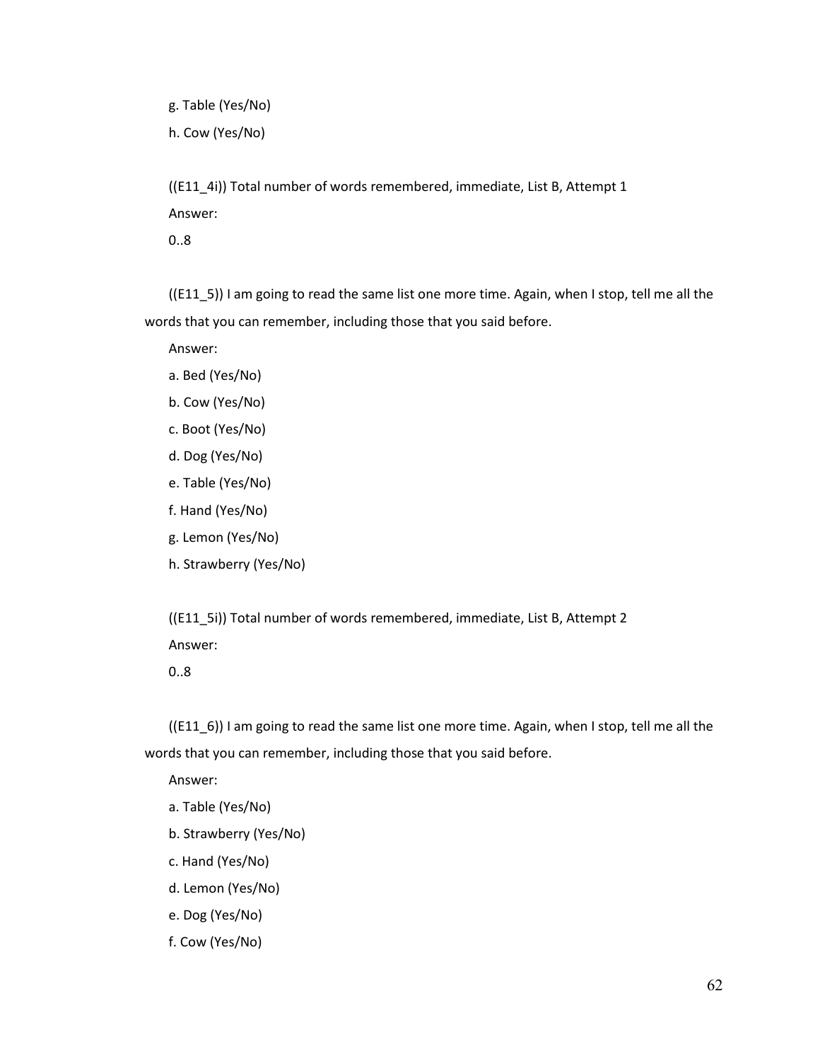g. Table (Yes/No)

h. Cow (Yes/No)

((E11_4i)) Total number of words remembered, immediate, List B, Attempt 1

Answer:

0..8

((E11_5)) I am going to read the same list one more time. Again, when I stop, tell me all the words that you can remember, including those that you said before.

Answer:

a. Bed (Yes/No)

b. Cow (Yes/No)

c. Boot (Yes/No)

d. Dog (Yes/No)

e. Table (Yes/No)

f. Hand (Yes/No)

g. Lemon (Yes/No)

h. Strawberry (Yes/No)

((E11_5i)) Total number of words remembered, immediate, List B, Attempt 2

Answer:

0..8

((E11_6)) I am going to read the same list one more time. Again, when I stop, tell me all the words that you can remember, including those that you said before.

Answer:

a. Table (Yes/No)

b. Strawberry (Yes/No)

c. Hand (Yes/No)

d. Lemon (Yes/No)

e. Dog (Yes/No)

f. Cow (Yes/No)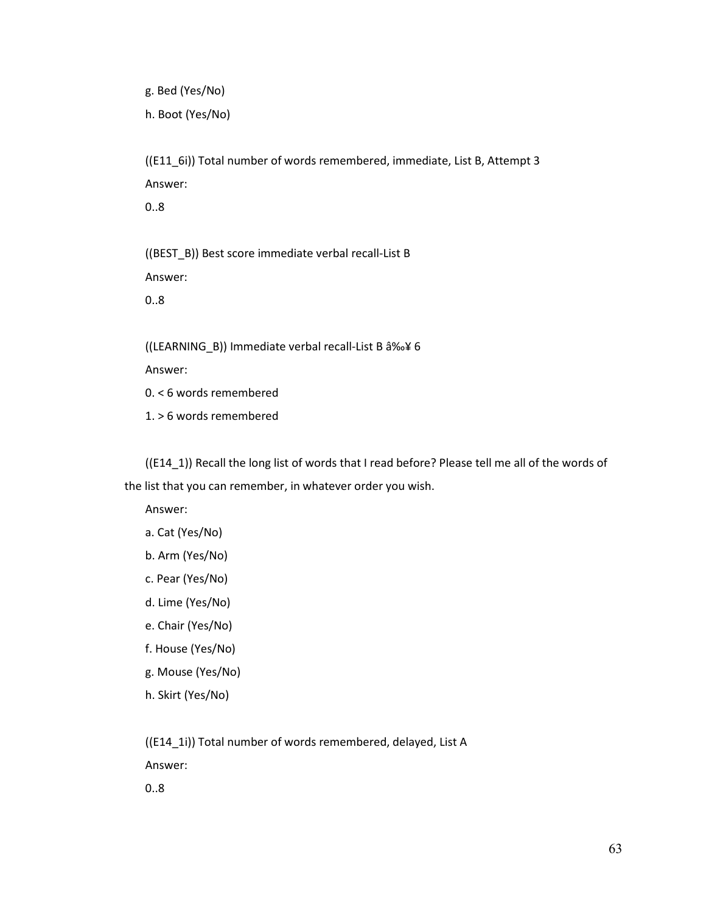g. Bed (Yes/No)

h. Boot (Yes/No)

((E11_6i)) Total number of words remembered, immediate, List B, Attempt 3

Answer:

0..8

((BEST_B)) Best score immediate verbal recall-List B

Answer:

0..8

((LEARNING_B)) Immediate verbal recall-List B â‰¥ 6

Answer:

0. < 6 words remembered

1. > 6 words remembered

((E14_1)) Recall the long list of words that I read before? Please tell me all of the words of the list that you can remember, in whatever order you wish.

Answer:

a. Cat (Yes/No)

b. Arm (Yes/No)

c. Pear (Yes/No)

d. Lime (Yes/No)

e. Chair (Yes/No)

f. House (Yes/No)

g. Mouse (Yes/No)

h. Skirt (Yes/No)

((E14_1i)) Total number of words remembered, delayed, List A

Answer:

0..8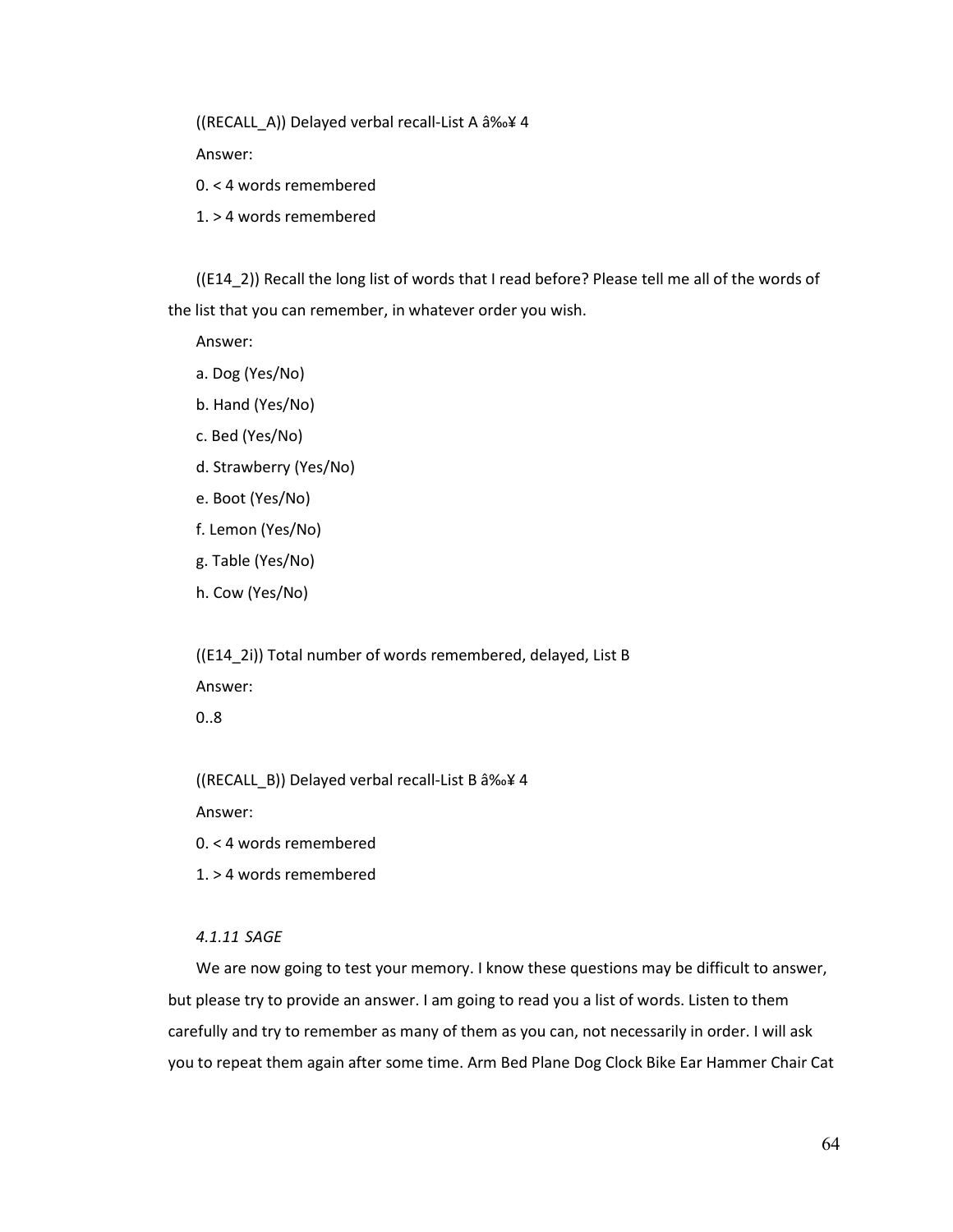((RECALL_A)) Delayed verbal recall-List A â‰¥ 4

Answer:

0. < 4 words remembered

1. > 4 words remembered

((E14_2)) Recall the long list of words that I read before? Please tell me all of the words of the list that you can remember, in whatever order you wish.

Answer:

a. Dog (Yes/No)

b. Hand (Yes/No)

c. Bed (Yes/No)

d. Strawberry (Yes/No)

e. Boot (Yes/No)

f. Lemon (Yes/No)

g. Table (Yes/No)

h. Cow (Yes/No)

((E14_2i)) Total number of words remembered, delayed, List B

Answer:

0..8

((RECALL_B)) Delayed verbal recall-List B â‰¥ 4

Answer:

0. < 4 words remembered

1. > 4 words remembered

*4.1.11 SAGE*

We are now going to test your memory. I know these questions may be difficult to answer, but please try to provide an answer. I am going to read you a list of words. Listen to them carefully and try to remember as many of them as you can, not necessarily in order. I will ask you to repeat them again after some time. Arm Bed Plane Dog Clock Bike Ear Hammer Chair Cat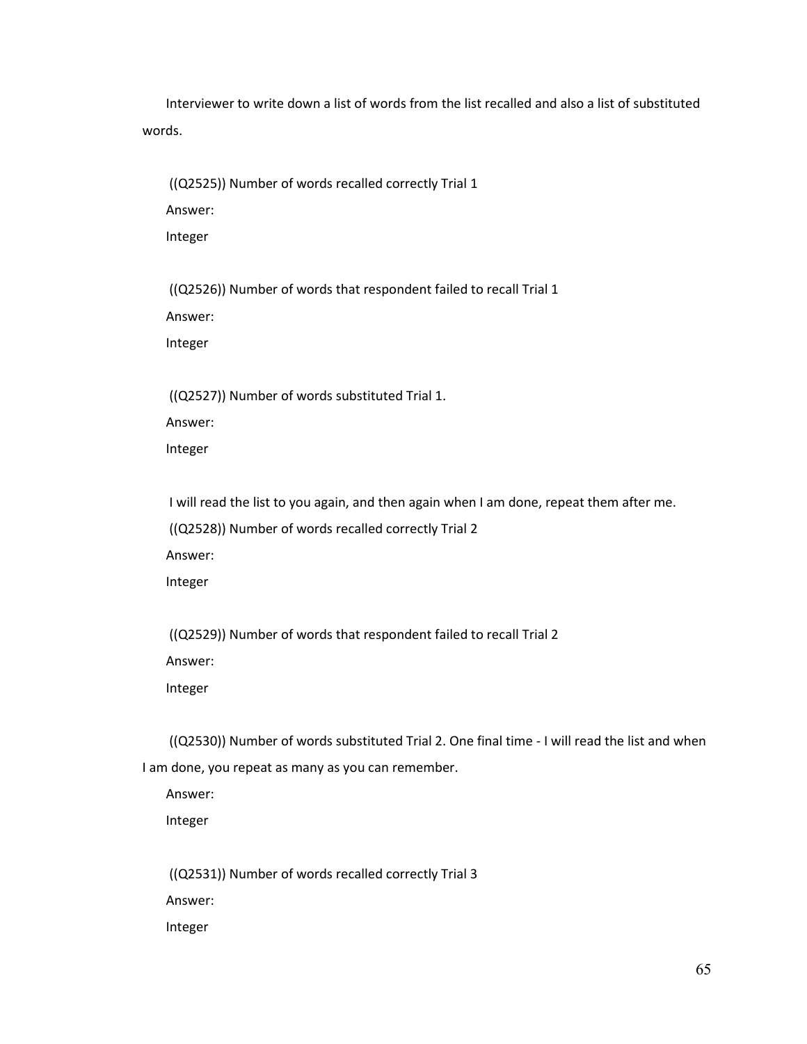Interviewer to write down a list of words from the list recalled and also a list of substituted words.

((Q2525)) Number of words recalled correctly Trial 1

Answer:

Integer

((Q2526)) Number of words that respondent failed to recall Trial 1

Answer:

Integer

((Q2527)) Number of words substituted Trial 1.

Answer:

Integer

I will read the list to you again, and then again when I am done, repeat them after me.

((Q2528)) Number of words recalled correctly Trial 2

Answer:

Integer

((Q2529)) Number of words that respondent failed to recall Trial 2

Answer:

Integer

((Q2530)) Number of words substituted Trial 2. One final time - I will read the list and when I am done, you repeat as many as you can remember.

Answer:

Integer

((Q2531)) Number of words recalled correctly Trial 3

Answer:

Integer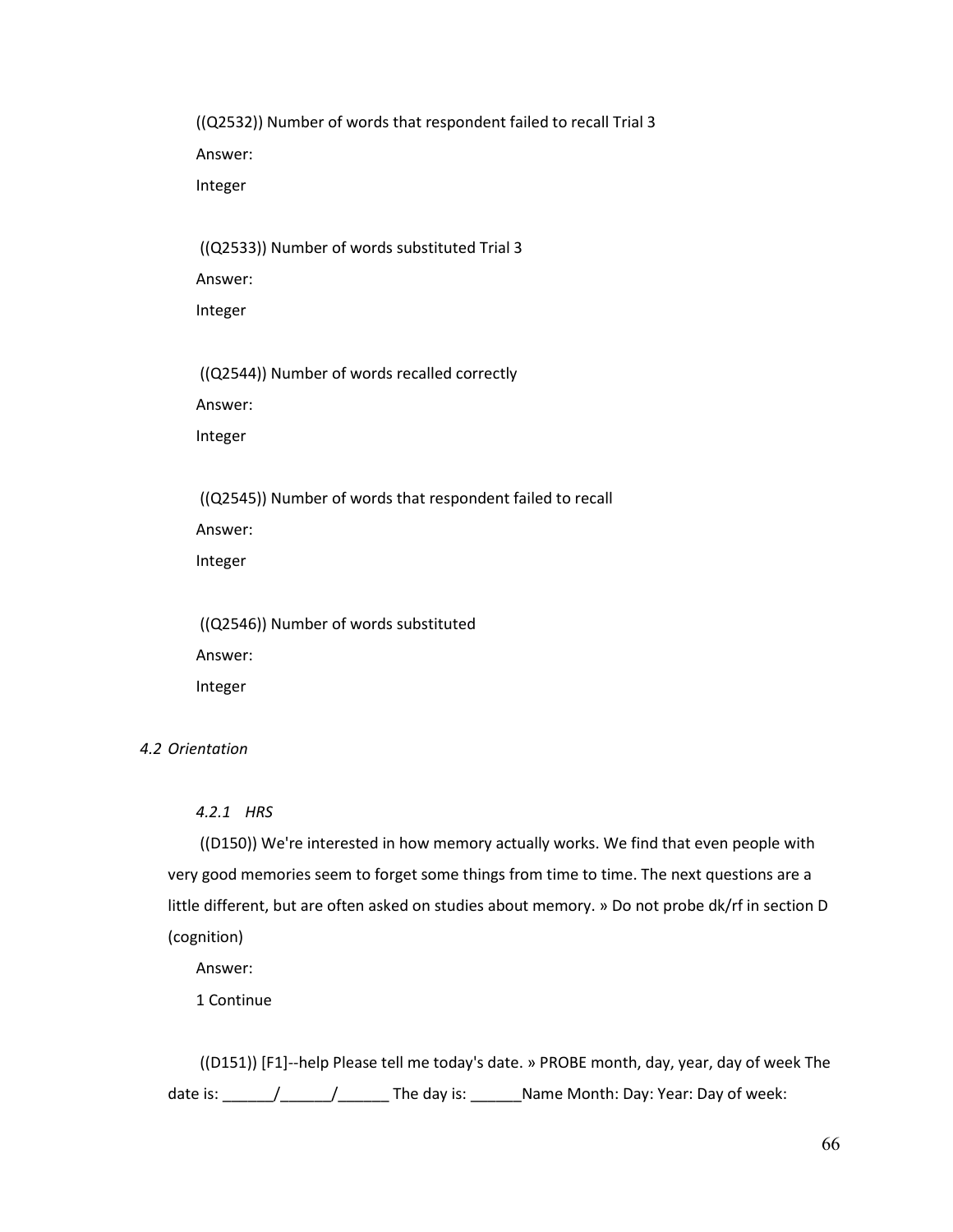((Q2532)) Number of words that respondent failed to recall Trial 3

Answer:

Integer

((Q2533)) Number of words substituted Trial 3

Answer:

Integer

((Q2544)) Number of words recalled correctly

Answer:

Integer

((Q2545)) Number of words that respondent failed to recall

Answer:

Integer

((Q2546)) Number of words substituted

Answer:

Integer

### *4.2 Orientation*

#### *4.2.1 HRS*

((D150)) We're interested in how memory actually works. We find that even people with very good memories seem to forget some things from time to time. The next questions are a little different, but are often asked on studies about memory. » Do not probe dk/rf in section D (cognition)

Answer:

1 Continue

((D151)) [F1]--help Please tell me today's date. » PROBE month, day, year, day of week The date is: ______/______/______ The day is: ______Name Month: Day: Year: Day of week: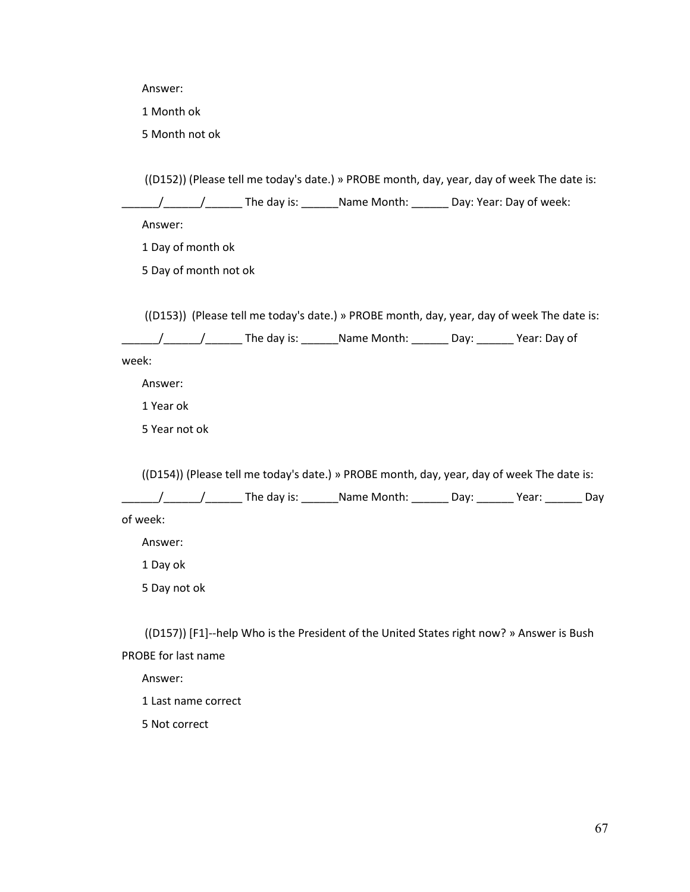Answer:

1 Month ok

5 Month not ok

((D152)) (Please tell me today's date.) » PROBE month, day, year, day of week The date is: ______/______/______ The day is: ______Name Month: ______ Day: Year: Day of week:

Answer:

1 Day of month ok

5 Day of month not ok

((D153)) (Please tell me today's date.) » PROBE month, day, year, day of week The date is: ______/______/______ The day is: ______Name Month: ______ Day: ______ Year: Day of week:

Answer:

1 Year ok

5 Year not ok

((D154)) (Please tell me today's date.) » PROBE month, day, year, day of week The date is: ______/______/______ The day is: ______Name Month: ______ Day: ______ Year: ______ Day of week:

Answer:

1 Day ok

5 Day not ok

((D157)) [F1]--help Who is the President of the United States right now? » Answer is Bush PROBE for last name

Answer:

1 Last name correct

5 Not correct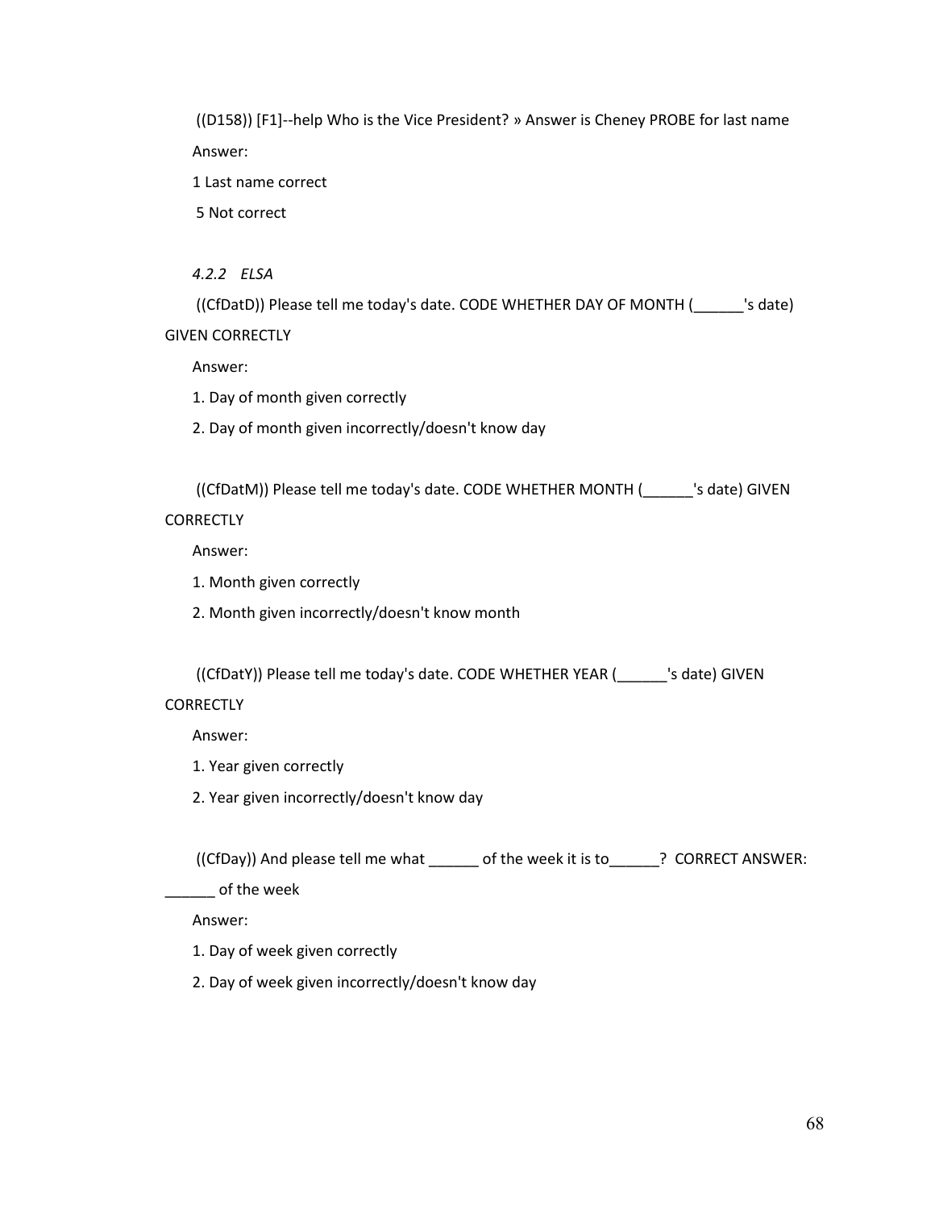((D158)) [F1]--help Who is the Vice President? » Answer is Cheney PROBE for last name

Answer:

1 Last name correct

5 Not correct

### *4.2.2 ELSA*

((CfDatD)) Please tell me today's date. CODE WHETHER DAY OF MONTH (______'s date) GIVEN CORRECTLY

Answer:

1. Day of month given correctly
2. Day of month given incorrectly/doesn't know day

((CfDatM)) Please tell me today's date. CODE WHETHER MONTH (______'s date) GIVEN CORRECTLY

Answer:

1. Month given correctly
2. Month given incorrectly/doesn't know month

((CfDatY)) Please tell me today's date. CODE WHETHER YEAR (______'s date) GIVEN CORRECTLY

Answer:

1. Year given correctly
2. Year given incorrectly/doesn't know day

((CfDay)) And please tell me what ______ of the week it is to______? CORRECT ANSWER: ______ of the week

Answer:

1. Day of week given correctly
2. Day of week given incorrectly/doesn't know day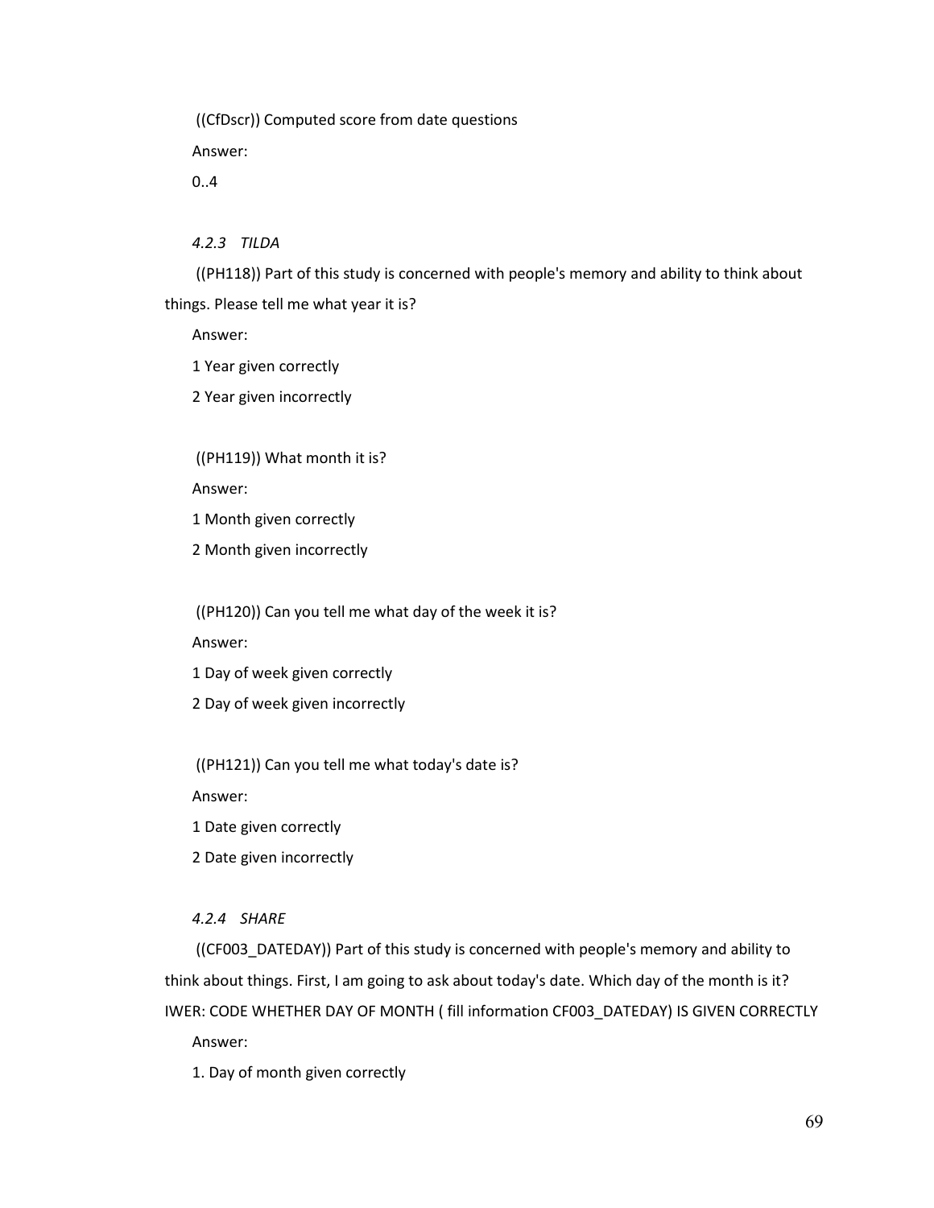((CfDscr)) Computed score from date questions

Answer:

0..4

#### *4.2.3 TILDA*

((PH118)) Part of this study is concerned with people's memory and ability to think about things. Please tell me what year it is?

Answer:

1 Year given correctly

2 Year given incorrectly

((PH119)) What month it is?

Answer:

1 Month given correctly

2 Month given incorrectly

((PH120)) Can you tell me what day of the week it is?

Answer:

1 Day of week given correctly

2 Day of week given incorrectly

((PH121)) Can you tell me what today's date is?

Answer:

1 Date given correctly

2 Date given incorrectly

#### *4.2.4 SHARE*

((CF003_DATEDAY)) Part of this study is concerned with people's memory and ability to think about things. First, I am going to ask about today's date. Which day of the month is it? IWER: CODE WHETHER DAY OF MONTH ( fill information CF003_DATEDAY) IS GIVEN CORRECTLY

Answer:

1. Day of month given correctly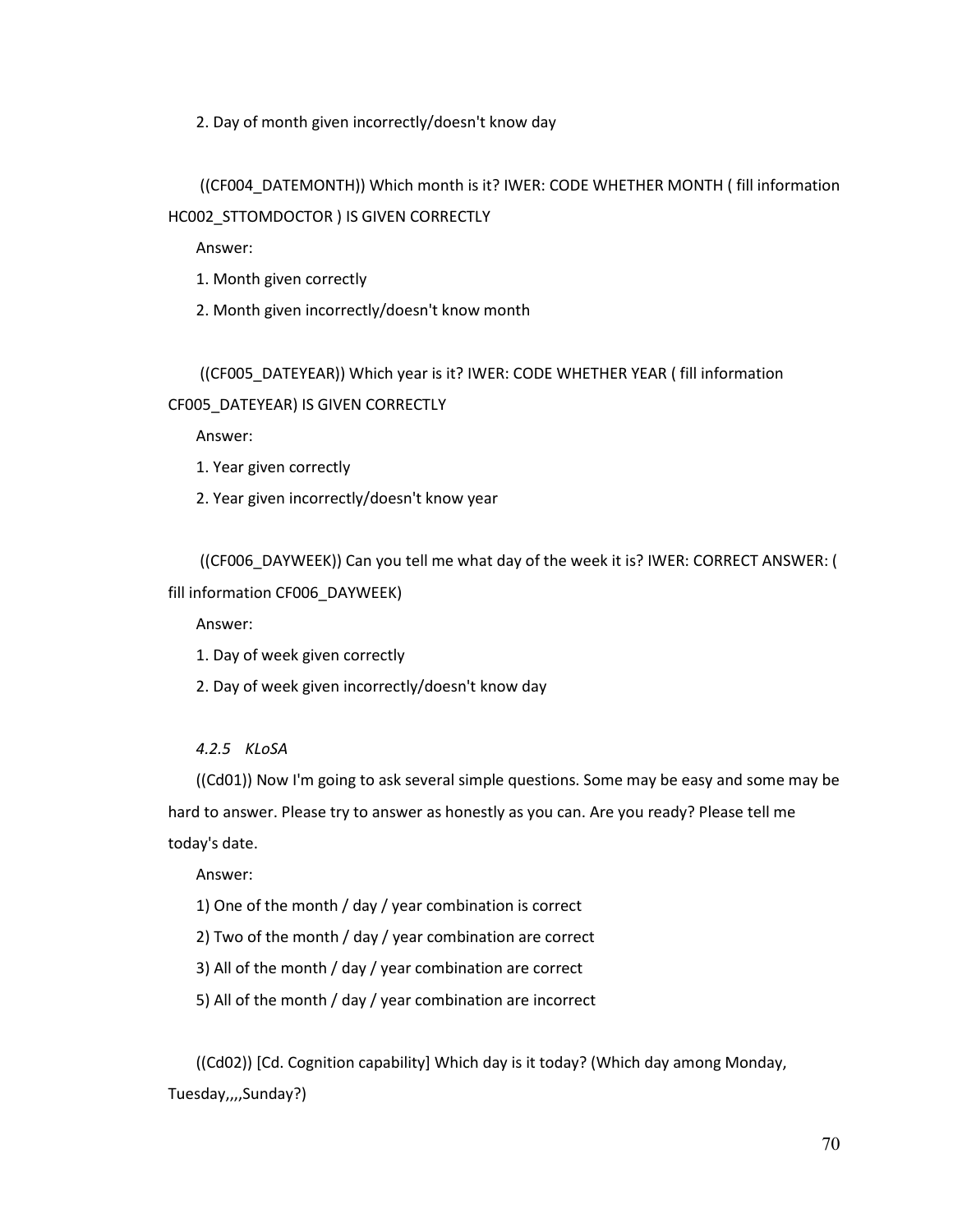2. Day of month given incorrectly/doesn't know day

((CF004_DATEMONTH)) Which month is it? IWER: CODE WHETHER MONTH ( fill information HC002_STTOMDOCTOR ) IS GIVEN CORRECTLY

Answer:

1. Month given correctly
2. Month given incorrectly/doesn't know month

((CF005_DATEYEAR)) Which year is it? IWER: CODE WHETHER YEAR ( fill information CF005_DATEYEAR) IS GIVEN CORRECTLY

Answer:

1. Year given correctly
2. Year given incorrectly/doesn't know year

((CF006_DAYWEEK)) Can you tell me what day of the week it is? IWER: CORRECT ANSWER: ( fill information CF006_DAYWEEK)

Answer:

1. Day of week given correctly
2. Day of week given incorrectly/doesn't know day

#### *4.2.5 KLoSA*

((Cd01)) Now I'm going to ask several simple questions. Some may be easy and some may be hard to answer. Please try to answer as honestly as you can. Are you ready? Please tell me today's date.

Answer:

1) One of the month / day / year combination is correct

2) Two of the month / day / year combination are correct

3) All of the month / day / year combination are correct

5) All of the month / day / year combination are incorrect

((Cd02)) [Cd. Cognition capability] Which day is it today? (Which day among Monday, Tuesday,,,,Sunday?)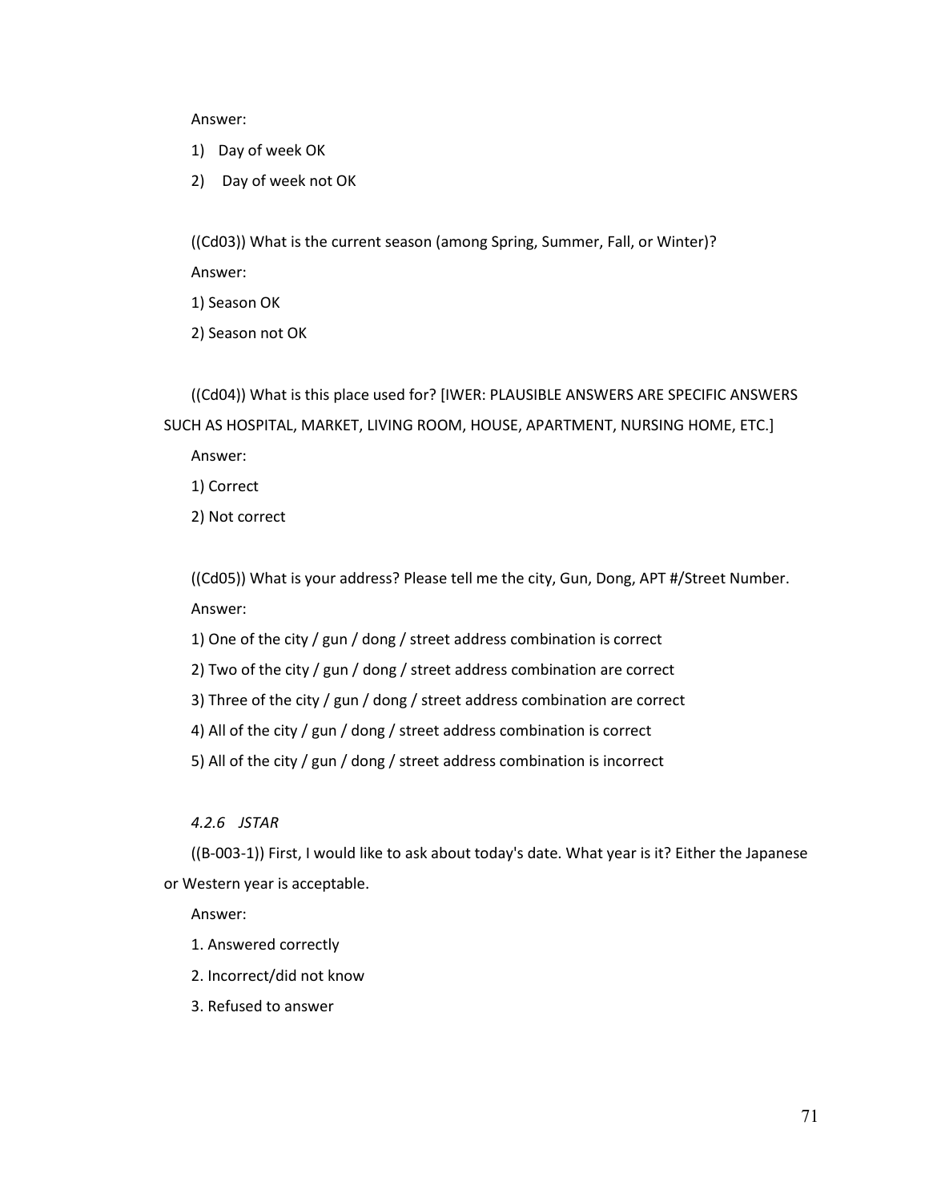Answer:

1) Day of week OK

2) Day of week not OK

((Cd03)) What is the current season (among Spring, Summer, Fall, or Winter)?

Answer:

1) Season OK

2) Season not OK

((Cd04)) What is this place used for? [IWER: PLAUSIBLE ANSWERS ARE SPECIFIC ANSWERS SUCH AS HOSPITAL, MARKET, LIVING ROOM, HOUSE, APARTMENT, NURSING HOME, ETC.]

Answer:

1) Correct

2) Not correct

((Cd05)) What is your address? Please tell me the city, Gun, Dong, APT #/Street Number.

Answer:

1) One of the city / gun / dong / street address combination is correct

2) Two of the city / gun / dong / street address combination are correct

3) Three of the city / gun / dong / street address combination are correct

4) All of the city / gun / dong / street address combination is correct

5) All of the city / gun / dong / street address combination is incorrect

#### *4.2.6 JSTAR*

((B-003-1)) First, I would like to ask about today's date. What year is it? Either the Japanese or Western year is acceptable.

Answer:

1. Answered correctly

2. Incorrect/did not know

3. Refused to answer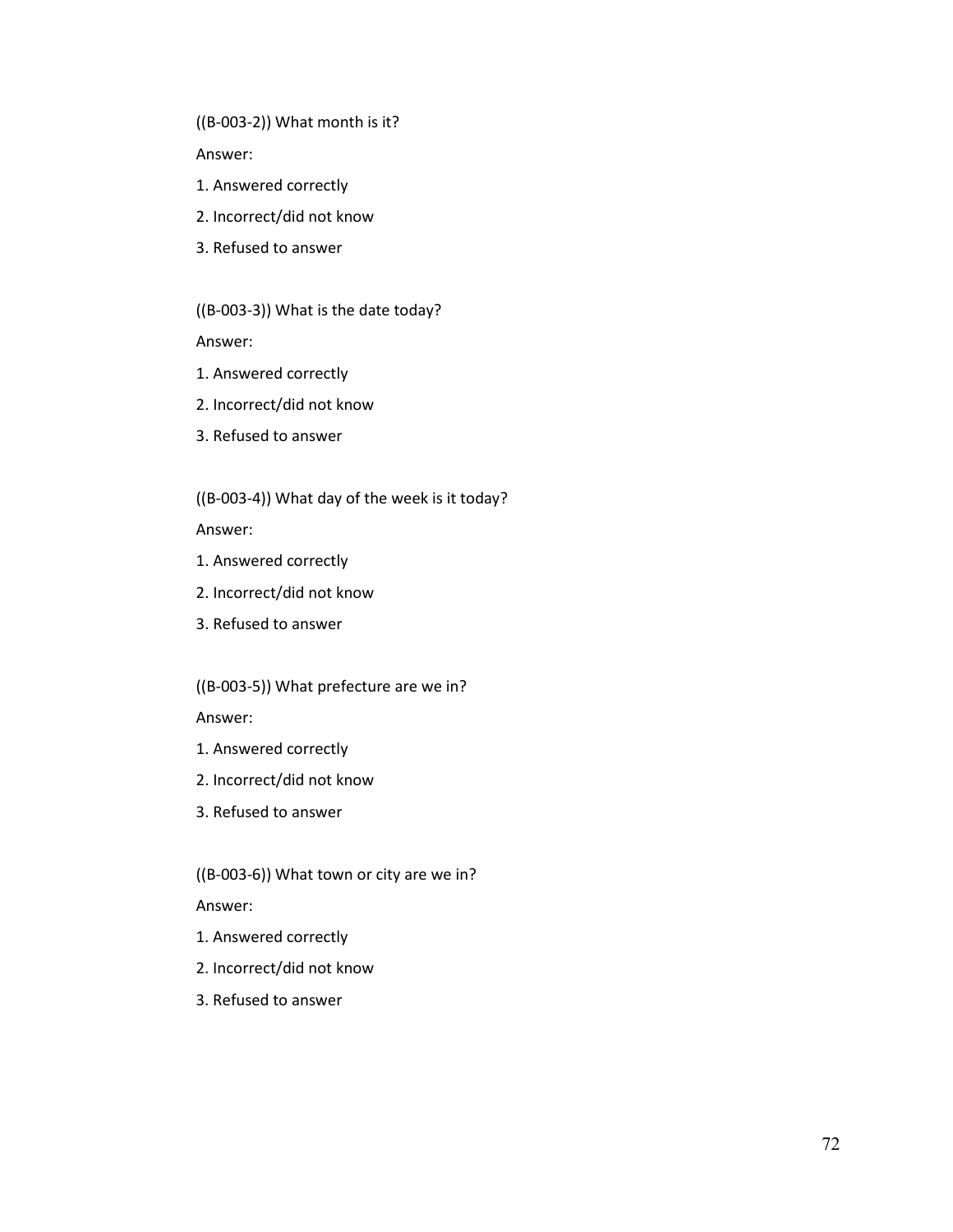((B-003-2)) What month is it?

Answer:

1. Answered correctly
2. Incorrect/did not know
3. Refused to answer

((B-003-3)) What is the date today?

Answer:

1. Answered correctly
2. Incorrect/did not know
3. Refused to answer

((B-003-4)) What day of the week is it today?

Answer:

1. Answered correctly
2. Incorrect/did not know
3. Refused to answer

((B-003-5)) What prefecture are we in?

Answer:

1. Answered correctly
2. Incorrect/did not know
3. Refused to answer

((B-003-6)) What town or city are we in?

Answer:

1. Answered correctly
2. Incorrect/did not know
3. Refused to answer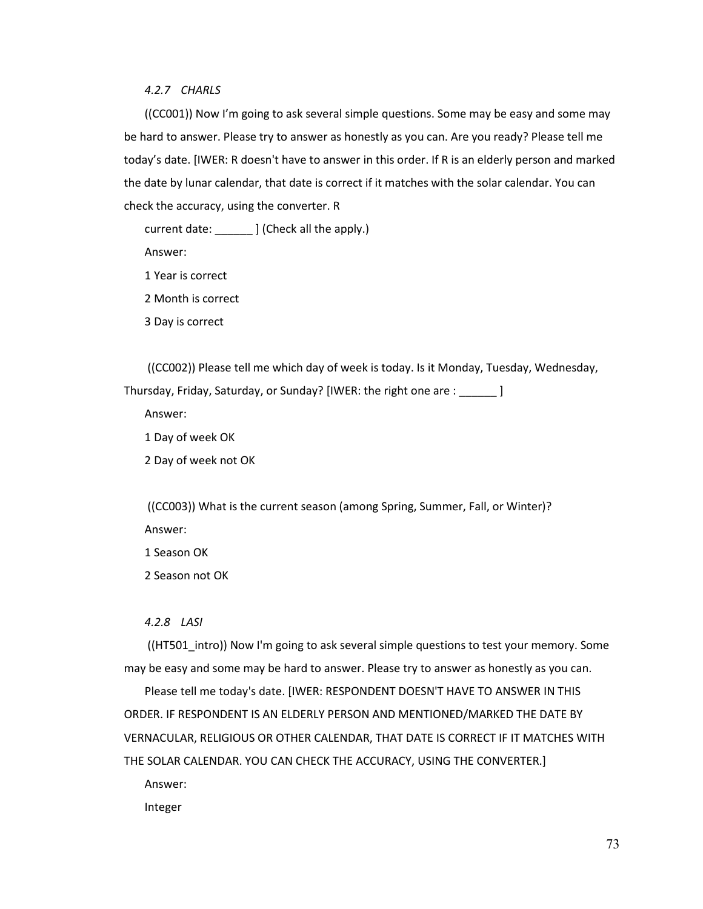#### *4.2.7 CHARLS*

((CC001)) Now I'm going to ask several simple questions. Some may be easy and some may be hard to answer. Please try to answer as honestly as you can. Are you ready? Please tell me today's date. [IWER: R doesn't have to answer in this order. If R is an elderly person and marked the date by lunar calendar, that date is correct if it matches with the solar calendar. You can check the accuracy, using the converter. R

current date: ______ ] (Check all the apply.)

Answer:

1 Year is correct

2 Month is correct

3 Day is correct

((CC002)) Please tell me which day of week is today. Is it Monday, Tuesday, Wednesday, Thursday, Friday, Saturday, or Sunday? [IWER: the right one are : ______ ]

Answer:

1 Day of week OK

2 Day of week not OK

((CC003)) What is the current season (among Spring, Summer, Fall, or Winter)?

Answer:

1 Season OK

2 Season not OK

#### *4.2.8 LASI*

((HT501_intro)) Now I'm going to ask several simple questions to test your memory. Some may be easy and some may be hard to answer. Please try to answer as honestly as you can.

Please tell me today's date. [IWER: RESPONDENT DOESN'T HAVE TO ANSWER IN THIS ORDER. IF RESPONDENT IS AN ELDERLY PERSON AND MENTIONED/MARKED THE DATE BY VERNACULAR, RELIGIOUS OR OTHER CALENDAR, THAT DATE IS CORRECT IF IT MATCHES WITH THE SOLAR CALENDAR. YOU CAN CHECK THE ACCURACY, USING THE CONVERTER.]

Answer:

Integer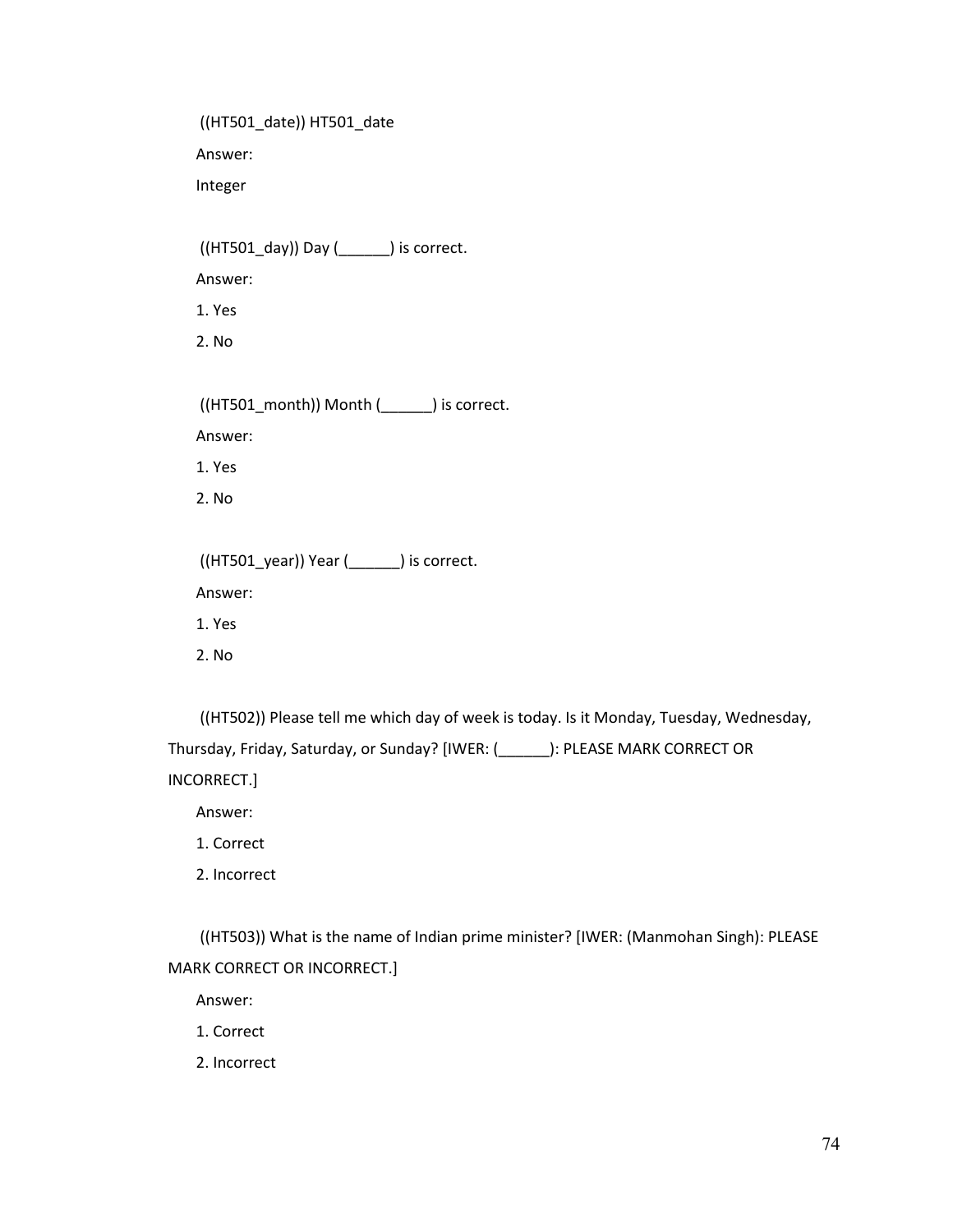((HT501_date)) HT501_date

Answer:

Integer

((HT501_day)) Day (______) is correct.

Answer:

1. Yes
2. No

((HT501_month)) Month (______) is correct.

Answer:

1. Yes
2. No

((HT501_year)) Year (______) is correct.

Answer:

1. Yes
2. No

((HT502)) Please tell me which day of week is today. Is it Monday, Tuesday, Wednesday, Thursday, Friday, Saturday, or Sunday? [IWER: (______): PLEASE MARK CORRECT OR INCORRECT.]

Answer:

1. Correct
2. Incorrect

((HT503)) What is the name of Indian prime minister? [IWER: (Manmohan Singh): PLEASE MARK CORRECT OR INCORRECT.]

Answer:

1. Correct
2. Incorrect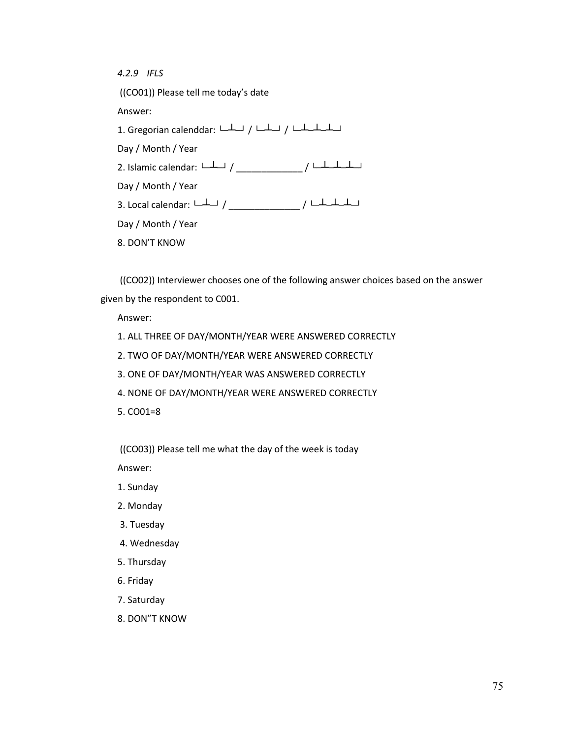*4.2.9 IFLS*

((CO01)) Please tell me today's date

Answer:

1. Gregorian calenddar: └┴┘ / └┴┘ / └┴┴┴┘

Day / Month / Year

2. Islamic calendar: └┴┘ / _____________ / └┴┴┴┘

Day / Month / Year

3. Local calendar: └┴┘ / ______________ / └┴┴┴┘

Day / Month / Year

8. DON'T KNOW

((CO02)) Interviewer chooses one of the following answer choices based on the answer given by the respondent to C001.

Answer:

1. ALL THREE OF DAY/MONTH/YEAR WERE ANSWERED CORRECTLY
2. TWO OF DAY/MONTH/YEAR WERE ANSWERED CORRECTLY
3. ONE OF DAY/MONTH/YEAR WAS ANSWERED CORRECTLY
4. NONE OF DAY/MONTH/YEAR WERE ANSWERED CORRECTLY
5. CO01=8

((CO03)) Please tell me what the day of the week is today

Answer:

1. Sunday
2. Monday
3. Tuesday
4. Wednesday
5. Thursday
6. Friday
7. Saturday
8. DON"T KNOW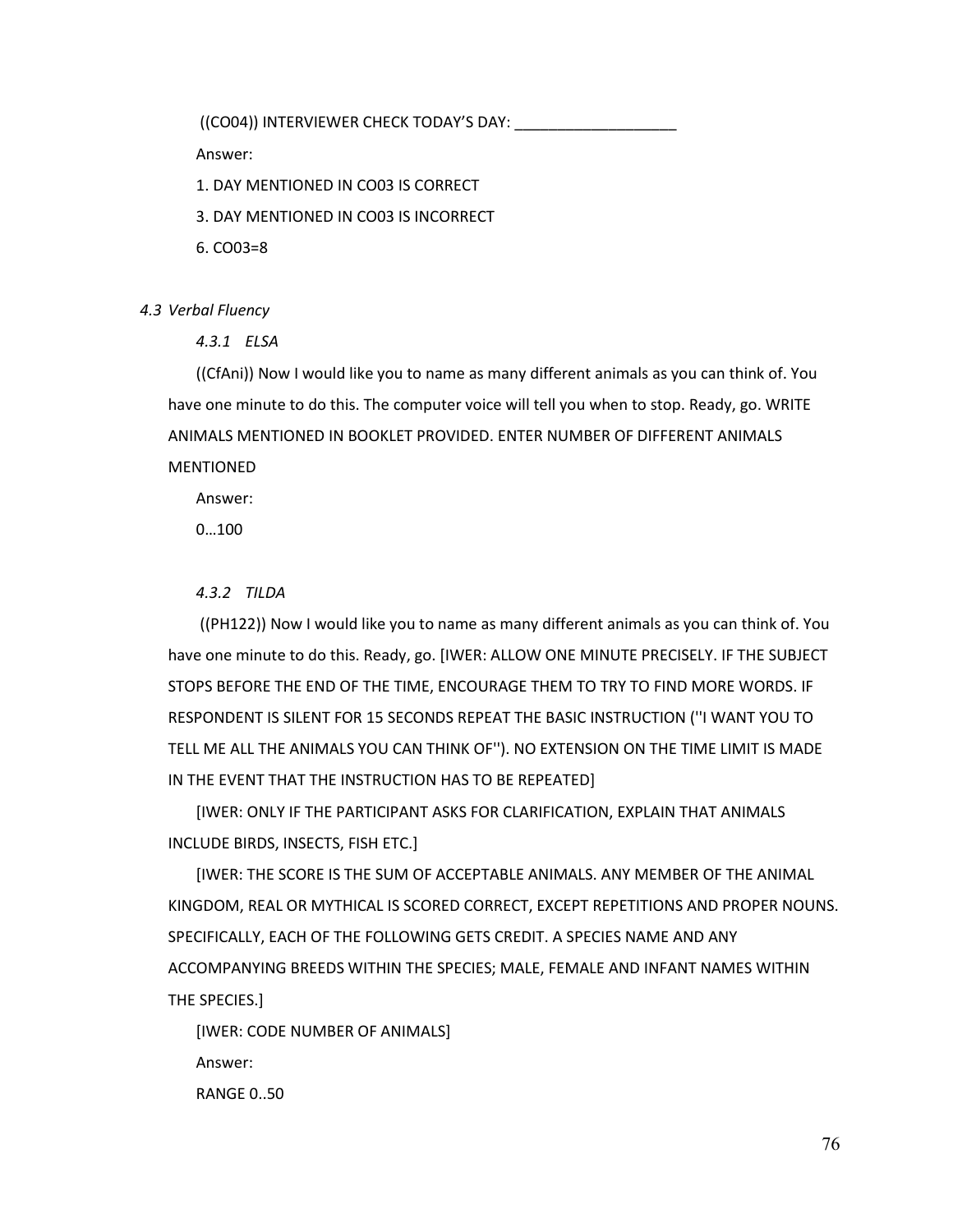((CO04)) INTERVIEWER CHECK TODAY'S DAY: ___________________

Answer:

1. DAY MENTIONED IN CO03 IS CORRECT
3. DAY MENTIONED IN CO03 IS INCORRECT
6. CO03=8

### *4.3 Verbal Fluency*

#### *4.3.1 ELSA*

((CfAni)) Now I would like you to name as many different animals as you can think of. You have one minute to do this. The computer voice will tell you when to stop. Ready, go. WRITE ANIMALS MENTIONED IN BOOKLET PROVIDED. ENTER NUMBER OF DIFFERENT ANIMALS MENTIONED

Answer:

0…100

#### *4.3.2 TILDA*

((PH122)) Now I would like you to name as many different animals as you can think of. You have one minute to do this. Ready, go. [IWER: ALLOW ONE MINUTE PRECISELY. IF THE SUBJECT STOPS BEFORE THE END OF THE TIME, ENCOURAGE THEM TO TRY TO FIND MORE WORDS. IF RESPONDENT IS SILENT FOR 15 SECONDS REPEAT THE BASIC INSTRUCTION (''I WANT YOU TO TELL ME ALL THE ANIMALS YOU CAN THINK OF''). NO EXTENSION ON THE TIME LIMIT IS MADE IN THE EVENT THAT THE INSTRUCTION HAS TO BE REPEATED]

[IWER: ONLY IF THE PARTICIPANT ASKS FOR CLARIFICATION, EXPLAIN THAT ANIMALS INCLUDE BIRDS, INSECTS, FISH ETC.]

[IWER: THE SCORE IS THE SUM OF ACCEPTABLE ANIMALS. ANY MEMBER OF THE ANIMAL KINGDOM, REAL OR MYTHICAL IS SCORED CORRECT, EXCEPT REPETITIONS AND PROPER NOUNS. SPECIFICALLY, EACH OF THE FOLLOWING GETS CREDIT. A SPECIES NAME AND ANY ACCOMPANYING BREEDS WITHIN THE SPECIES; MALE, FEMALE AND INFANT NAMES WITHIN THE SPECIES.]

[IWER: CODE NUMBER OF ANIMALS]

Answer:

RANGE 0..50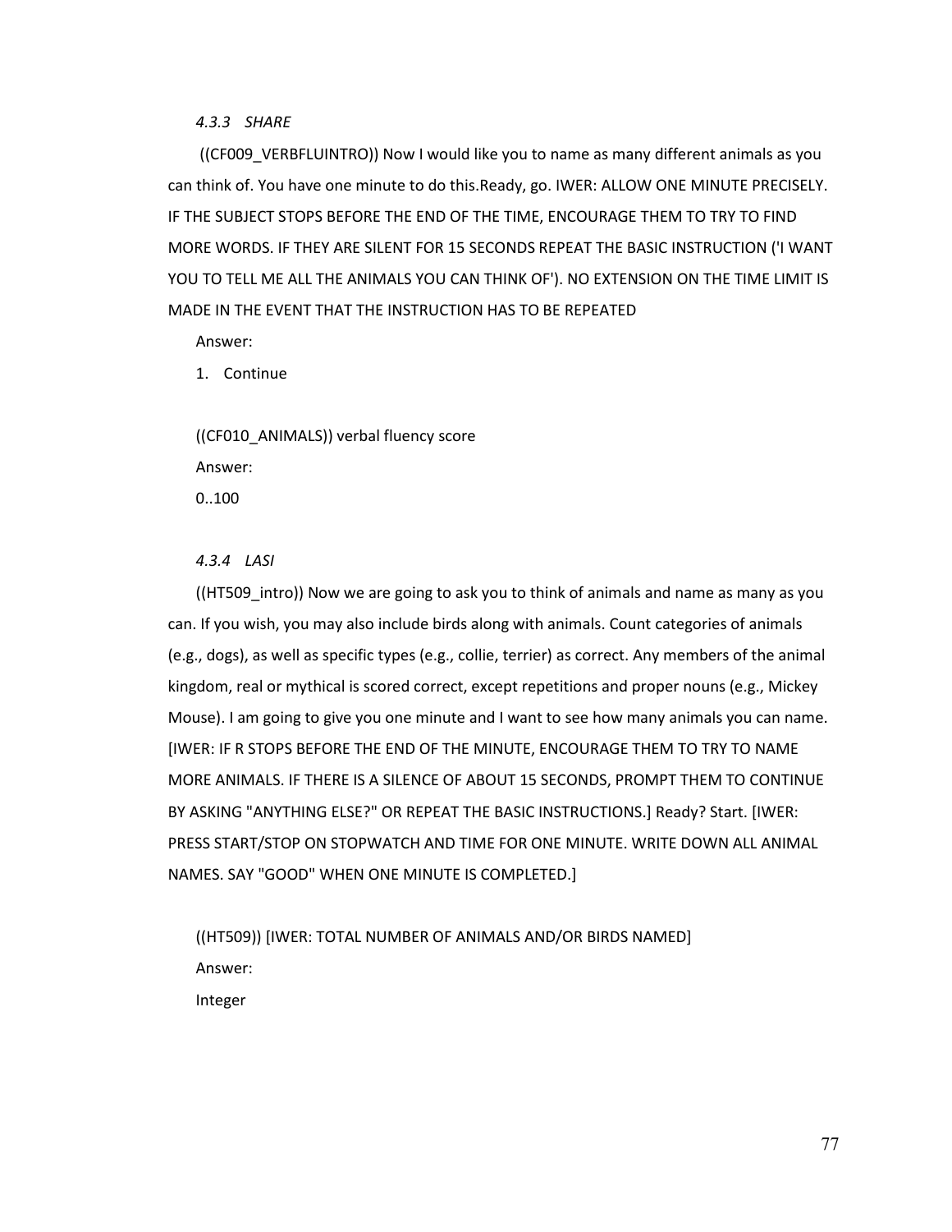#### *4.3.3 SHARE*

((CF009_VERBFLUINTRO)) Now I would like you to name as many different animals as you can think of. You have one minute to do this.Ready, go. IWER: ALLOW ONE MINUTE PRECISELY. IF THE SUBJECT STOPS BEFORE THE END OF THE TIME, ENCOURAGE THEM TO TRY TO FIND MORE WORDS. IF THEY ARE SILENT FOR 15 SECONDS REPEAT THE BASIC INSTRUCTION ('I WANT YOU TO TELL ME ALL THE ANIMALS YOU CAN THINK OF'). NO EXTENSION ON THE TIME LIMIT IS MADE IN THE EVENT THAT THE INSTRUCTION HAS TO BE REPEATED

Answer:

1. Continue

((CF010_ANIMALS)) verbal fluency score

Answer:

0..100

#### *4.3.4 LASI*

((HT509_intro)) Now we are going to ask you to think of animals and name as many as you can. If you wish, you may also include birds along with animals. Count categories of animals (e.g., dogs), as well as specific types (e.g., collie, terrier) as correct. Any members of the animal kingdom, real or mythical is scored correct, except repetitions and proper nouns (e.g., Mickey Mouse). I am going to give you one minute and I want to see how many animals you can name. [IWER: IF R STOPS BEFORE THE END OF THE MINUTE, ENCOURAGE THEM TO TRY TO NAME MORE ANIMALS. IF THERE IS A SILENCE OF ABOUT 15 SECONDS, PROMPT THEM TO CONTINUE BY ASKING "ANYTHING ELSE?" OR REPEAT THE BASIC INSTRUCTIONS.] Ready? Start. [IWER: PRESS START/STOP ON STOPWATCH AND TIME FOR ONE MINUTE. WRITE DOWN ALL ANIMAL NAMES. SAY "GOOD" WHEN ONE MINUTE IS COMPLETED.]

((HT509)) [IWER: TOTAL NUMBER OF ANIMALS AND/OR BIRDS NAMED]

Answer:

Integer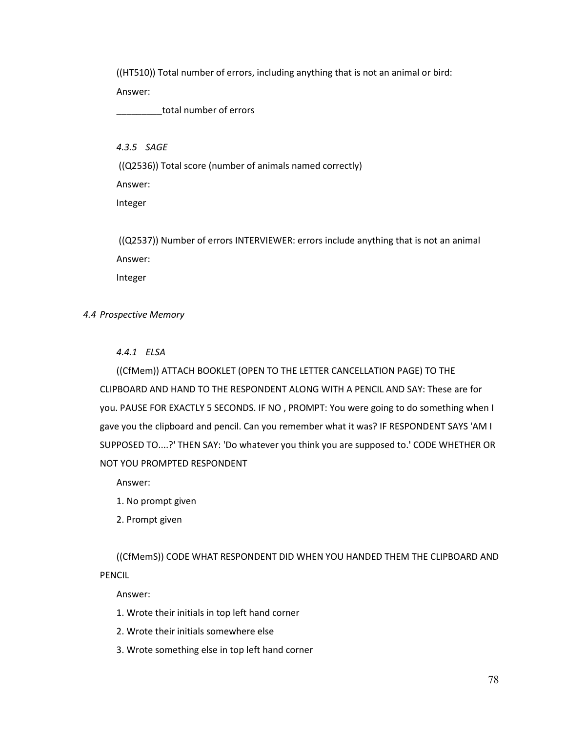((HT510)) Total number of errors, including anything that is not an animal or bird:

Answer:

_________total number of errors

#### *4.3.5 SAGE*

((Q2536)) Total score (number of animals named correctly)

Answer:

Integer

((Q2537)) Number of errors INTERVIEWER: errors include anything that is not an animal

Answer:

Integer

### *4.4 Prospective Memory*

#### *4.4.1 ELSA*

((CfMem)) ATTACH BOOKLET (OPEN TO THE LETTER CANCELLATION PAGE) TO THE CLIPBOARD AND HAND TO THE RESPONDENT ALONG WITH A PENCIL AND SAY: These are for you. PAUSE FOR EXACTLY 5 SECONDS. IF NO , PROMPT: You were going to do something when I gave you the clipboard and pencil. Can you remember what it was? IF RESPONDENT SAYS 'AM I SUPPOSED TO....?' THEN SAY: 'Do whatever you think you are supposed to.' CODE WHETHER OR NOT YOU PROMPTED RESPONDENT

Answer:

1. No prompt given
2. Prompt given

((CfMemS)) CODE WHAT RESPONDENT DID WHEN YOU HANDED THEM THE CLIPBOARD AND PENCIL

Answer:

1. Wrote their initials in top left hand corner
2. Wrote their initials somewhere else
3. Wrote something else in top left hand corner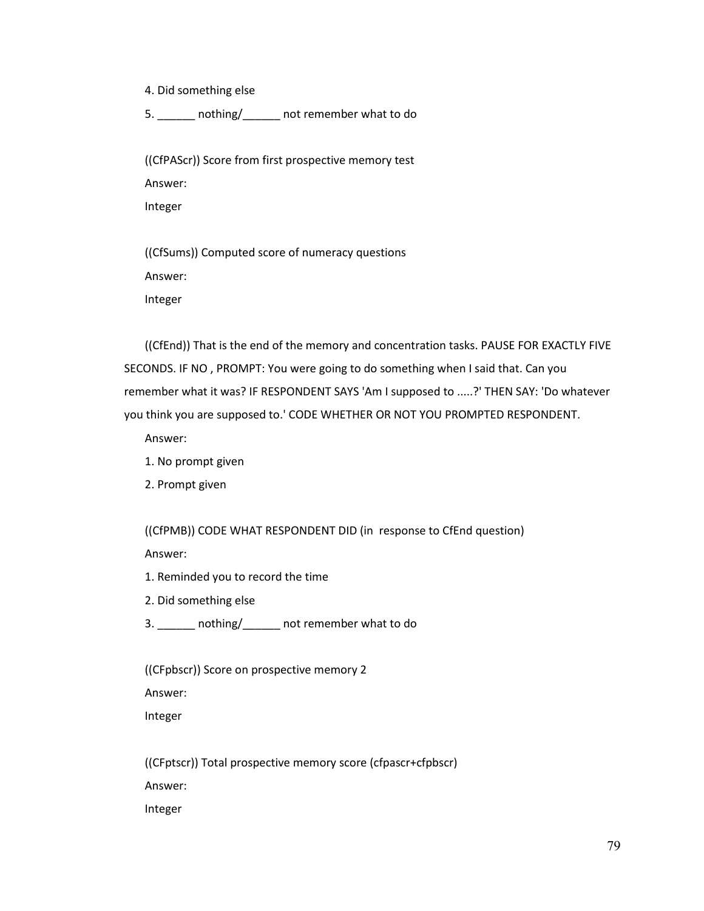4. Did something else

5. ______ nothing/______ not remember what to do

((CfPAScr)) Score from first prospective memory test

Answer:

Integer

((CfSums)) Computed score of numeracy questions

Answer:

Integer

((CfEnd)) That is the end of the memory and concentration tasks. PAUSE FOR EXACTLY FIVE SECONDS. IF NO , PROMPT: You were going to do something when I said that. Can you remember what it was? IF RESPONDENT SAYS 'Am I supposed to .....?' THEN SAY: 'Do whatever you think you are supposed to.' CODE WHETHER OR NOT YOU PROMPTED RESPONDENT.

Answer:

1. No prompt given
2. Prompt given

((CfPMB)) CODE WHAT RESPONDENT DID (in response to CfEnd question)

Answer:

1. Reminded you to record the time
2. Did something else
3. ______ nothing/______ not remember what to do

((CFpbscr)) Score on prospective memory 2

Answer:

Integer

((CFptscr)) Total prospective memory score (cfpascr+cfpbscr)

Answer:

Integer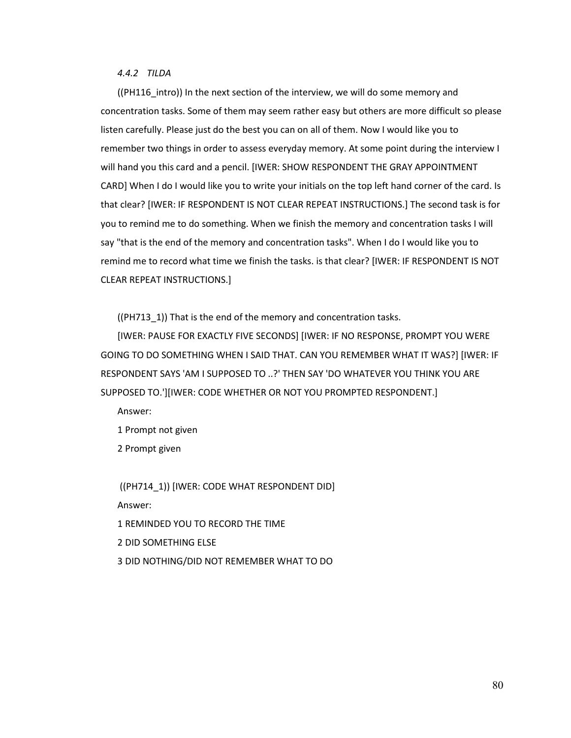#### *4.4.2 TILDA*

((PH116_intro)) In the next section of the interview, we will do some memory and concentration tasks. Some of them may seem rather easy but others are more difficult so please listen carefully. Please just do the best you can on all of them. Now I would like you to remember two things in order to assess everyday memory. At some point during the interview I will hand you this card and a pencil. [IWER: SHOW RESPONDENT THE GRAY APPOINTMENT CARD] When I do I would like you to write your initials on the top left hand corner of the card. Is that clear? [IWER: IF RESPONDENT IS NOT CLEAR REPEAT INSTRUCTIONS.] The second task is for you to remind me to do something. When we finish the memory and concentration tasks I will say "that is the end of the memory and concentration tasks". When I do I would like you to remind me to record what time we finish the tasks. is that clear? [IWER: IF RESPONDENT IS NOT CLEAR REPEAT INSTRUCTIONS.]

((PH713_1)) That is the end of the memory and concentration tasks.

[IWER: PAUSE FOR EXACTLY FIVE SECONDS] [IWER: IF NO RESPONSE, PROMPT YOU WERE GOING TO DO SOMETHING WHEN I SAID THAT. CAN YOU REMEMBER WHAT IT WAS?] [IWER: IF RESPONDENT SAYS 'AM I SUPPOSED TO ..?' THEN SAY 'DO WHATEVER YOU THINK YOU ARE SUPPOSED TO.'][IWER: CODE WHETHER OR NOT YOU PROMPTED RESPONDENT.]

Answer:

1 Prompt not given

2 Prompt given

((PH714_1)) [IWER: CODE WHAT RESPONDENT DID]

Answer:

1 REMINDED YOU TO RECORD THE TIME

2 DID SOMETHING ELSE

3 DID NOTHING/DID NOT REMEMBER WHAT TO DO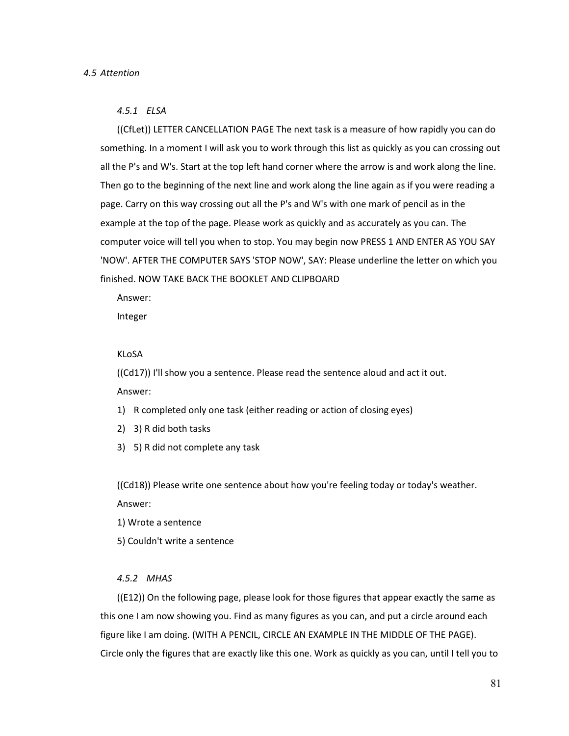### *4.5 Attention*

#### *4.5.1 ELSA*

((CfLet)) LETTER CANCELLATION PAGE The next task is a measure of how rapidly you can do something. In a moment I will ask you to work through this list as quickly as you can crossing out all the P's and W's. Start at the top left hand corner where the arrow is and work along the line. Then go to the beginning of the next line and work along the line again as if you were reading a page. Carry on this way crossing out all the P's and W's with one mark of pencil as in the example at the top of the page. Please work as quickly and as accurately as you can. The computer voice will tell you when to stop. You may begin now PRESS 1 AND ENTER AS YOU SAY 'NOW'. AFTER THE COMPUTER SAYS 'STOP NOW', SAY: Please underline the letter on which you finished. NOW TAKE BACK THE BOOKLET AND CLIPBOARD

Answer:

Integer

KLoSA

((Cd17)) I'll show you a sentence. Please read the sentence aloud and act it out.

Answer:

1) R completed only one task (either reading or action of closing eyes)
2) 3) R did both tasks
3) 5) R did not complete any task

((Cd18)) Please write one sentence about how you're feeling today or today's weather.

Answer:

1) Wrote a sentence

5) Couldn't write a sentence

#### *4.5.2 MHAS*

((E12)) On the following page, please look for those figures that appear exactly the same as this one I am now showing you. Find as many figures as you can, and put a circle around each figure like I am doing. (WITH A PENCIL, CIRCLE AN EXAMPLE IN THE MIDDLE OF THE PAGE). Circle only the figures that are exactly like this one. Work as quickly as you can, until I tell you to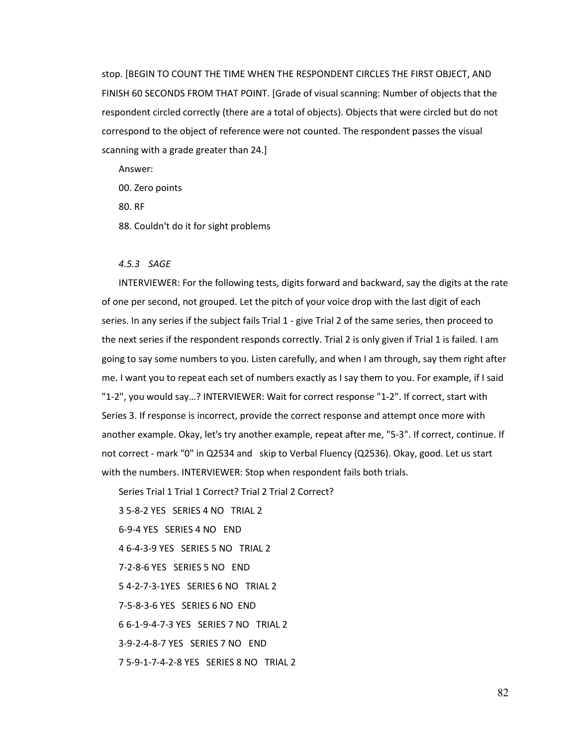stop. [BEGIN TO COUNT THE TIME WHEN THE RESPONDENT CIRCLES THE FIRST OBJECT, AND FINISH 60 SECONDS FROM THAT POINT. [Grade of visual scanning: Number of objects that the respondent circled correctly (there are a total of objects). Objects that were circled but do not correspond to the object of reference were not counted. The respondent passes the visual scanning with a grade greater than 24.]

Answer:

00. Zero points

80. RF

88. Couldn't do it for sight problems

*4.5.3 SAGE*

INTERVIEWER: For the following tests, digits forward and backward, say the digits at the rate of one per second, not grouped. Let the pitch of your voice drop with the last digit of each series. In any series if the subject fails Trial 1 - give Trial 2 of the same series, then proceed to the next series if the respondent responds correctly. Trial 2 is only given if Trial 1 is failed. I am going to say some numbers to you. Listen carefully, and when I am through, say them right after me. I want you to repeat each set of numbers exactly as I say them to you. For example, if I said "1-2", you would say…? INTERVIEWER: Wait for correct response "1-2". If correct, start with Series 3. If response is incorrect, provide the correct response and attempt once more with another example. Okay, let's try another example, repeat after me, "5-3". If correct, continue. If not correct - mark "0" in Q2534 and skip to Verbal Fluency (Q2536). Okay, good. Let us start with the numbers. INTERVIEWER: Stop when respondent fails both trials.

Series Trial 1 Trial 1 Correct? Trial 2 Trial 2 Correct?

3 5-8-2 YES SERIES 4 NO TRIAL 2

6-9-4 YES SERIES 4 NO END

4 6-4-3-9 YES SERIES 5 NO TRIAL 2

7-2-8-6 YES SERIES 5 NO END

5 4-2-7-3-1YES SERIES 6 NO TRIAL 2

7-5-8-3-6 YES SERIES 6 NO END

6 6-1-9-4-7-3 YES SERIES 7 NO TRIAL 2

3-9-2-4-8-7 YES SERIES 7 NO END

7 5-9-1-7-4-2-8 YES SERIES 8 NO TRIAL 2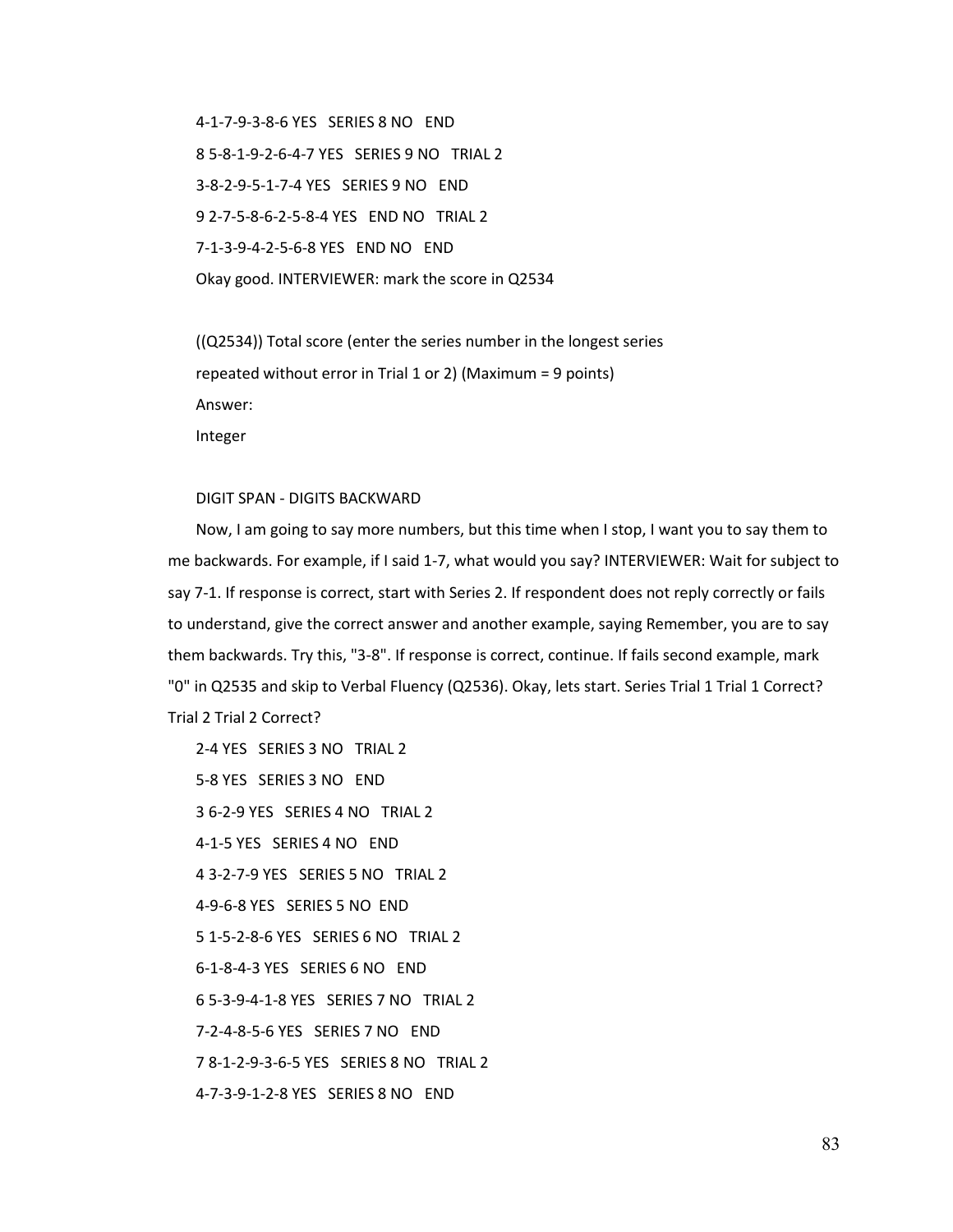4-1-7-9-3-8-6 YES SERIES 8 NO END

8 5-8-1-9-2-6-4-7 YES SERIES 9 NO TRIAL 2

3-8-2-9-5-1-7-4 YES SERIES 9 NO END

9 2-7-5-8-6-2-5-8-4 YES END NO TRIAL 2

7-1-3-9-4-2-5-6-8 YES END NO END

Okay good. INTERVIEWER: mark the score in Q2534

((Q2534)) Total score (enter the series number in the longest series repeated without error in Trial 1 or 2) (Maximum = 9 points)

Answer:

Integer

DIGIT SPAN - DIGITS BACKWARD

Now, I am going to say more numbers, but this time when I stop, I want you to say them to me backwards. For example, if I said 1-7, what would you say? INTERVIEWER: Wait for subject to say 7-1. If response is correct, start with Series 2. If respondent does not reply correctly or fails to understand, give the correct answer and another example, saying Remember, you are to say them backwards. Try this, "3-8". If response is correct, continue. If fails second example, mark "0" in Q2535 and skip to Verbal Fluency (Q2536). Okay, lets start. Series Trial 1 Trial 1 Correct? Trial 2 Trial 2 Correct?

2-4 YES SERIES 3 NO TRIAL 2

5-8 YES SERIES 3 NO END

3 6-2-9 YES SERIES 4 NO TRIAL 2

4-1-5 YES SERIES 4 NO END

4 3-2-7-9 YES SERIES 5 NO TRIAL 2

4-9-6-8 YES SERIES 5 NO END

5 1-5-2-8-6 YES SERIES 6 NO TRIAL 2

6-1-8-4-3 YES SERIES 6 NO END

6 5-3-9-4-1-8 YES SERIES 7 NO TRIAL 2

7-2-4-8-5-6 YES SERIES 7 NO END

7 8-1-2-9-3-6-5 YES SERIES 8 NO TRIAL 2

4-7-3-9-1-2-8 YES SERIES 8 NO END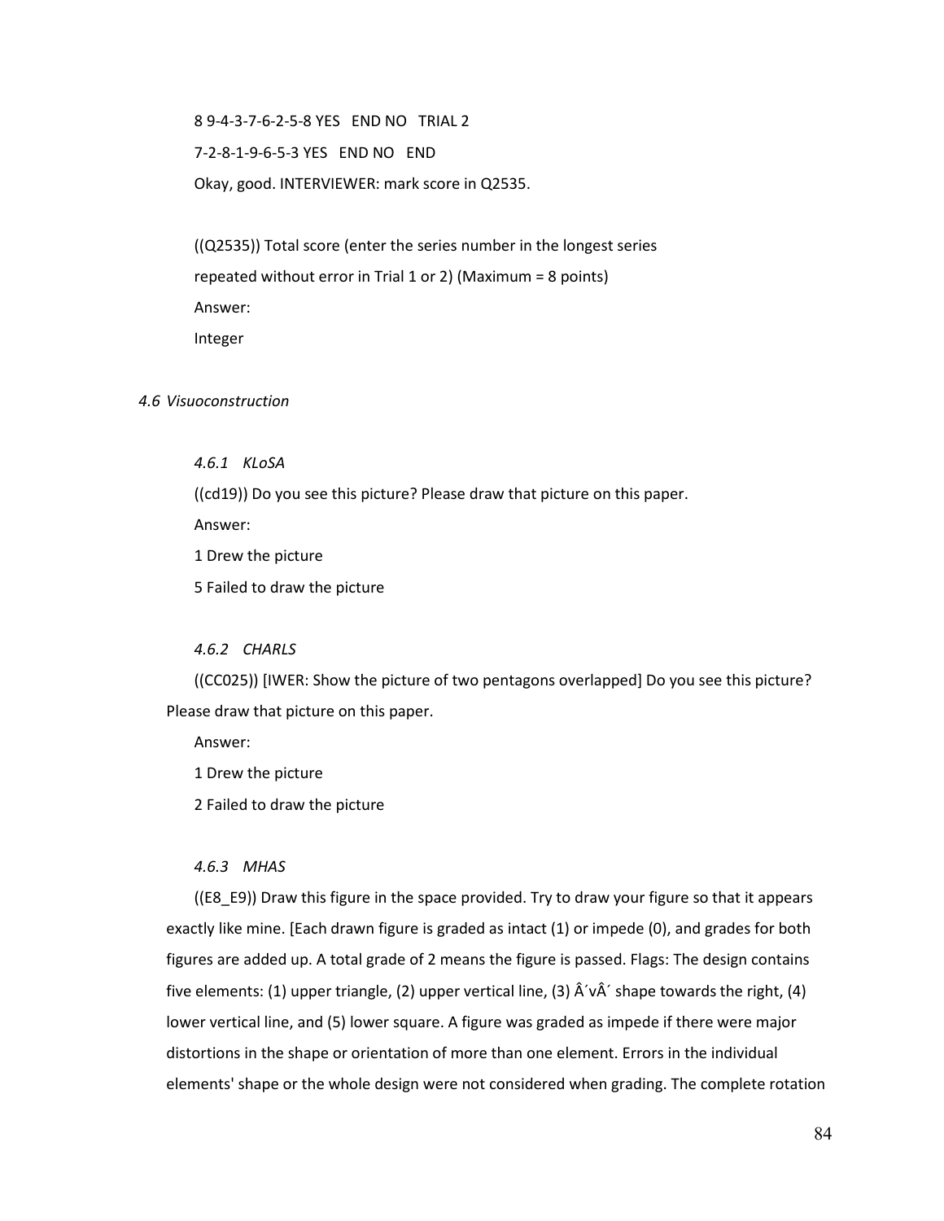8 9-4-3-7-6-2-5-8 YES END NO TRIAL 2

7-2-8-1-9-6-5-3 YES END NO END

Okay, good. INTERVIEWER: mark score in Q2535.

((Q2535)) Total score (enter the series number in the longest series repeated without error in Trial 1 or 2) (Maximum = 8 points)

Answer:

Integer

### *4.6 Visuoconstruction*

#### *4.6.1 KLoSA*

((cd19)) Do you see this picture? Please draw that picture on this paper.

Answer:

1 Drew the picture

5 Failed to draw the picture

#### *4.6.2 CHARLS*

((CC025)) [IWER: Show the picture of two pentagons overlapped] Do you see this picture? Please draw that picture on this paper.

Answer:

1 Drew the picture

2 Failed to draw the picture

#### *4.6.3 MHAS*

((E8_E9)) Draw this figure in the space provided. Try to draw your figure so that it appears exactly like mine. [Each drawn figure is graded as intact (1) or impede (0), and grades for both figures are added up. A total grade of 2 means the figure is passed. Flags: The design contains five elements: (1) upper triangle, (2) upper vertical line, (3) Â´vÂ´ shape towards the right, (4) lower vertical line, and (5) lower square. A figure was graded as impede if there were major distortions in the shape or orientation of more than one element. Errors in the individual elements' shape or the whole design were not considered when grading. The complete rotation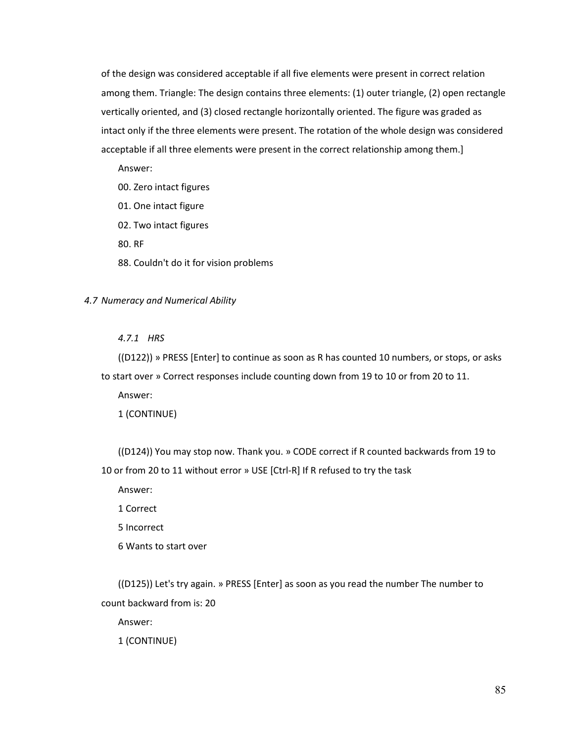of the design was considered acceptable if all five elements were present in correct relation among them. Triangle: The design contains three elements: (1) outer triangle, (2) open rectangle vertically oriented, and (3) closed rectangle horizontally oriented. The figure was graded as intact only if the three elements were present. The rotation of the whole design was considered acceptable if all three elements were present in the correct relationship among them.]

Answer:

00. Zero intact figures

01. One intact figure

02. Two intact figures

80. RF

88. Couldn't do it for vision problems

### *4.7 Numeracy and Numerical Ability*

#### *4.7.1 HRS*

((D122)) » PRESS [Enter] to continue as soon as R has counted 10 numbers, or stops, or asks to start over » Correct responses include counting down from 19 to 10 or from 20 to 11.

Answer:

1 (CONTINUE)

((D124)) You may stop now. Thank you. » CODE correct if R counted backwards from 19 to 10 or from 20 to 11 without error » USE [Ctrl-R] If R refused to try the task

Answer:

1 Correct

5 Incorrect

6 Wants to start over

((D125)) Let's try again. » PRESS [Enter] as soon as you read the number The number to count backward from is: 20

Answer:

1 (CONTINUE)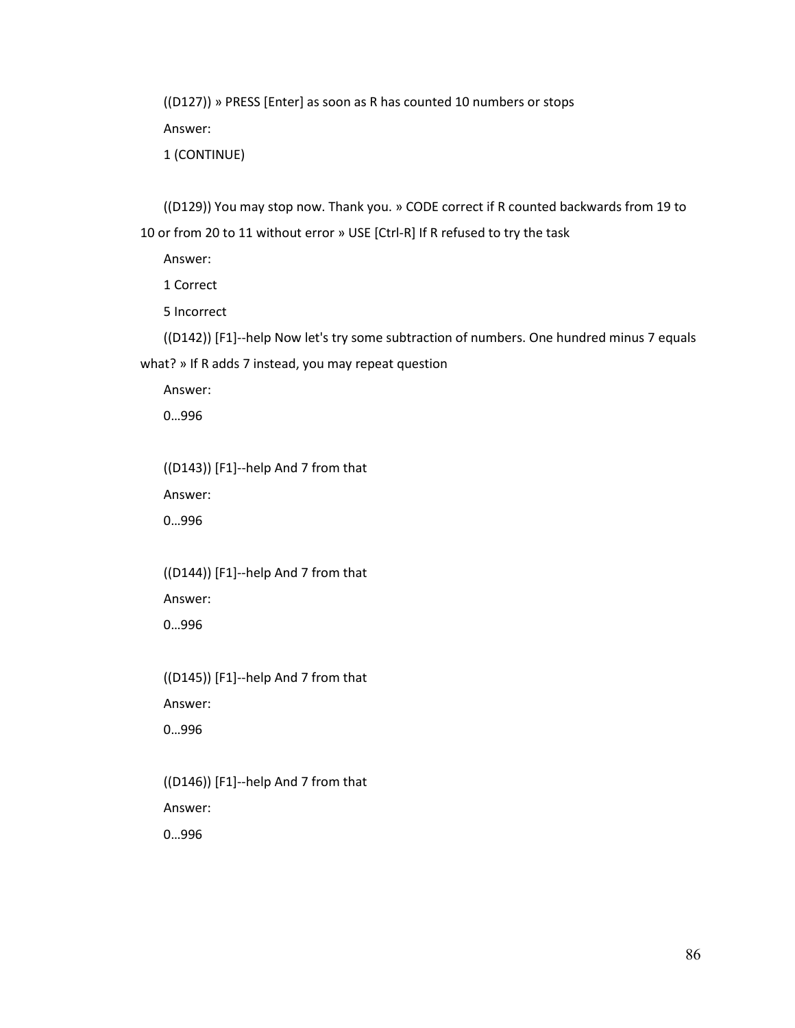((D127)) » PRESS [Enter] as soon as R has counted 10 numbers or stops

Answer:

1 (CONTINUE)

((D129)) You may stop now. Thank you. » CODE correct if R counted backwards from 19 to 10 or from 20 to 11 without error » USE [Ctrl-R] If R refused to try the task

Answer:

1 Correct

5 Incorrect

((D142)) [F1]--help Now let's try some subtraction of numbers. One hundred minus 7 equals what? » If R adds 7 instead, you may repeat question

Answer:

0…996

((D143)) [F1]--help And 7 from that

Answer:

0…996

((D144)) [F1]--help And 7 from that

Answer:

0…996

((D145)) [F1]--help And 7 from that

Answer:

0…996

((D146)) [F1]--help And 7 from that

Answer:

0…996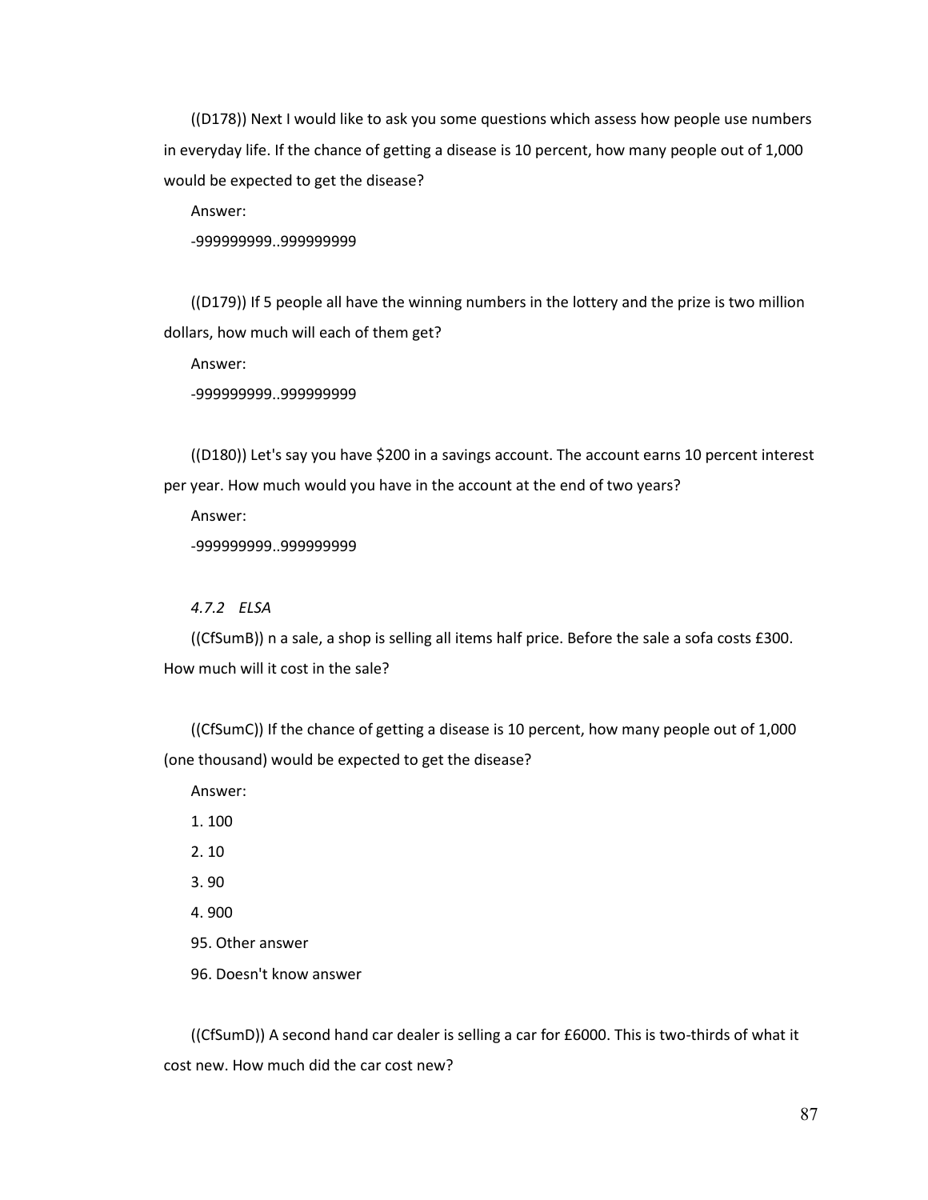((D178)) Next I would like to ask you some questions which assess how people use numbers in everyday life. If the chance of getting a disease is 10 percent, how many people out of 1,000 would be expected to get the disease?

Answer:

-999999999..999999999

((D179)) If 5 people all have the winning numbers in the lottery and the prize is two million dollars, how much will each of them get?

Answer:

-999999999..999999999

((D180)) Let's say you have $200 in a savings account. The account earns 10 percent interest per year. How much would you have in the account at the end of two years?

Answer:

-999999999..999999999

#### *4.7.2 ELSA*

((CfSumB)) n a sale, a shop is selling all items half price. Before the sale a sofa costs £300. How much will it cost in the sale?

((CfSumC)) If the chance of getting a disease is 10 percent, how many people out of 1,000 (one thousand) would be expected to get the disease?

Answer:

1. 100
2. 10
3. 90
4. 900

95. Other answer

96. Doesn't know answer

((CfSumD)) A second hand car dealer is selling a car for £6000. This is two-thirds of what it cost new. How much did the car cost new?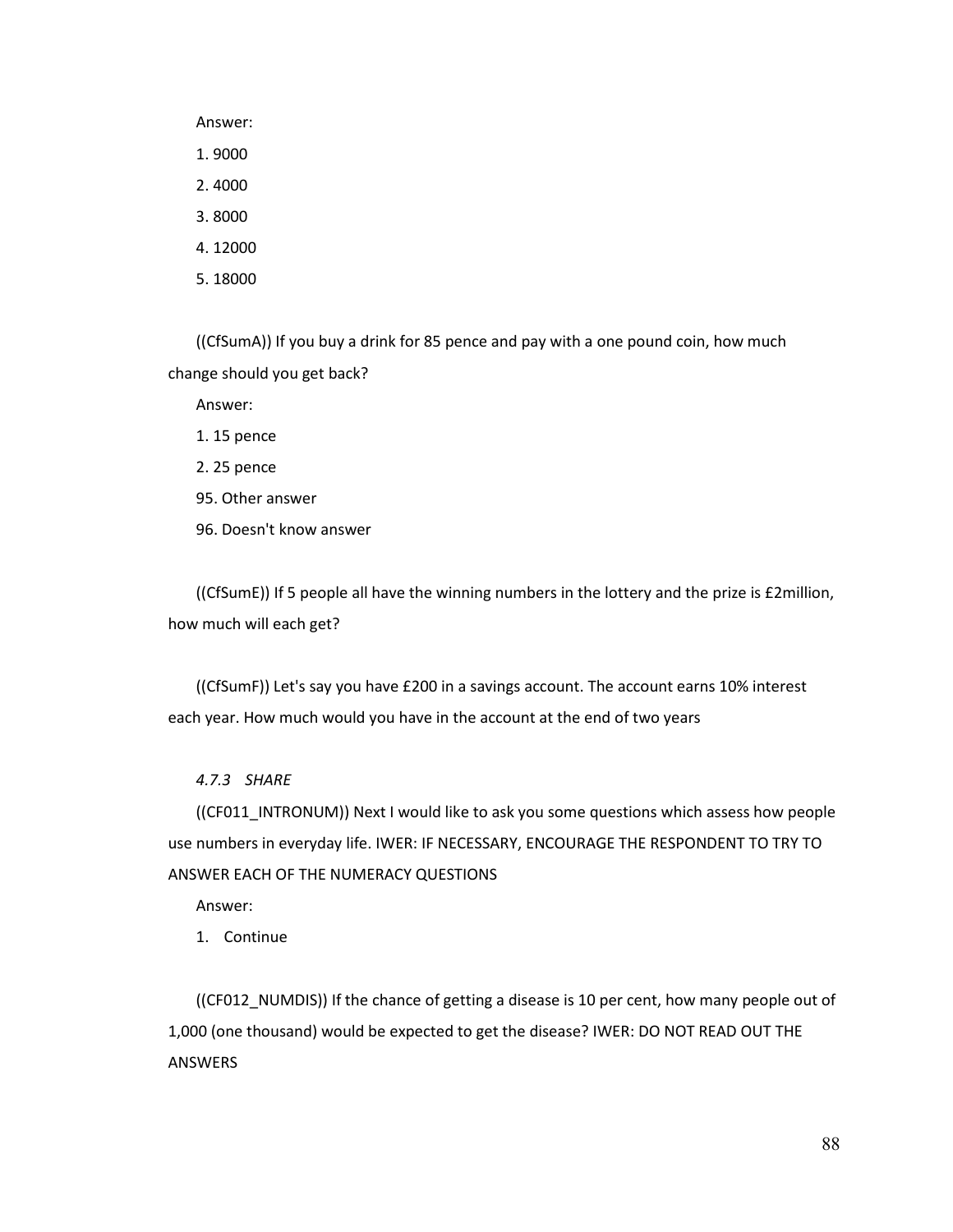Answer:

1. 9000
2. 4000
3. 8000
4. 12000
5. 18000

((CfSumA)) If you buy a drink for 85 pence and pay with a one pound coin, how much change should you get back?

Answer:

1. 15 pence
2. 25 pence

95. Other answer

96. Doesn't know answer

((CfSumE)) If 5 people all have the winning numbers in the lottery and the prize is £2million, how much will each get?

((CfSumF)) Let's say you have £200 in a savings account. The account earns 10% interest each year. How much would you have in the account at the end of two years

#### *4.7.3 SHARE*

((CF011_INTRONUM)) Next I would like to ask you some questions which assess how people use numbers in everyday life. IWER: IF NECESSARY, ENCOURAGE THE RESPONDENT TO TRY TO ANSWER EACH OF THE NUMERACY QUESTIONS

Answer:

1. Continue

((CF012_NUMDIS)) If the chance of getting a disease is 10 per cent, how many people out of 1,000 (one thousand) would be expected to get the disease? IWER: DO NOT READ OUT THE ANSWERS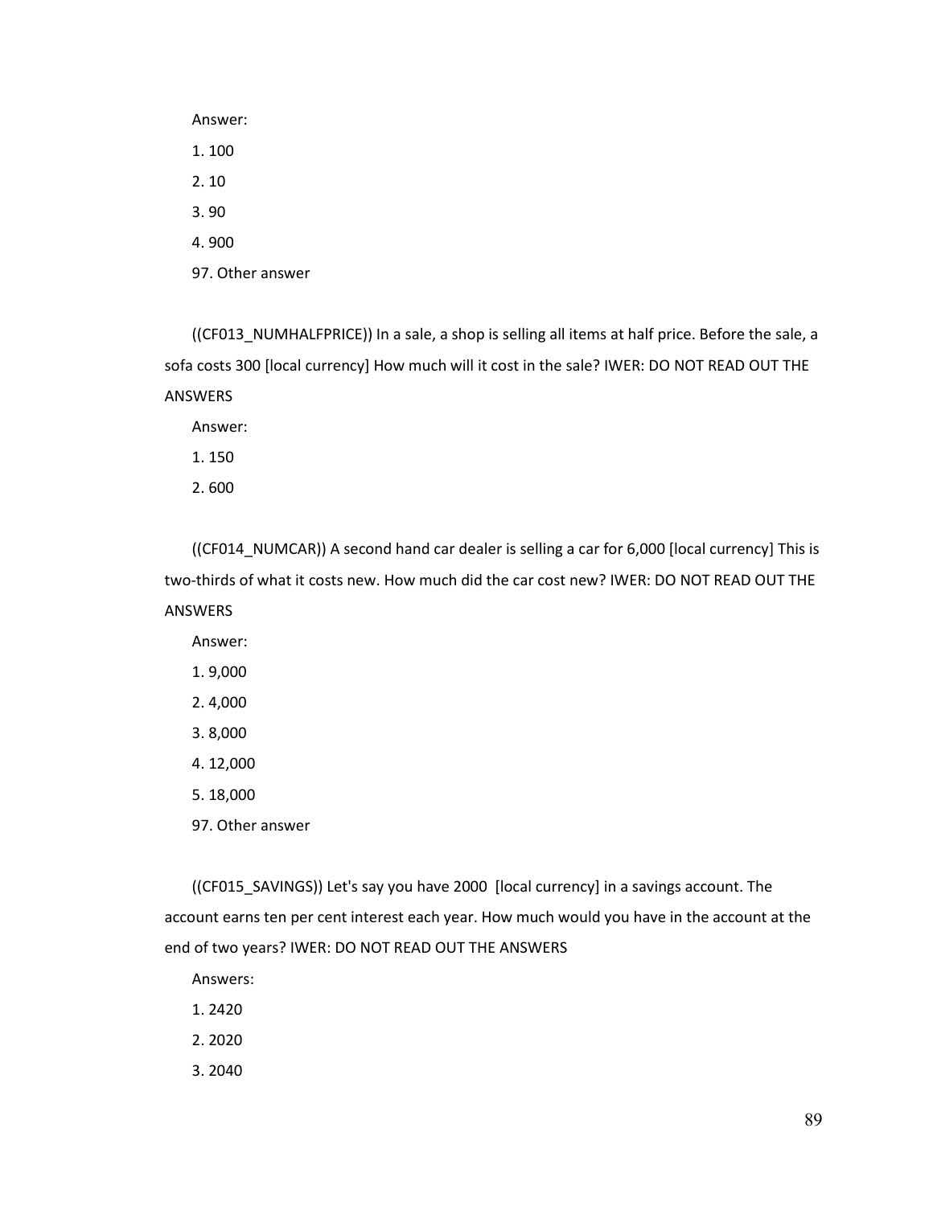Answer:

1. 100
2. 10
3. 90
4. 900

97. Other answer

((CF013_NUMHALFPRICE)) In a sale, a shop is selling all items at half price. Before the sale, a sofa costs 300 [local currency] How much will it cost in the sale? IWER: DO NOT READ OUT THE ANSWERS

Answer:

1. 150
2. 600

((CF014_NUMCAR)) A second hand car dealer is selling a car for 6,000 [local currency] This is two-thirds of what it costs new. How much did the car cost new? IWER: DO NOT READ OUT THE ANSWERS

Answer:

1. 9,000
2. 4,000
3. 8,000
4. 12,000
5. 18,000

97. Other answer

((CF015_SAVINGS)) Let's say you have 2000 [local currency] in a savings account. The account earns ten per cent interest each year. How much would you have in the account at the end of two years? IWER: DO NOT READ OUT THE ANSWERS

Answers:

1. 2420
2. 2020
3. 2040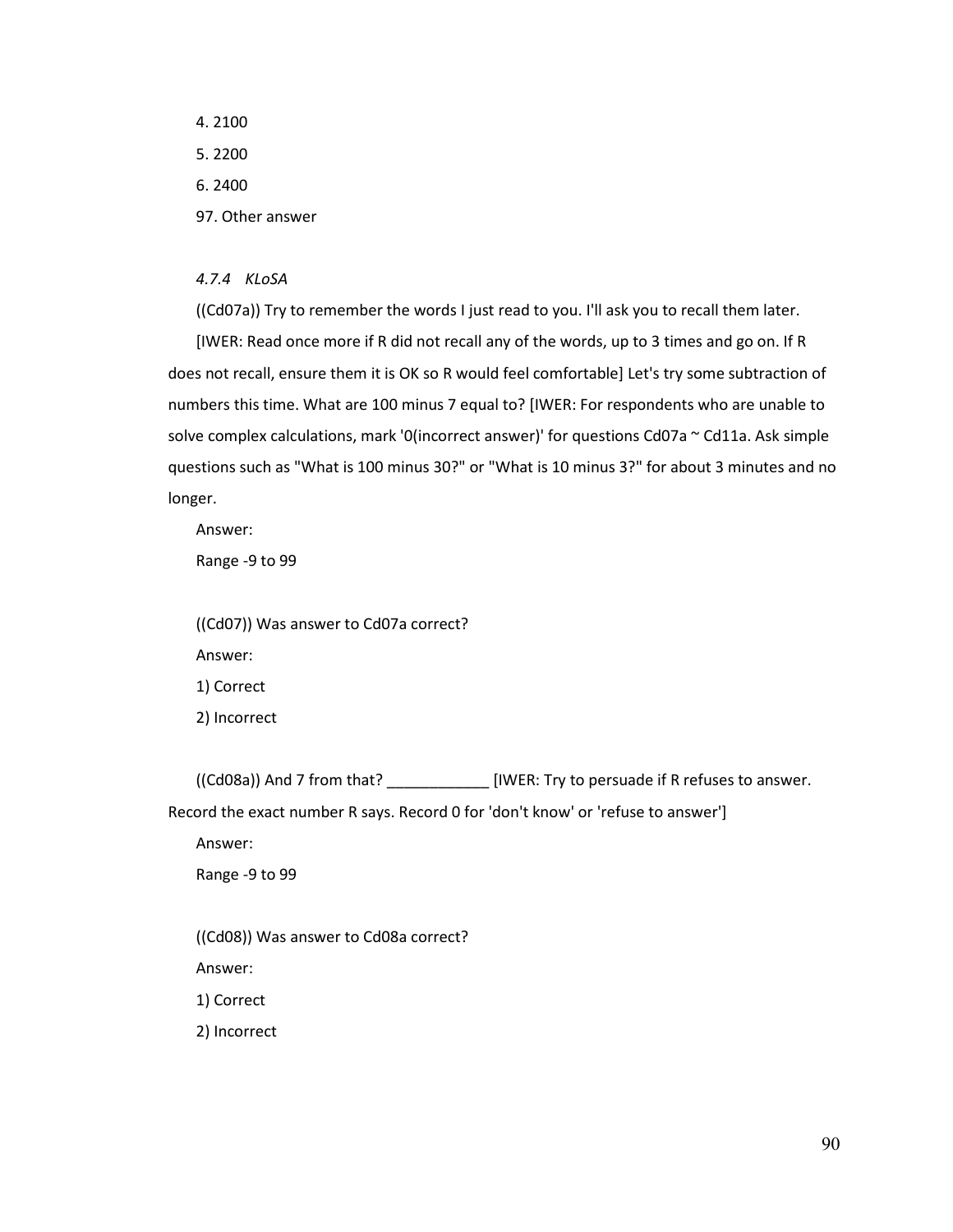4. 2100

5. 2200

6. 2400

97. Other answer

### *4.7.4 KLoSA*

((Cd07a)) Try to remember the words I just read to you. I'll ask you to recall them later.

[IWER: Read once more if R did not recall any of the words, up to 3 times and go on. If R does not recall, ensure them it is OK so R would feel comfortable] Let's try some subtraction of numbers this time. What are 100 minus 7 equal to? [IWER: For respondents who are unable to solve complex calculations, mark '0(incorrect answer)' for questions Cd07a ~ Cd11a. Ask simple questions such as "What is 100 minus 30?" or "What is 10 minus 3?" for about 3 minutes and no longer.

Answer:

Range -9 to 99

((Cd07)) Was answer to Cd07a correct?

Answer:

1) Correct

2) Incorrect

((Cd08a)) And 7 from that? ____________ [IWER: Try to persuade if R refuses to answer. Record the exact number R says. Record 0 for 'don't know' or 'refuse to answer']

Answer:

Range -9 to 99

((Cd08)) Was answer to Cd08a correct?

Answer:

1) Correct

2) Incorrect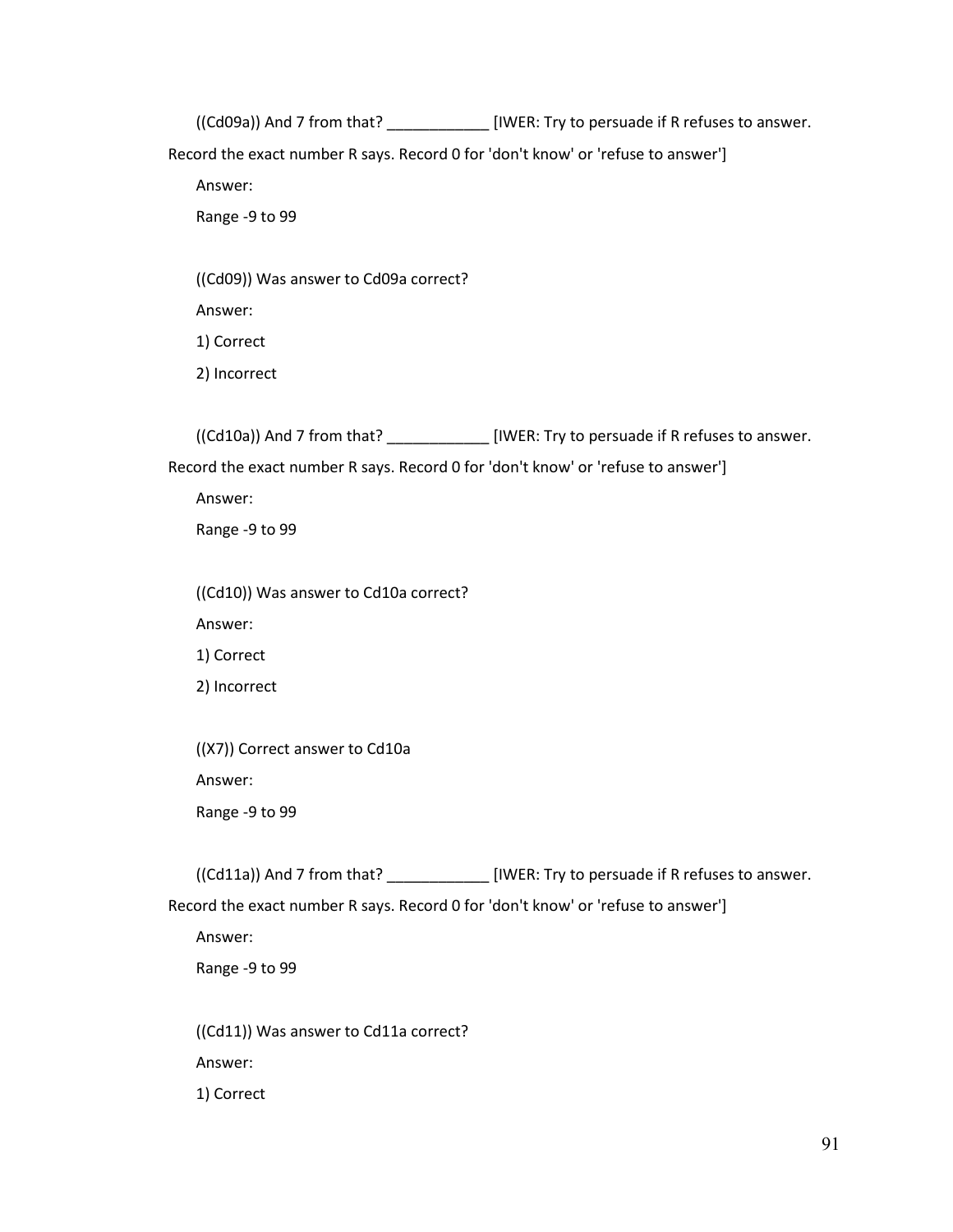((Cd09a)) And 7 from that? ____________ [IWER: Try to persuade if R refuses to answer. Record the exact number R says. Record 0 for 'don't know' or 'refuse to answer']

Answer:

Range -9 to 99

((Cd09)) Was answer to Cd09a correct?

Answer:

1) Correct

2) Incorrect

((Cd10a)) And 7 from that? ____________ [IWER: Try to persuade if R refuses to answer. Record the exact number R says. Record 0 for 'don't know' or 'refuse to answer']

Answer:

Range -9 to 99

((Cd10)) Was answer to Cd10a correct?

Answer:

1) Correct

2) Incorrect

((X7)) Correct answer to Cd10a

Answer:

Range -9 to 99

((Cd11a)) And 7 from that? ____________ [IWER: Try to persuade if R refuses to answer. Record the exact number R says. Record 0 for 'don't know' or 'refuse to answer']

Answer:

Range -9 to 99

((Cd11)) Was answer to Cd11a correct?

Answer:

1) Correct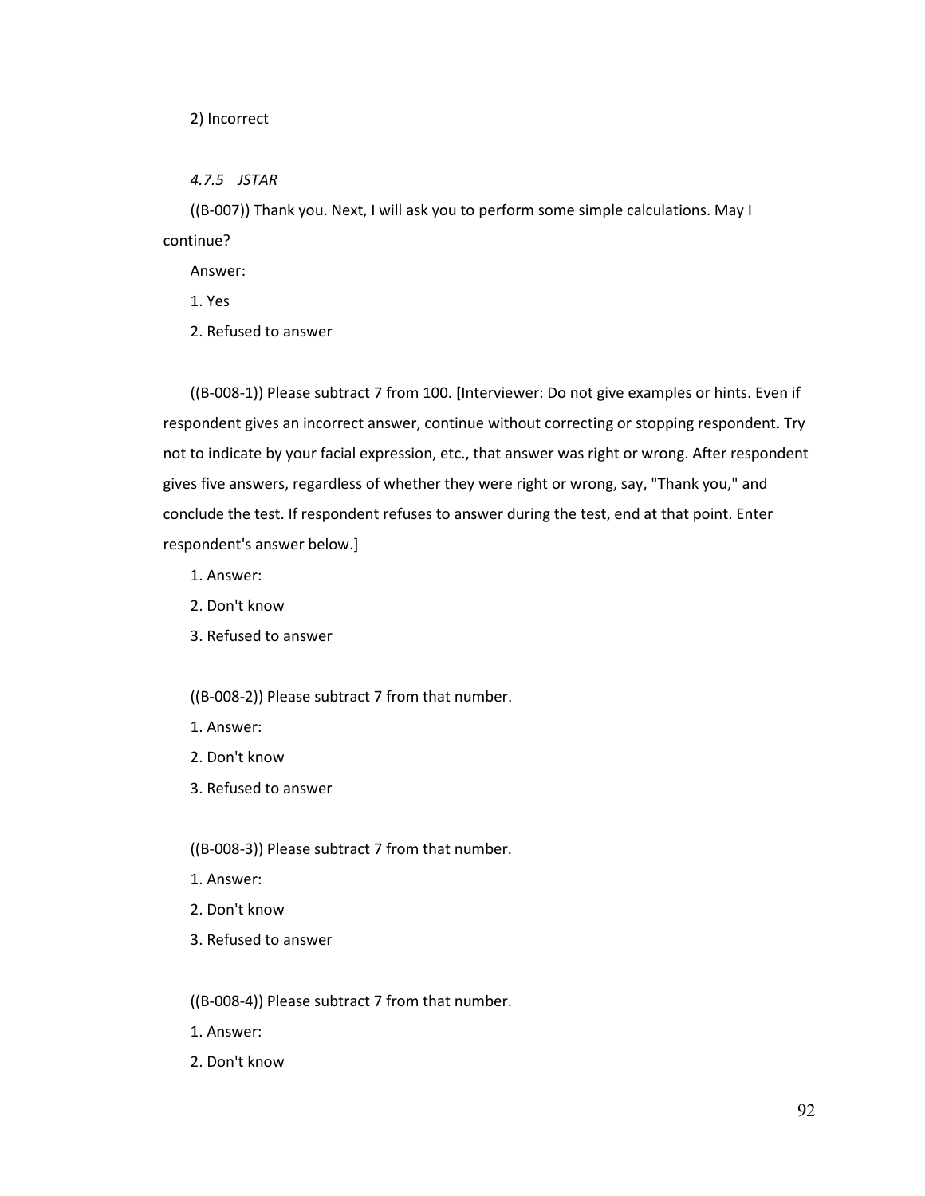2) Incorrect

*4.7.5 JSTAR*

((B-007)) Thank you. Next, I will ask you to perform some simple calculations. May I continue?

Answer:

1. Yes
2. Refused to answer

((B-008-1)) Please subtract 7 from 100. [Interviewer: Do not give examples or hints. Even if respondent gives an incorrect answer, continue without correcting or stopping respondent. Try not to indicate by your facial expression, etc., that answer was right or wrong. After respondent gives five answers, regardless of whether they were right or wrong, say, "Thank you," and conclude the test. If respondent refuses to answer during the test, end at that point. Enter respondent's answer below.]

1. Answer:
2. Don't know
3. Refused to answer

((B-008-2)) Please subtract 7 from that number.

1. Answer:
2. Don't know
3. Refused to answer

((B-008-3)) Please subtract 7 from that number.

1. Answer:
2. Don't know
3. Refused to answer

((B-008-4)) Please subtract 7 from that number.

1. Answer:
2. Don't know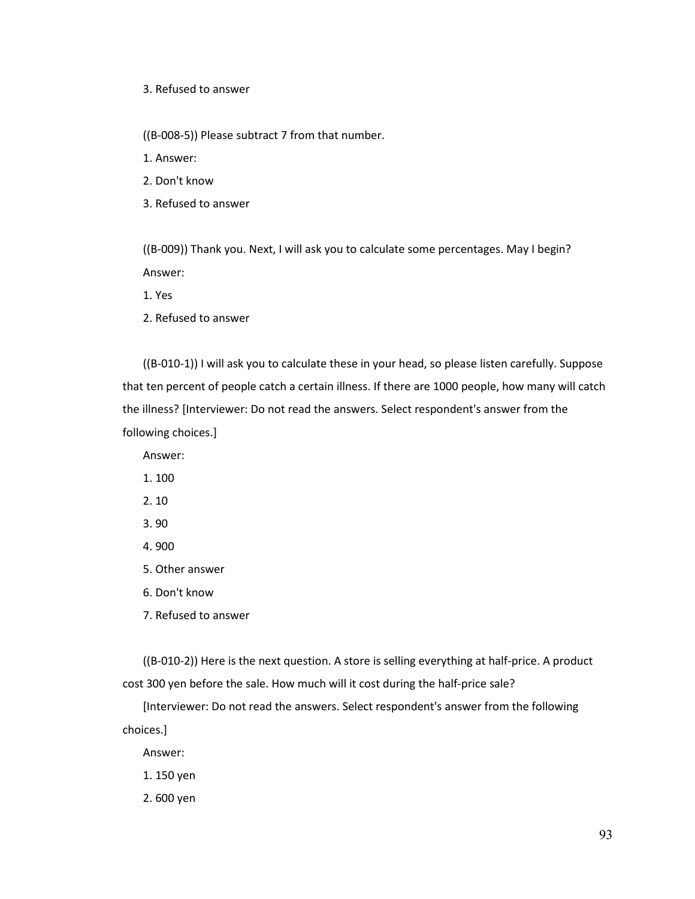3. Refused to answer

((B-008-5)) Please subtract 7 from that number.

1. Answer:

2. Don't know

3. Refused to answer

((B-009)) Thank you. Next, I will ask you to calculate some percentages. May I begin?

Answer:

1. Yes

2. Refused to answer

((B-010-1)) I will ask you to calculate these in your head, so please listen carefully. Suppose that ten percent of people catch a certain illness. If there are 1000 people, how many will catch the illness? [Interviewer: Do not read the answers. Select respondent's answer from the following choices.]

Answer:

1. 100

2. 10

3. 90

4. 900

5. Other answer

6. Don't know

7. Refused to answer

((B-010-2)) Here is the next question. A store is selling everything at half-price. A product cost 300 yen before the sale. How much will it cost during the half-price sale?

[Interviewer: Do not read the answers. Select respondent's answer from the following choices.]

Answer:

1. 150 yen

2. 600 yen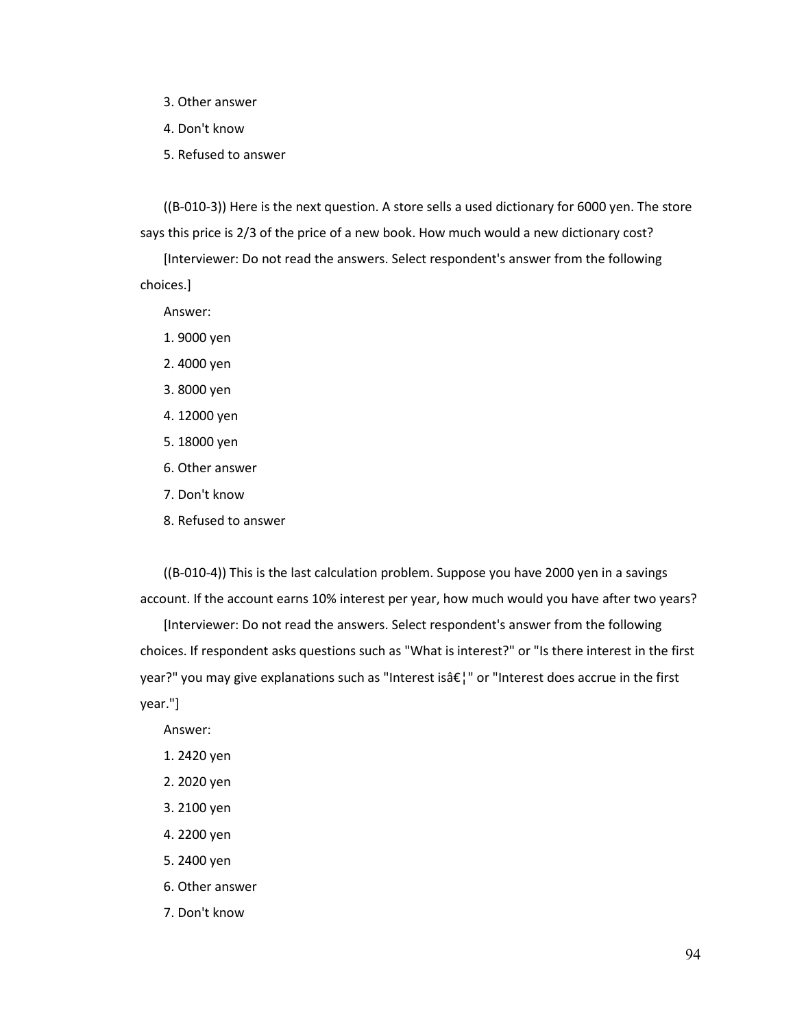3. Other answer

4. Don't know

5. Refused to answer

((B-010-3)) Here is the next question. A store sells a used dictionary for 6000 yen. The store says this price is 2/3 of the price of a new book. How much would a new dictionary cost?

[Interviewer: Do not read the answers. Select respondent's answer from the following choices.]

Answer:

1. 9000 yen
2. 4000 yen
3. 8000 yen
4. 12000 yen
5. 18000 yen
6. Other answer
7. Don't know
8. Refused to answer

((B-010-4)) This is the last calculation problem. Suppose you have 2000 yen in a savings account. If the account earns 10% interest per year, how much would you have after two years?

[Interviewer: Do not read the answers. Select respondent's answer from the following choices. If respondent asks questions such as "What is interest?" or "Is there interest in the first year?" you may give explanations such as "Interest isâ€¦" or "Interest does accrue in the first year."]

Answer:

1. 2420 yen
2. 2020 yen
3. 2100 yen
4. 2200 yen
5. 2400 yen
6. Other answer
7. Don't know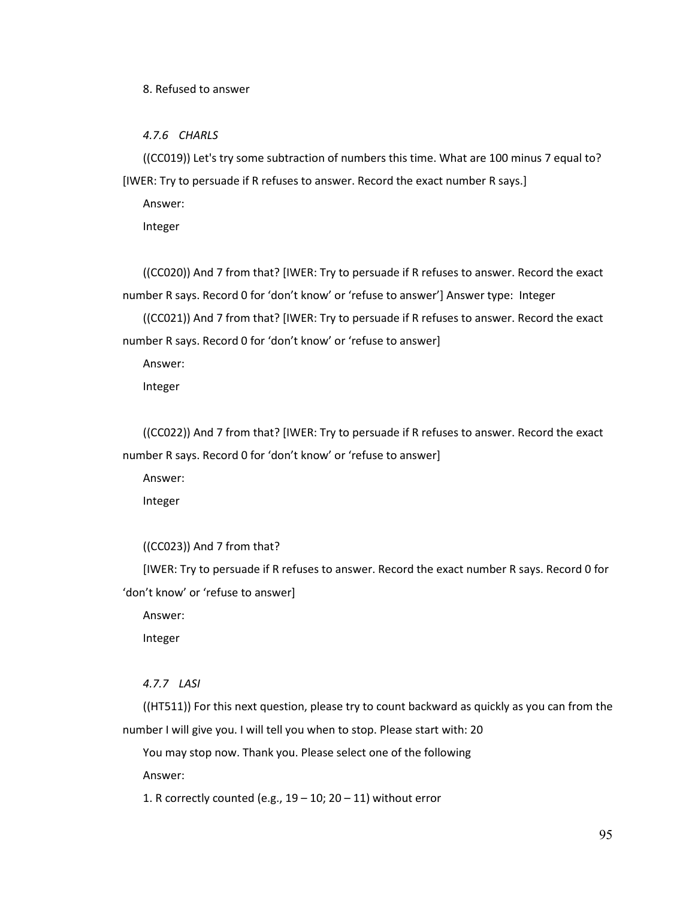8. Refused to answer

### *4.7.6 CHARLS*

((CC019)) Let's try some subtraction of numbers this time. What are 100 minus 7 equal to? [IWER: Try to persuade if R refuses to answer. Record the exact number R says.]

Answer:

Integer

((CC020)) And 7 from that? [IWER: Try to persuade if R refuses to answer. Record the exact number R says. Record 0 for 'don't know' or 'refuse to answer'] Answer type: Integer

((CC021)) And 7 from that? [IWER: Try to persuade if R refuses to answer. Record the exact number R says. Record 0 for 'don't know' or 'refuse to answer]

Answer:

Integer

((CC022)) And 7 from that? [IWER: Try to persuade if R refuses to answer. Record the exact number R says. Record 0 for 'don't know' or 'refuse to answer]

Answer:

Integer

((CC023)) And 7 from that?

[IWER: Try to persuade if R refuses to answer. Record the exact number R says. Record 0 for 'don't know' or 'refuse to answer]

Answer:

Integer

### *4.7.7 LASI*

((HT511)) For this next question, please try to count backward as quickly as you can from the number I will give you. I will tell you when to stop. Please start with: 20

You may stop now. Thank you. Please select one of the following

Answer:

1. R correctly counted (e.g., 19 – 10; 20 – 11) without error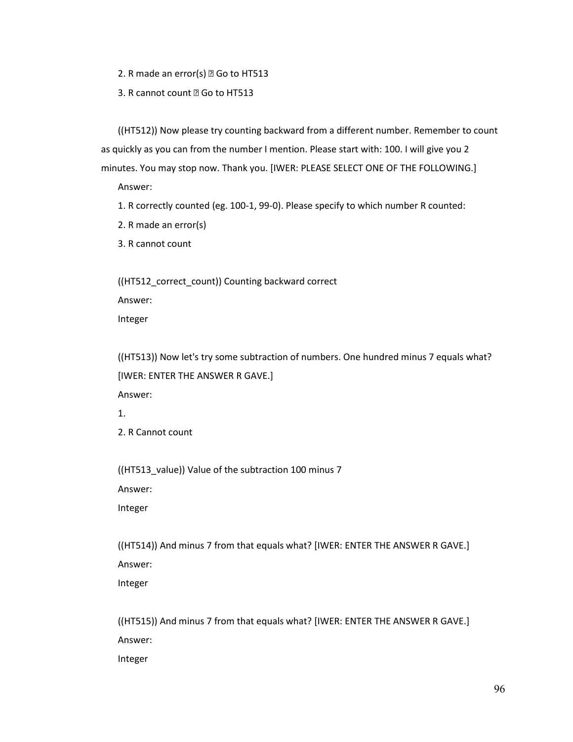2. R made an error(s) ⍰ Go to HT513

3. R cannot count ⍰ Go to HT513

((HT512)) Now please try counting backward from a different number. Remember to count as quickly as you can from the number I mention. Please start with: 100. I will give you 2 minutes. You may stop now. Thank you. [IWER: PLEASE SELECT ONE OF THE FOLLOWING.]

Answer:

1. R correctly counted (eg. 100-1, 99-0). Please specify to which number R counted:
2. R made an error(s)
3. R cannot count

((HT512_correct_count)) Counting backward correct

Answer:

Integer

((HT513)) Now let's try some subtraction of numbers. One hundred minus 7 equals what? [IWER: ENTER THE ANSWER R GAVE.]

Answer:

1. 
2. R Cannot count

((HT513_value)) Value of the subtraction 100 minus 7

Answer:

Integer

((HT514)) And minus 7 from that equals what? [IWER: ENTER THE ANSWER R GAVE.]

Answer:

Integer

((HT515)) And minus 7 from that equals what? [IWER: ENTER THE ANSWER R GAVE.]

Answer:

Integer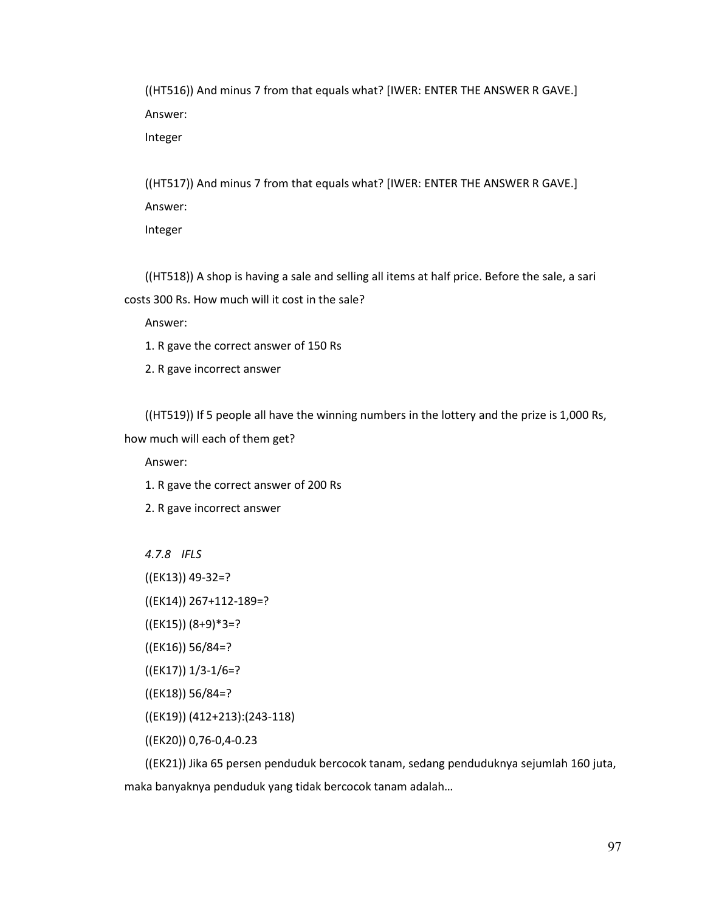((HT516)) And minus 7 from that equals what? [IWER: ENTER THE ANSWER R GAVE.]

Answer:

Integer

((HT517)) And minus 7 from that equals what? [IWER: ENTER THE ANSWER R GAVE.]

Answer:

Integer

((HT518)) A shop is having a sale and selling all items at half price. Before the sale, a sari costs 300 Rs. How much will it cost in the sale?

Answer:

1. R gave the correct answer of 150 Rs
2. R gave incorrect answer

((HT519)) If 5 people all have the winning numbers in the lottery and the prize is 1,000 Rs, how much will each of them get?

Answer:

1. R gave the correct answer of 200 Rs
2. R gave incorrect answer

### *4.7.8 IFLS*

((EK13)) 49-32=?

((EK14)) 267+112-189=?

((EK15)) (8+9)*3=?

((EK16)) 56/84=?

((EK17)) 1/3-1/6=?

((EK18)) 56/84=?

((EK19)) (412+213):(243-118)

((EK20)) 0,76-0,4-0.23

((EK21)) Jika 65 persen penduduk bercocok tanam, sedang penduduknya sejumlah 160 juta, maka banyaknya penduduk yang tidak bercocok tanam adalah…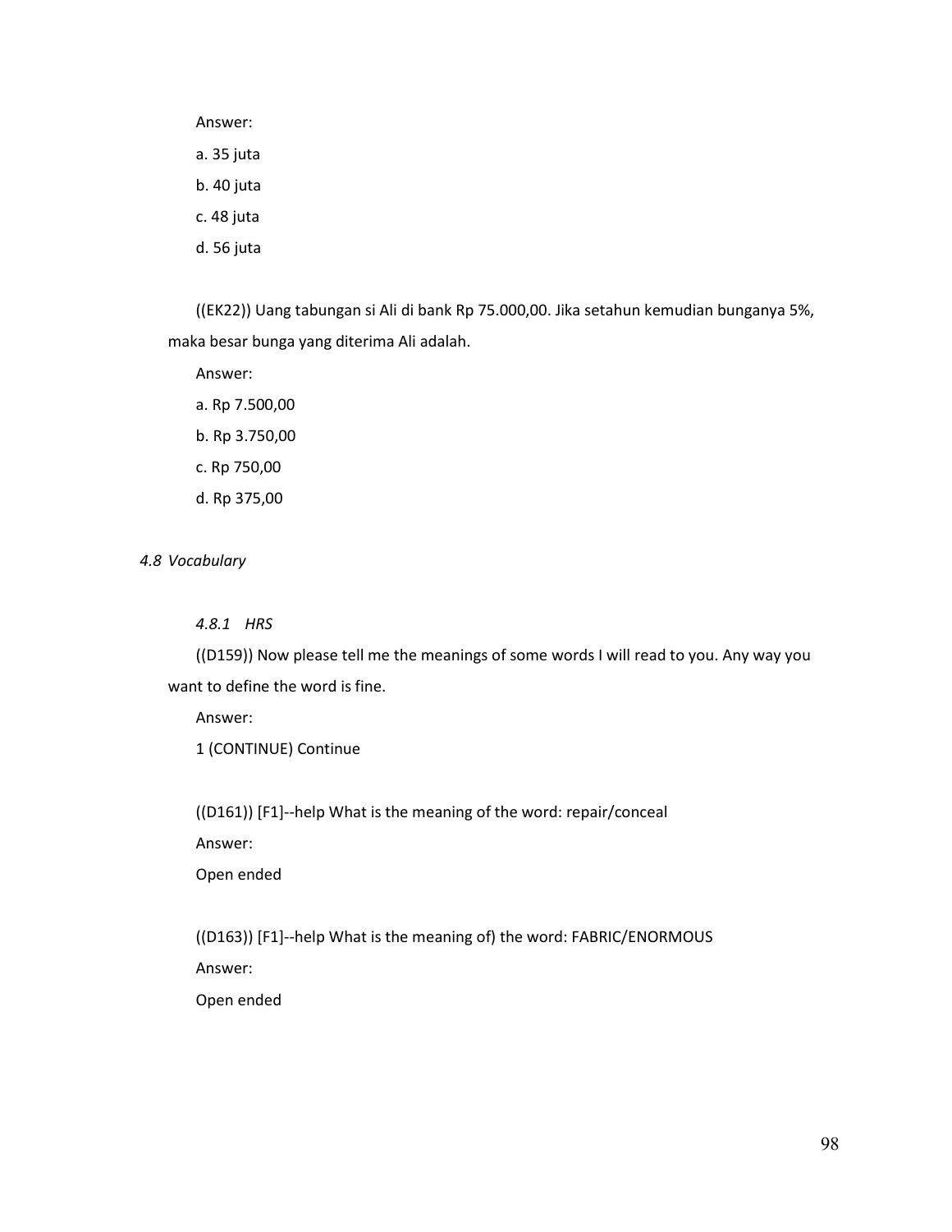Answer:

a. 35 juta

b. 40 juta

c. 48 juta

d. 56 juta

((EK22)) Uang tabungan si Ali di bank Rp 75.000,00. Jika setahun kemudian bunganya 5%, maka besar bunga yang diterima Ali adalah.

Answer:

a. Rp 7.500,00

b. Rp 3.750,00

c. Rp 750,00

d. Rp 375,00

### *4.8 Vocabulary*

#### *4.8.1 HRS*

((D159)) Now please tell me the meanings of some words I will read to you. Any way you want to define the word is fine.

Answer:

1 (CONTINUE) Continue

((D161)) [F1]--help What is the meaning of the word: repair/conceal

Answer:

Open ended

((D163)) [F1]--help What is the meaning of) the word: FABRIC/ENORMOUS

Answer:

Open ended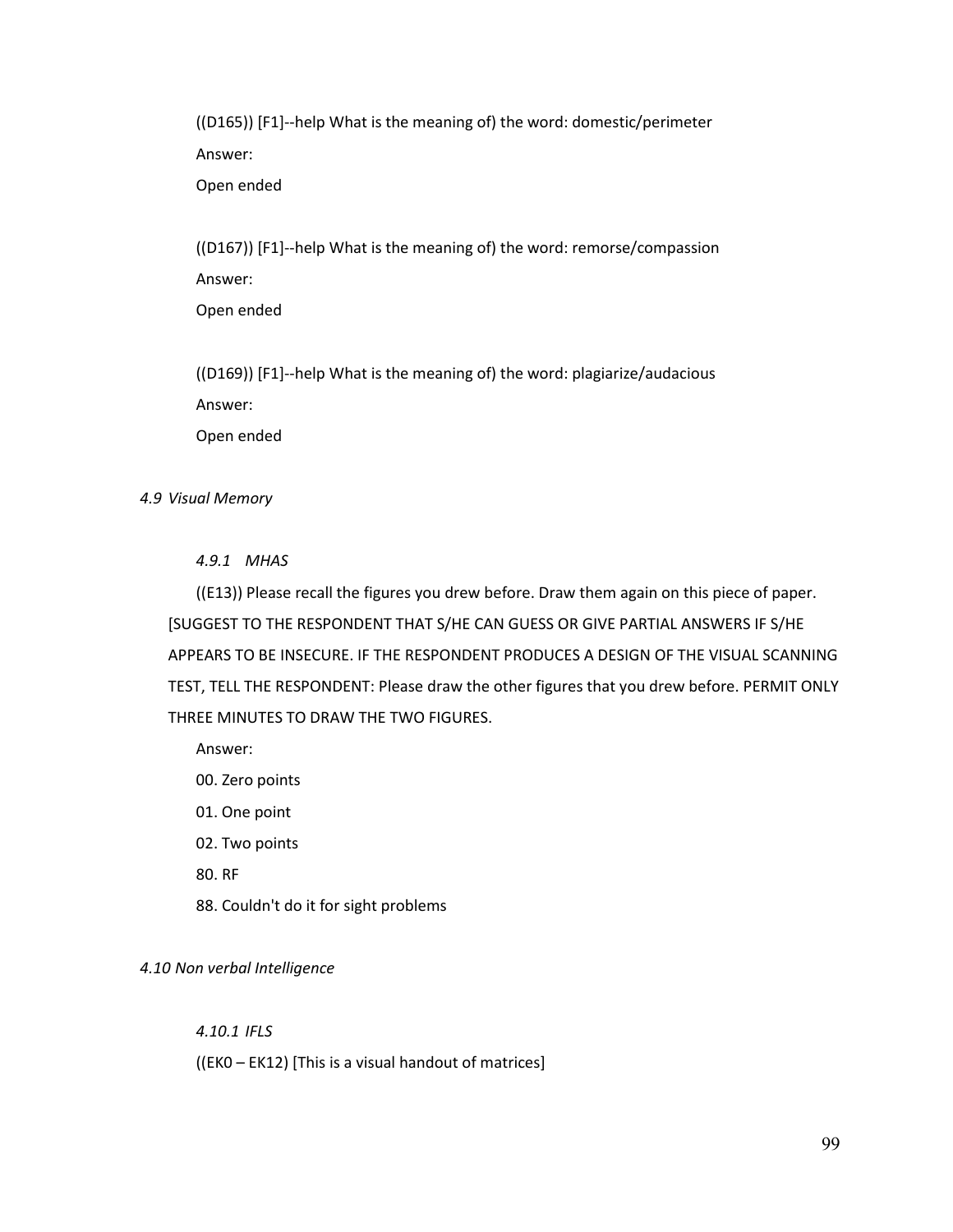((D165)) [F1]--help What is the meaning of) the word: domestic/perimeter

Answer:

Open ended

((D167)) [F1]--help What is the meaning of) the word: remorse/compassion

Answer:

Open ended

((D169)) [F1]--help What is the meaning of) the word: plagiarize/audacious

Answer:

Open ended

### *4.9 Visual Memory*

#### *4.9.1 MHAS*

((E13)) Please recall the figures you drew before. Draw them again on this piece of paper. [SUGGEST TO THE RESPONDENT THAT S/HE CAN GUESS OR GIVE PARTIAL ANSWERS IF S/HE APPEARS TO BE INSECURE. IF THE RESPONDENT PRODUCES A DESIGN OF THE VISUAL SCANNING TEST, TELL THE RESPONDENT: Please draw the other figures that you drew before. PERMIT ONLY THREE MINUTES TO DRAW THE TWO FIGURES.

Answer:

00. Zero points

01. One point

02. Two points

80. RF

88. Couldn't do it for sight problems

### *4.10 Non verbal Intelligence*

#### *4.10.1 IFLS*

((EK0 – EK12) [This is a visual handout of matrices]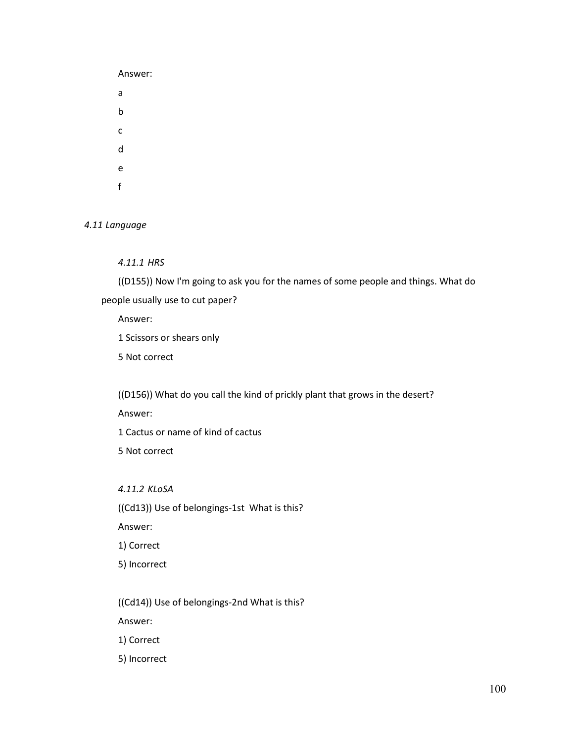Answer:

a

b

c

d

e

f

*4.11 Language*

*4.11.1 HRS*

((D155)) Now I'm going to ask you for the names of some people and things. What do people usually use to cut paper?

Answer:

1 Scissors or shears only

5 Not correct

((D156)) What do you call the kind of prickly plant that grows in the desert?

Answer:

1 Cactus or name of kind of cactus

5 Not correct

*4.11.2 KLoSA*

((Cd13)) Use of belongings-1st What is this?

Answer:

1) Correct

5) Incorrect

((Cd14)) Use of belongings-2nd What is this?

Answer:

1) Correct

5) Incorrect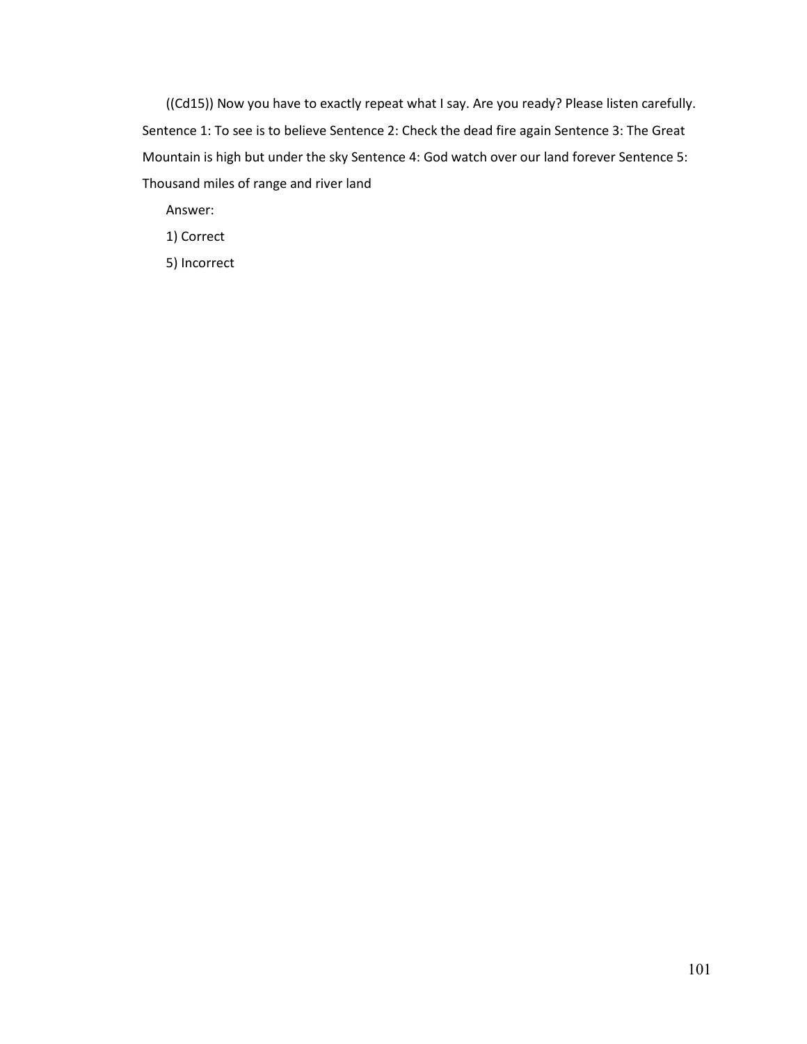((Cd15)) Now you have to exactly repeat what I say. Are you ready? Please listen carefully. Sentence 1: To see is to believe Sentence 2: Check the dead fire again Sentence 3: The Great Mountain is high but under the sky Sentence 4: God watch over our land forever Sentence 5: Thousand miles of range and river land

Answer:

1) Correct

5) Incorrect